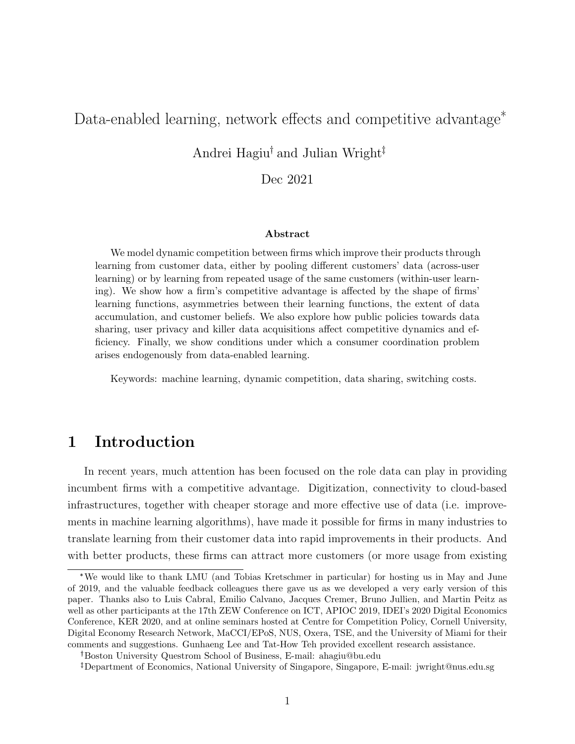# Data-enabled learning, network effects and competitive advantage*

Andrei Hagiu† and Julian Wright‡

Dec 2021

### Abstract

We model dynamic competition between firms which improve their products through learning from customer data, either by pooling different customers' data (across-user learning) or by learning from repeated usage of the same customers (within-user learning). We show how a firm's competitive advantage is affected by the shape of firms' learning functions, asymmetries between their learning functions, the extent of data accumulation, and customer beliefs. We also explore how public policies towards data sharing, user privacy and killer data acquisitions affect competitive dynamics and efficiency. Finally, we show conditions under which a consumer coordination problem arises endogenously from data-enabled learning.

Keywords: machine learning, dynamic competition, data sharing, switching costs.

## 1 Introduction

In recent years, much attention has been focused on the role data can play in providing incumbent firms with a competitive advantage. Digitization, connectivity to cloud-based infrastructures, together with cheaper storage and more effective use of data (i.e. improvements in machine learning algorithms), have made it possible for firms in many industries to translate learning from their customer data into rapid improvements in their products. And with better products, these firms can attract more customers (or more usage from existing

---

*We would like to thank LMU (and Tobias Kretschmer in particular) for hosting us in May and June of 2019, and the valuable feedback colleagues there gave us as we developed a very early version of this paper. Thanks also to Luis Cabral, Emilio Calvano, Jacques Cremer, Bruno Jullien, and Martin Peitz as well as other participants at the 17th ZEW Conference on ICT, APIOC 2019, IDEI's 2020 Digital Economics Conference, KER 2020, and at online seminars hosted at Centre for Competition Policy, Cornell University, Digital Economy Research Network, MaCCI/EPoS, NUS, Oxera, TSE, and the University of Miami for their comments and suggestions. Gunhaeng Lee and Tat-How Teh provided excellent research assistance.

†Boston University Questrom School of Business, E-mail: ahagiu@bu.edu

‡Department of Economics, National University of Singapore, Singapore, E-mail: jwright@nus.edu.sg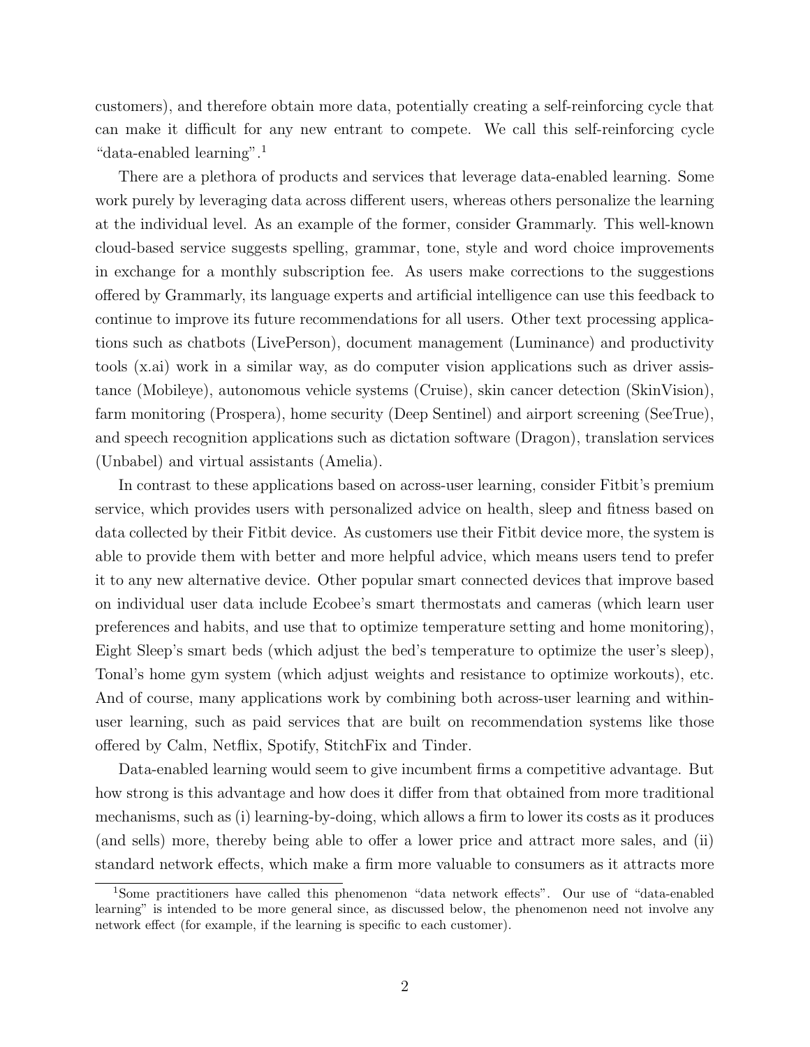customers), and therefore obtain more data, potentially creating a self-reinforcing cycle that can make it difficult for any new entrant to compete. We call this self-reinforcing cycle "data-enabled learning".[1]

There are a plethora of products and services that leverage data-enabled learning. Some work purely by leveraging data across different users, whereas others personalize the learning at the individual level. As an example of the former, consider Grammarly. This well-known cloud-based service suggests spelling, grammar, tone, style and word choice improvements in exchange for a monthly subscription fee. As users make corrections to the suggestions offered by Grammarly, its language experts and artificial intelligence can use this feedback to continue to improve its future recommendations for all users. Other text processing applications such as chatbots (LivePerson), document management (Luminance) and productivity tools (x.ai) work in a similar way, as do computer vision applications such as driver assistance (Mobileye), autonomous vehicle systems (Cruise), skin cancer detection (SkinVision), farm monitoring (Prospera), home security (Deep Sentinel) and airport screening (SeeTrue), and speech recognition applications such as dictation software (Dragon), translation services (Unbabel) and virtual assistants (Amelia).

In contrast to these applications based on across-user learning, consider Fitbit's premium service, which provides users with personalized advice on health, sleep and fitness based on data collected by their Fitbit device. As customers use their Fitbit device more, the system is able to provide them with better and more helpful advice, which means users tend to prefer it to any new alternative device. Other popular smart connected devices that improve based on individual user data include Ecobee's smart thermostats and cameras (which learn user preferences and habits, and use that to optimize temperature setting and home monitoring), Eight Sleep's smart beds (which adjust the bed's temperature to optimize the user's sleep), Tonal's home gym system (which adjust weights and resistance to optimize workouts), etc. And of course, many applications work by combining both across-user learning and within-user learning, such as paid services that are built on recommendation systems like those offered by Calm, Netflix, Spotify, StitchFix and Tinder.

Data-enabled learning would seem to give incumbent firms a competitive advantage. But how strong is this advantage and how does it differ from that obtained from more traditional mechanisms, such as (i) learning-by-doing, which allows a firm to lower its costs as it produces (and sells) more, thereby being able to offer a lower price and attract more sales, and (ii) standard network effects, which make a firm more valuable to consumers as it attracts more

[1] Some practitioners have called this phenomenon "data network effects". Our use of "data-enabled learning" is intended to be more general since, as discussed below, the phenomenon need not involve any network effect (for example, if the learning is specific to each customer).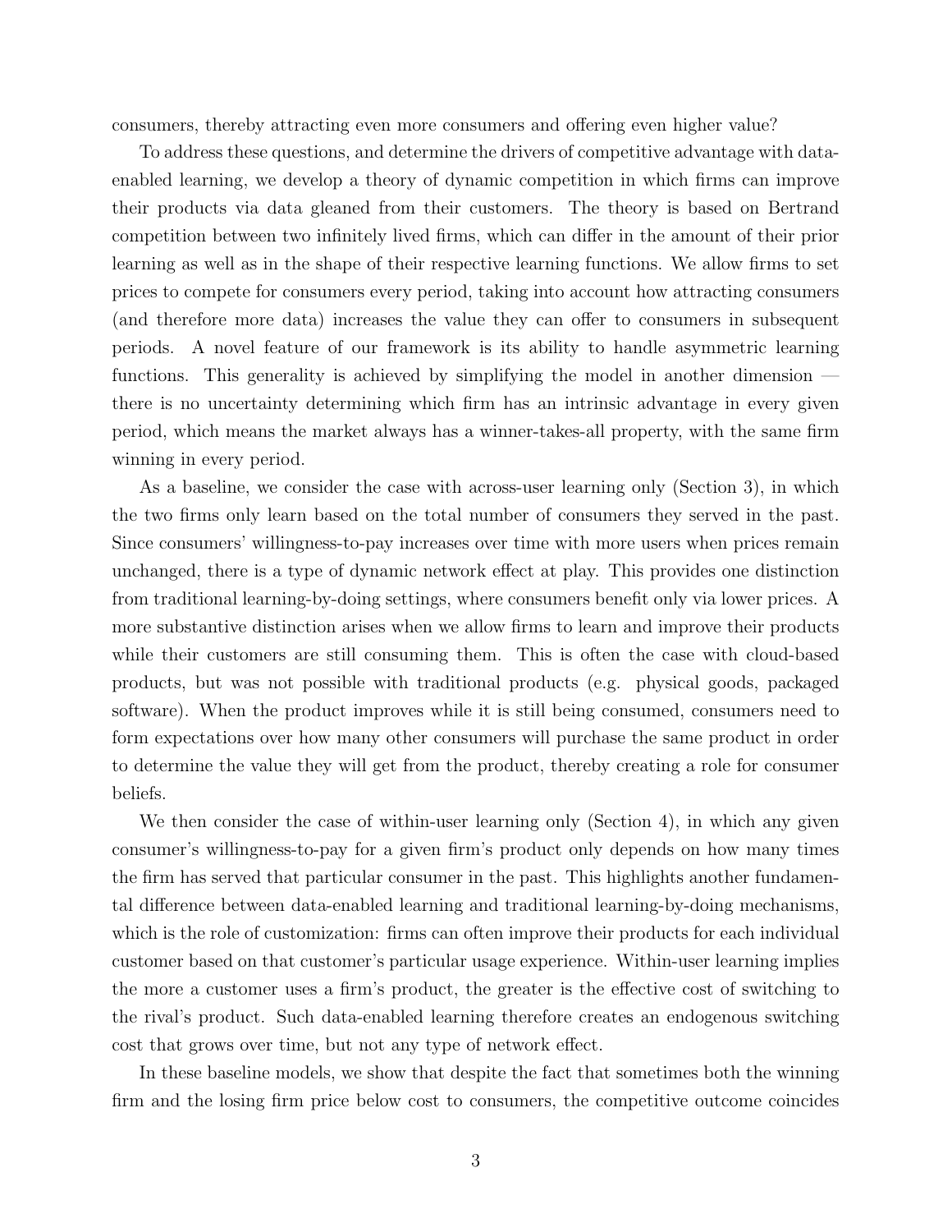consumers, thereby attracting even more consumers and offering even higher value?

To address these questions, and determine the drivers of competitive advantage with data-enabled learning, we develop a theory of dynamic competition in which firms can improve their products via data gleaned from their customers. The theory is based on Bertrand competition between two infinitely lived firms, which can differ in the amount of their prior learning as well as in the shape of their respective learning functions. We allow firms to set prices to compete for consumers every period, taking into account how attracting consumers (and therefore more data) increases the value they can offer to consumers in subsequent periods. A novel feature of our framework is its ability to handle asymmetric learning functions. This generality is achieved by simplifying the model in another dimension — there is no uncertainty determining which firm has an intrinsic advantage in every given period, which means the market always has a winner-takes-all property, with the same firm winning in every period.

As a baseline, we consider the case with across-user learning only (Section 3), in which the two firms only learn based on the total number of consumers they served in the past. Since consumers' willingness-to-pay increases over time with more users when prices remain unchanged, there is a type of dynamic network effect at play. This provides one distinction from traditional learning-by-doing settings, where consumers benefit only via lower prices. A more substantive distinction arises when we allow firms to learn and improve their products while their customers are still consuming them. This is often the case with cloud-based products, but was not possible with traditional products (e.g. physical goods, packaged software). When the product improves while it is still being consumed, consumers need to form expectations over how many other consumers will purchase the same product in order to determine the value they will get from the product, thereby creating a role for consumer beliefs.

We then consider the case of within-user learning only (Section 4), in which any given consumer's willingness-to-pay for a given firm's product only depends on how many times the firm has served that particular consumer in the past. This highlights another fundamental difference between data-enabled learning and traditional learning-by-doing mechanisms, which is the role of customization: firms can often improve their products for each individual customer based on that customer's particular usage experience. Within-user learning implies the more a customer uses a firm's product, the greater is the effective cost of switching to the rival's product. Such data-enabled learning therefore creates an endogenous switching cost that grows over time, but not any type of network effect.

In these baseline models, we show that despite the fact that sometimes both the winning firm and the losing firm price below cost to consumers, the competitive outcome coincides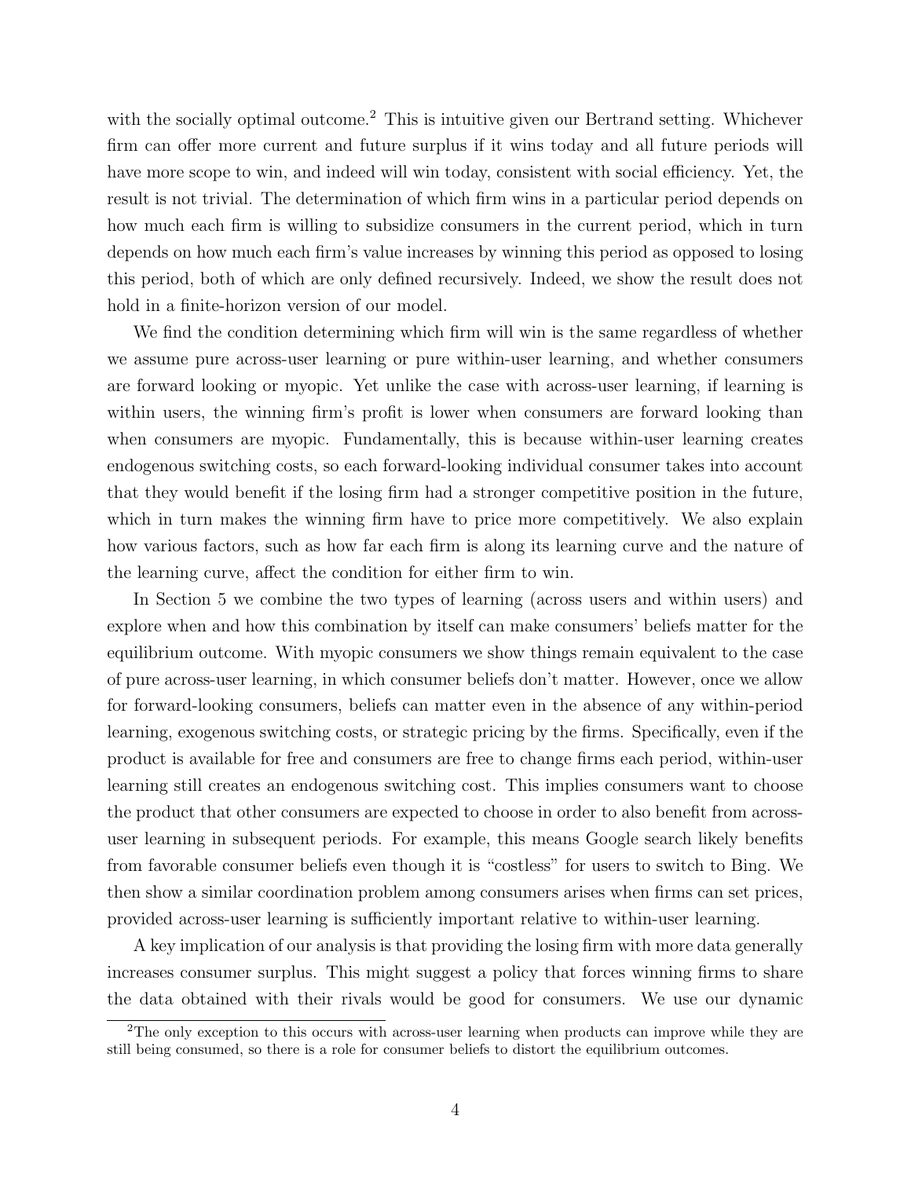with the socially optimal outcome.[2] This is intuitive given our Bertrand setting. Whichever firm can offer more current and future surplus if it wins today and all future periods will have more scope to win, and indeed will win today, consistent with social efficiency. Yet, the result is not trivial. The determination of which firm wins in a particular period depends on how much each firm is willing to subsidize consumers in the current period, which in turn depends on how much each firm's value increases by winning this period as opposed to losing this period, both of which are only defined recursively. Indeed, we show the result does not hold in a finite-horizon version of our model.

We find the condition determining which firm will win is the same regardless of whether we assume pure across-user learning or pure within-user learning, and whether consumers are forward looking or myopic. Yet unlike the case with across-user learning, if learning is within users, the winning firm's profit is lower when consumers are forward looking than when consumers are myopic. Fundamentally, this is because within-user learning creates endogenous switching costs, so each forward-looking individual consumer takes into account that they would benefit if the losing firm had a stronger competitive position in the future, which in turn makes the winning firm have to price more competitively. We also explain how various factors, such as how far each firm is along its learning curve and the nature of the learning curve, affect the condition for either firm to win.

In Section 5 we combine the two types of learning (across users and within users) and explore when and how this combination by itself can make consumers' beliefs matter for the equilibrium outcome. With myopic consumers we show things remain equivalent to the case of pure across-user learning, in which consumer beliefs don't matter. However, once we allow for forward-looking consumers, beliefs can matter even in the absence of any within-period learning, exogenous switching costs, or strategic pricing by the firms. Specifically, even if the product is available for free and consumers are free to change firms each period, within-user learning still creates an endogenous switching cost. This implies consumers want to choose the product that other consumers are expected to choose in order to also benefit from across-user learning in subsequent periods. For example, this means Google search likely benefits from favorable consumer beliefs even though it is "costless" for users to switch to Bing. We then show a similar coordination problem among consumers arises when firms can set prices, provided across-user learning is sufficiently important relative to within-user learning.

A key implication of our analysis is that providing the losing firm with more data generally increases consumer surplus. This might suggest a policy that forces winning firms to share the data obtained with their rivals would be good for consumers. We use our dynamic

[2] The only exception to this occurs with across-user learning when products can improve while they are still being consumed, so there is a role for consumer beliefs to distort the equilibrium outcomes.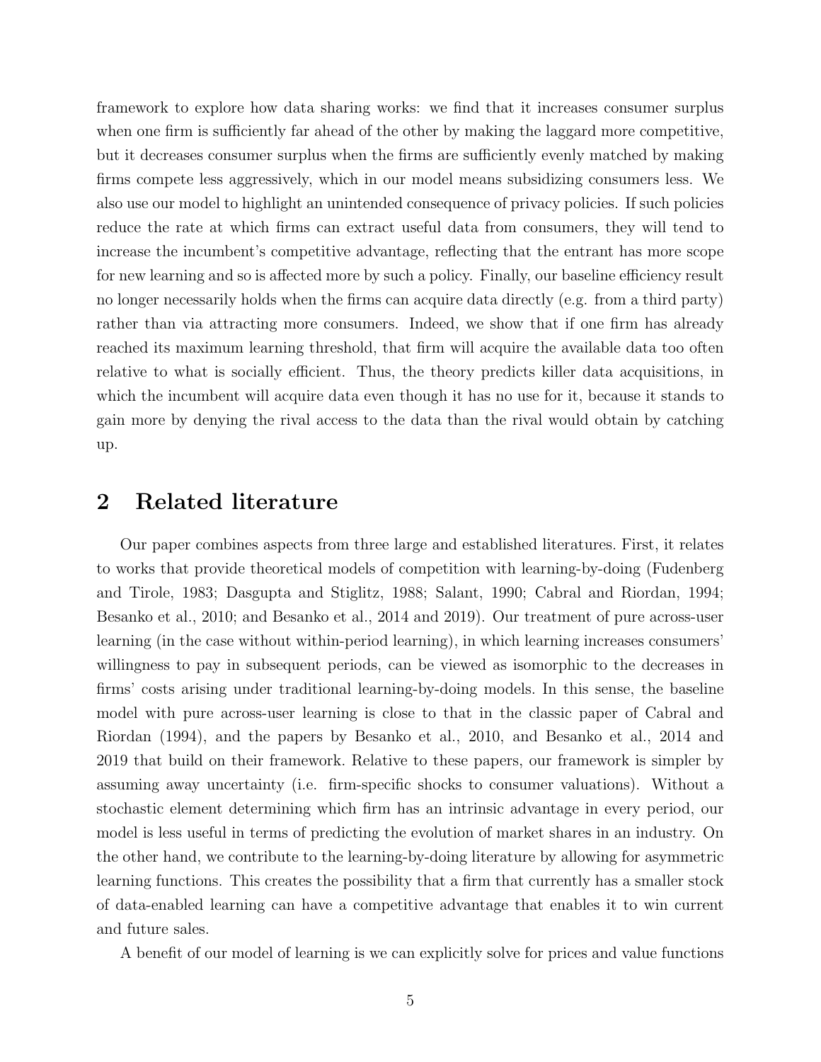framework to explore how data sharing works: we find that it increases consumer surplus when one firm is sufficiently far ahead of the other by making the laggard more competitive, but it decreases consumer surplus when the firms are sufficiently evenly matched by making firms compete less aggressively, which in our model means subsidizing consumers less. We also use our model to highlight an unintended consequence of privacy policies. If such policies reduce the rate at which firms can extract useful data from consumers, they will tend to increase the incumbent's competitive advantage, reflecting that the entrant has more scope for new learning and so is affected more by such a policy. Finally, our baseline efficiency result no longer necessarily holds when the firms can acquire data directly (e.g. from a third party) rather than via attracting more consumers. Indeed, we show that if one firm has already reached its maximum learning threshold, that firm will acquire the available data too often relative to what is socially efficient. Thus, the theory predicts killer data acquisitions, in which the incumbent will acquire data even though it has no use for it, because it stands to gain more by denying the rival access to the data than the rival would obtain by catching up.

## 2 Related literature

Our paper combines aspects from three large and established literatures. First, it relates to works that provide theoretical models of competition with learning-by-doing (Fudenberg and Tirole, 1983; Dasgupta and Stiglitz, 1988; Salant, 1990; Cabral and Riordan, 1994; Besanko et al., 2010; and Besanko et al., 2014 and 2019). Our treatment of pure across-user learning (in the case without within-period learning), in which learning increases consumers' willingness to pay in subsequent periods, can be viewed as isomorphic to the decreases in firms' costs arising under traditional learning-by-doing models. In this sense, the baseline model with pure across-user learning is close to that in the classic paper of Cabral and Riordan (1994), and the papers by Besanko et al., 2010, and Besanko et al., 2014 and 2019 that build on their framework. Relative to these papers, our framework is simpler by assuming away uncertainty (i.e. firm-specific shocks to consumer valuations). Without a stochastic element determining which firm has an intrinsic advantage in every period, our model is less useful in terms of predicting the evolution of market shares in an industry. On the other hand, we contribute to the learning-by-doing literature by allowing for asymmetric learning functions. This creates the possibility that a firm that currently has a smaller stock of data-enabled learning can have a competitive advantage that enables it to win current and future sales.

A benefit of our model of learning is we can explicitly solve for prices and value functions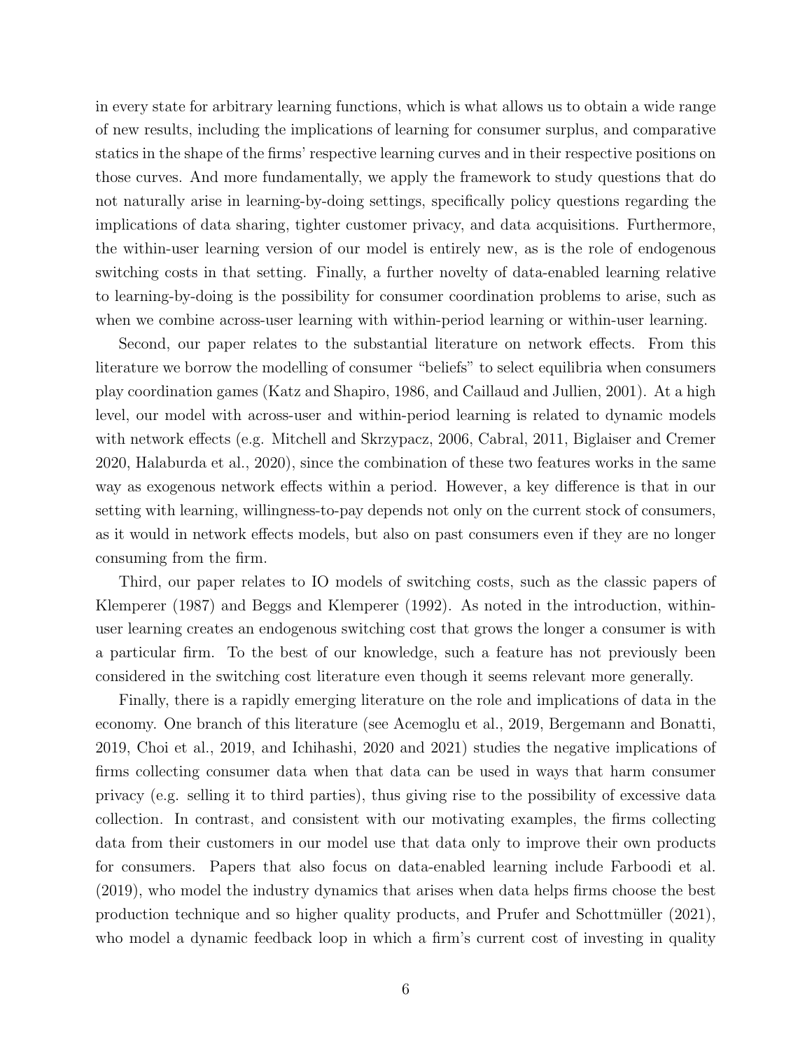in every state for arbitrary learning functions, which is what allows us to obtain a wide range of new results, including the implications of learning for consumer surplus, and comparative statics in the shape of the firms' respective learning curves and in their respective positions on those curves. And more fundamentally, we apply the framework to study questions that do not naturally arise in learning-by-doing settings, specifically policy questions regarding the implications of data sharing, tighter customer privacy, and data acquisitions. Furthermore, the within-user learning version of our model is entirely new, as is the role of endogenous switching costs in that setting. Finally, a further novelty of data-enabled learning relative to learning-by-doing is the possibility for consumer coordination problems to arise, such as when we combine across-user learning with within-period learning or within-user learning.

Second, our paper relates to the substantial literature on network effects. From this literature we borrow the modelling of consumer "beliefs" to select equilibria when consumers play coordination games (Katz and Shapiro, 1986, and Caillaud and Jullien, 2001). At a high level, our model with across-user and within-period learning is related to dynamic models with network effects (e.g. Mitchell and Skrzypacz, 2006, Cabral, 2011, Biglaiser and Cremer 2020, Halaburda et al., 2020), since the combination of these two features works in the same way as exogenous network effects within a period. However, a key difference is that in our setting with learning, willingness-to-pay depends not only on the current stock of consumers, as it would in network effects models, but also on past consumers even if they are no longer consuming from the firm.

Third, our paper relates to IO models of switching costs, such as the classic papers of Klemperer (1987) and Beggs and Klemperer (1992). As noted in the introduction, within-user learning creates an endogenous switching cost that grows the longer a consumer is with a particular firm. To the best of our knowledge, such a feature has not previously been considered in the switching cost literature even though it seems relevant more generally.

Finally, there is a rapidly emerging literature on the role and implications of data in the economy. One branch of this literature (see Acemoglu et al., 2019, Bergemann and Bonatti, 2019, Choi et al., 2019, and Ichihashi, 2020 and 2021) studies the negative implications of firms collecting consumer data when that data can be used in ways that harm consumer privacy (e.g. selling it to third parties), thus giving rise to the possibility of excessive data collection. In contrast, and consistent with our motivating examples, the firms collecting data from their customers in our model use that data only to improve their own products for consumers. Papers that also focus on data-enabled learning include Farboodi et al. (2019), who model the industry dynamics that arises when data helps firms choose the best production technique and so higher quality products, and Prufer and Schottmüller (2021), who model a dynamic feedback loop in which a firm's current cost of investing in quality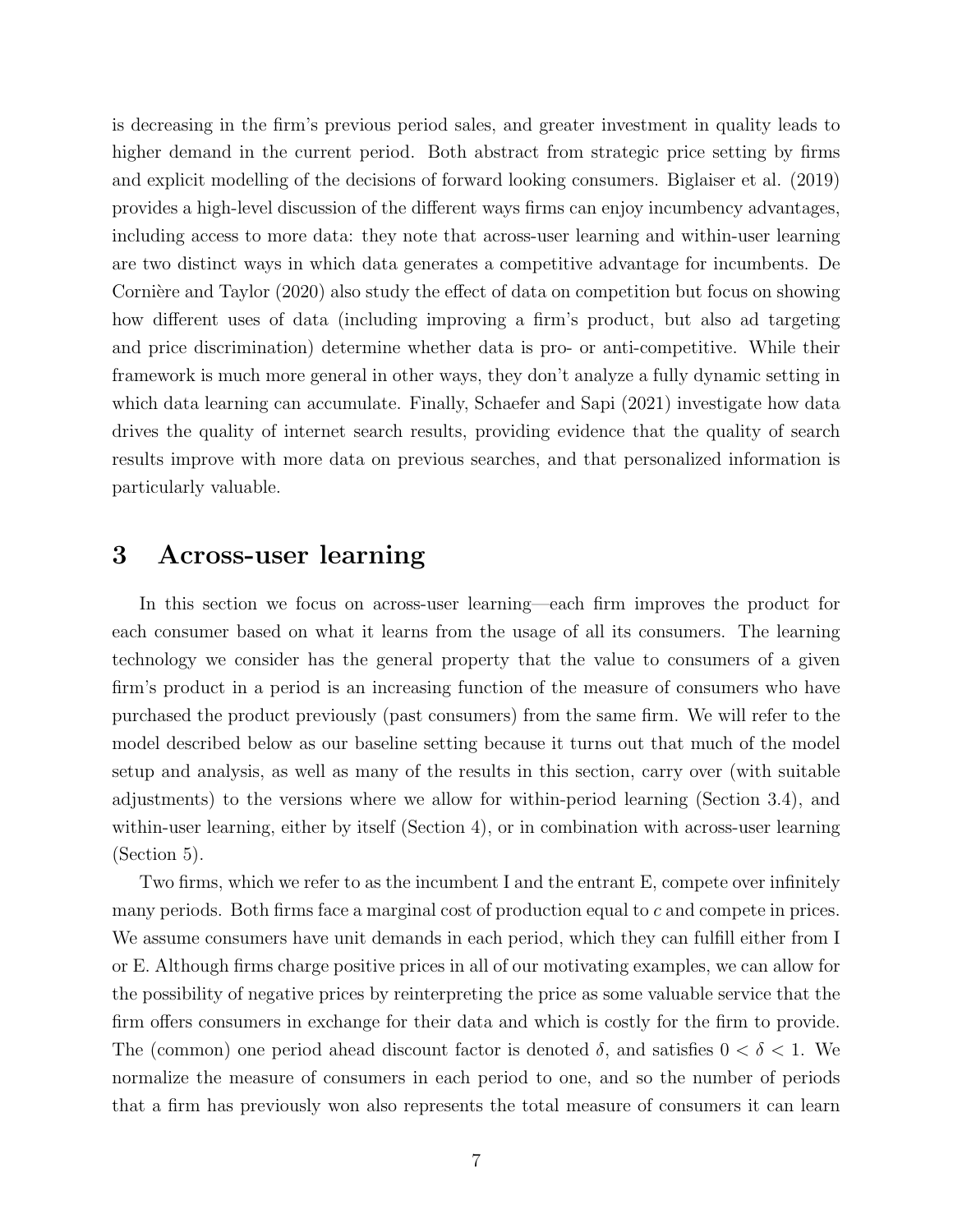is decreasing in the firm's previous period sales, and greater investment in quality leads to higher demand in the current period. Both abstract from strategic price setting by firms and explicit modelling of the decisions of forward looking consumers. Biglaiser et al. (2019) provides a high-level discussion of the different ways firms can enjoy incumbency advantages, including access to more data: they note that across-user learning and within-user learning are two distinct ways in which data generates a competitive advantage for incumbents. De Cornière and Taylor (2020) also study the effect of data on competition but focus on showing how different uses of data (including improving a firm's product, but also ad targeting and price discrimination) determine whether data is pro- or anti-competitive. While their framework is much more general in other ways, they don't analyze a fully dynamic setting in which data learning can accumulate. Finally, Schaefer and Sapi (2021) investigate how data drives the quality of internet search results, providing evidence that the quality of search results improve with more data on previous searches, and that personalized information is particularly valuable.

# 3 Across-user learning

In this section we focus on across-user learning—each firm improves the product for each consumer based on what it learns from the usage of all its consumers. The learning technology we consider has the general property that the value to consumers of a given firm's product in a period is an increasing function of the measure of consumers who have purchased the product previously (past consumers) from the same firm. We will refer to the model described below as our baseline setting because it turns out that much of the model setup and analysis, as well as many of the results in this section, carry over (with suitable adjustments) to the versions where we allow for within-period learning (Section 3.4), and within-user learning, either by itself (Section 4), or in combination with across-user learning (Section 5).

Two firms, which we refer to as the incumbent I and the entrant E, compete over infinitely many periods. Both firms face a marginal cost of production equal to $c$ and compete in prices. We assume consumers have unit demands in each period, which they can fulfill either from I or E. Although firms charge positive prices in all of our motivating examples, we can allow for the possibility of negative prices by reinterpreting the price as some valuable service that the firm offers consumers in exchange for their data and which is costly for the firm to provide. The (common) one period ahead discount factor is denoted $\delta$, and satisfies $0 < \delta < 1$. We normalize the measure of consumers in each period to one, and so the number of periods that a firm has previously won also represents the total measure of consumers it can learn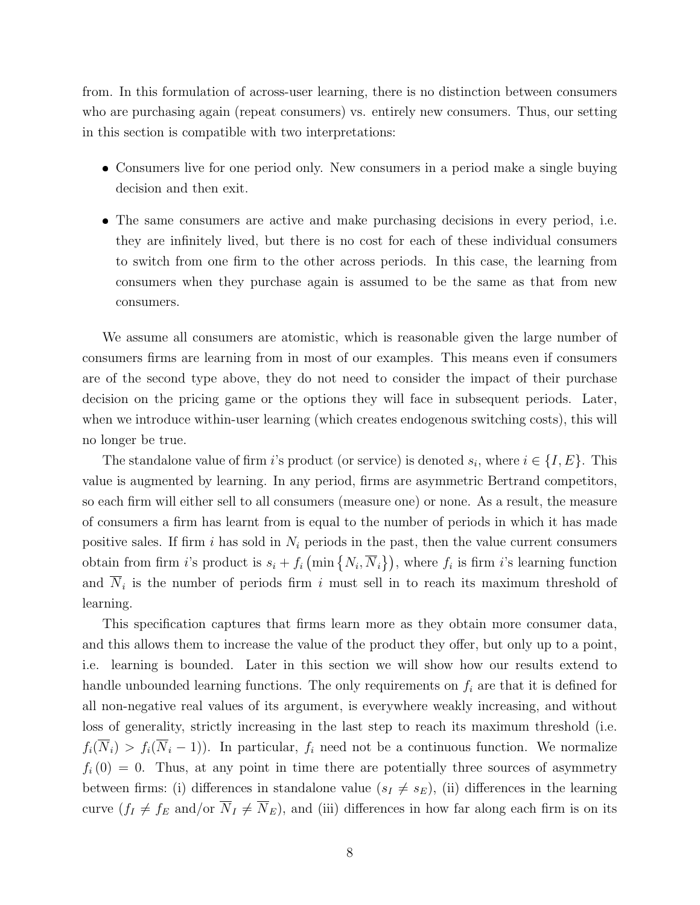from. In this formulation of across-user learning, there is no distinction between consumers who are purchasing again (repeat consumers) vs. entirely new consumers. Thus, our setting in this section is compatible with two interpretations:

- Consumers live for one period only. New consumers in a period make a single buying decision and then exit.
- The same consumers are active and make purchasing decisions in every period, i.e. they are infinitely lived, but there is no cost for each of these individual consumers to switch from one firm to the other across periods. In this case, the learning from consumers when they purchase again is assumed to be the same as that from new consumers.

We assume all consumers are atomistic, which is reasonable given the large number of consumers firms are learning from in most of our examples. This means even if consumers are of the second type above, they do not need to consider the impact of their purchase decision on the pricing game or the options they will face in subsequent periods. Later, when we introduce within-user learning (which creates endogenous switching costs), this will no longer be true.

The standalone value of firm $i$'s product (or service) is denoted $s_i$, where $i \in \{I, E\}$. This value is augmented by learning. In any period, firms are asymmetric Bertrand competitors, so each firm will either sell to all consumers (measure one) or none. As a result, the measure of consumers a firm has learnt from is equal to the number of periods in which it has made positive sales. If firm $i$ has sold in $N_i$ periods in the past, then the value current consumers obtain from firm $i$'s product is $s_i + f_i\left(\min\left\{N_i, \overline{N}_i\right\}\right)$, where $f_i$ is firm $i$'s learning function and $\overline{N}_i$ is the number of periods firm $i$ must sell in to reach its maximum threshold of learning.

This specification captures that firms learn more as they obtain more consumer data, and this allows them to increase the value of the product they offer, but only up to a point, i.e. learning is bounded. Later in this section we will show how our results extend to handle unbounded learning functions. The only requirements on $f_i$ are that it is defined for all non-negative real values of its argument, is everywhere weakly increasing, and without loss of generality, strictly increasing in the last step to reach its maximum threshold (i.e. $f_i(\overline{N}_i) > f_i(\overline{N}_i - 1)$). In particular, $f_i$ need not be a continuous function. We normalize $f_i(0) = 0$. Thus, at any point in time there are potentially three sources of asymmetry between firms: (i) differences in standalone value ($s_I \neq s_E$), (ii) differences in the learning curve ($f_I \neq f_E$ and/or $\overline{N}_I \neq \overline{N}_E$), and (iii) differences in how far along each firm is on its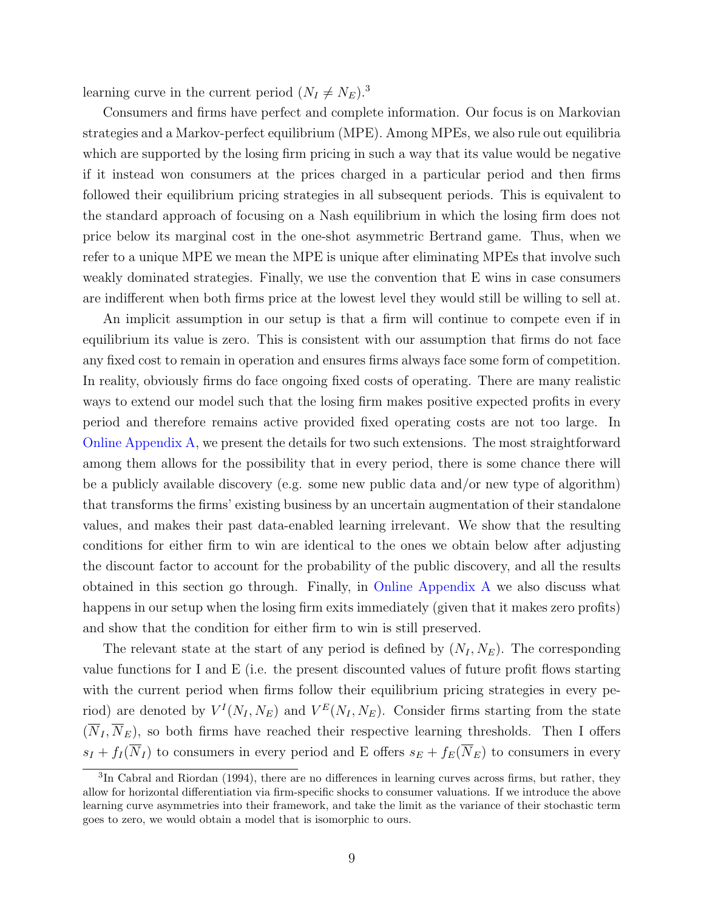learning curve in the current period ($N_I \neq N_E$).[3]

Consumers and firms have perfect and complete information. Our focus is on Markovian strategies and a Markov-perfect equilibrium (MPE). Among MPEs, we also rule out equilibria which are supported by the losing firm pricing in such a way that its value would be negative if it instead won consumers at the prices charged in a particular period and then firms followed their equilibrium pricing strategies in all subsequent periods. This is equivalent to the standard approach of focusing on a Nash equilibrium in which the losing firm does not price below its marginal cost in the one-shot asymmetric Bertrand game. Thus, when we refer to a unique MPE we mean the MPE is unique after eliminating MPEs that involve such weakly dominated strategies. Finally, we use the convention that E wins in case consumers are indifferent when both firms price at the lowest level they would still be willing to sell at.

An implicit assumption in our setup is that a firm will continue to compete even if in equilibrium its value is zero. This is consistent with our assumption that firms do not face any fixed cost to remain in operation and ensures firms always face some form of competition. In reality, obviously firms do face ongoing fixed costs of operating. There are many realistic ways to extend our model such that the losing firm makes positive expected profits in every period and therefore remains active provided fixed operating costs are not too large. In Online Appendix A, we present the details for two such extensions. The most straightforward among them allows for the possibility that in every period, there is some chance there will be a publicly available discovery (e.g. some new public data and/or new type of algorithm) that transforms the firms' existing business by an uncertain augmentation of their standalone values, and makes their past data-enabled learning irrelevant. We show that the resulting conditions for either firm to win are identical to the ones we obtain below after adjusting the discount factor to account for the probability of the public discovery, and all the results obtained in this section go through. Finally, in Online Appendix A we also discuss what happens in our setup when the losing firm exits immediately (given that it makes zero profits) and show that the condition for either firm to win is still preserved.

The relevant state at the start of any period is defined by $(N_I, N_E)$. The corresponding value functions for I and E (i.e. the present discounted values of future profit flows starting with the current period when firms follow their equilibrium pricing strategies in every period) are denoted by $V^I(N_I, N_E)$ and $V^E(N_I, N_E)$. Consider firms starting from the state $(\overline{N}_I, \overline{N}_E)$, so both firms have reached their respective learning thresholds. Then I offers $s_I + f_I(\overline{N}_I)$ to consumers in every period and E offers $s_E + f_E(\overline{N}_E)$ to consumers in every

[3] In Cabral and Riordan (1994), there are no differences in learning curves across firms, but rather, they allow for horizontal differentiation via firm-specific shocks to consumer valuations. If we introduce the above learning curve asymmetries into their framework, and take the limit as the variance of their stochastic term goes to zero, we would obtain a model that is isomorphic to ours.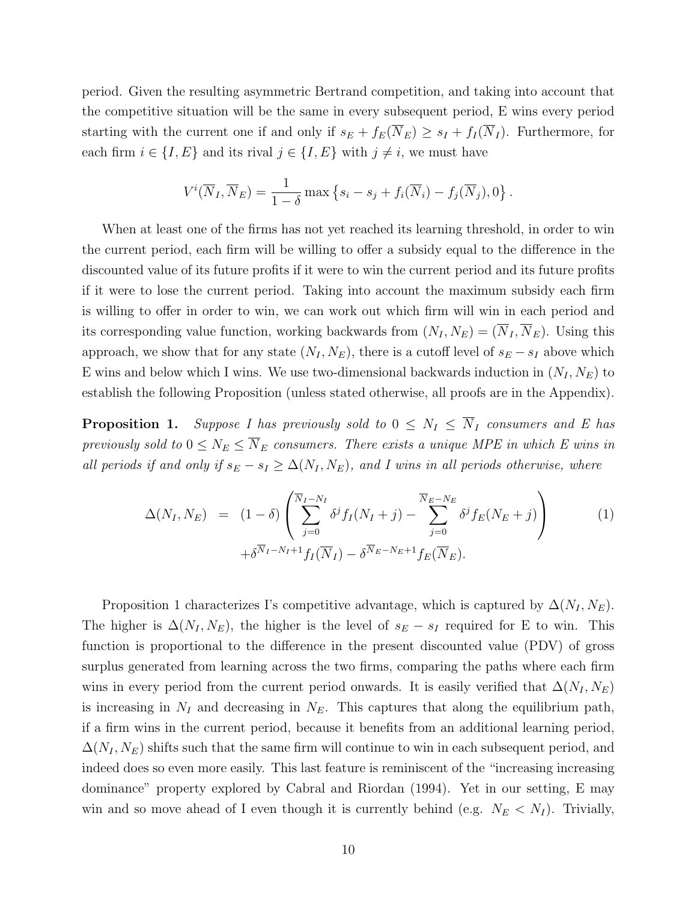period. Given the resulting asymmetric Bertrand competition, and taking into account that the competitive situation will be the same in every subsequent period, E wins every period starting with the current one if and only if $s_E + f_E(\overline{N}_E) \geq s_I + f_I(\overline{N}_I)$. Furthermore, for each firm $i \in \{I, E\}$ and its rival $j \in \{I, E\}$ with $j \neq i$, we must have

$$V^i(\overline{N}_I, \overline{N}_E) = \frac{1}{1-\delta} \max \left\{ s_i - s_j + f_i(\overline{N}_i) - f_j(\overline{N}_j), 0 \right\}.$$

When at least one of the firms has not yet reached its learning threshold, in order to win the current period, each firm will be willing to offer a subsidy equal to the difference in the discounted value of its future profits if it were to win the current period and its future profits if it were to lose the current period. Taking into account the maximum subsidy each firm is willing to offer in order to win, we can work out which firm will win in each period and its corresponding value function, working backwards from $(N_I, N_E) = (\overline{N}_I, \overline{N}_E)$. Using this approach, we show that for any state $(N_I, N_E)$, there is a cutoff level of $s_E - s_I$ above which E wins and below which I wins. We use two-dimensional backwards induction in $(N_I, N_E)$ to establish the following Proposition (unless stated otherwise, all proofs are in the Appendix).

**Proposition 1.** *Suppose I has previously sold to $0 \leq N_I \leq \overline{N}_I$ consumers and E has previously sold to $0 \leq N_E \leq \overline{N}_E$ consumers. There exists a unique MPE in which E wins in all periods if and only if $s_E - s_I \geq \Delta(N_I, N_E)$, and I wins in all periods otherwise, where*

$$\begin{aligned}
\Delta(N_I, N_E) \;&=\; (1-\delta)\left( \sum_{j=0}^{\overline{N}_I - N_I} \delta^j f_I(N_I + j) - \sum_{j=0}^{\overline{N}_E - N_E} \delta^j f_E(N_E + j) \right) \qquad (1) \\
&\quad + \delta^{\overline{N}_I - N_I + 1} f_I(\overline{N}_I) - \delta^{\overline{N}_E - N_E + 1} f_E(\overline{N}_E).
\end{aligned}$$

Proposition 1 characterizes I's competitive advantage, which is captured by $\Delta(N_I, N_E)$. The higher is $\Delta(N_I, N_E)$, the higher is the level of $s_E - s_I$ required for E to win. This function is proportional to the difference in the present discounted value (PDV) of gross surplus generated from learning across the two firms, comparing the paths where each firm wins in every period from the current period onwards. It is easily verified that $\Delta(N_I, N_E)$ is increasing in $N_I$ and decreasing in $N_E$. This captures that along the equilibrium path, if a firm wins in the current period, because it benefits from an additional learning period, $\Delta(N_I, N_E)$ shifts such that the same firm will continue to win in each subsequent period, and indeed does so even more easily. This last feature is reminiscent of the "increasing increasing dominance" property explored by Cabral and Riordan (1994). Yet in our setting, E may win and so move ahead of I even though it is currently behind (e.g. $N_E < N_I$). Trivially,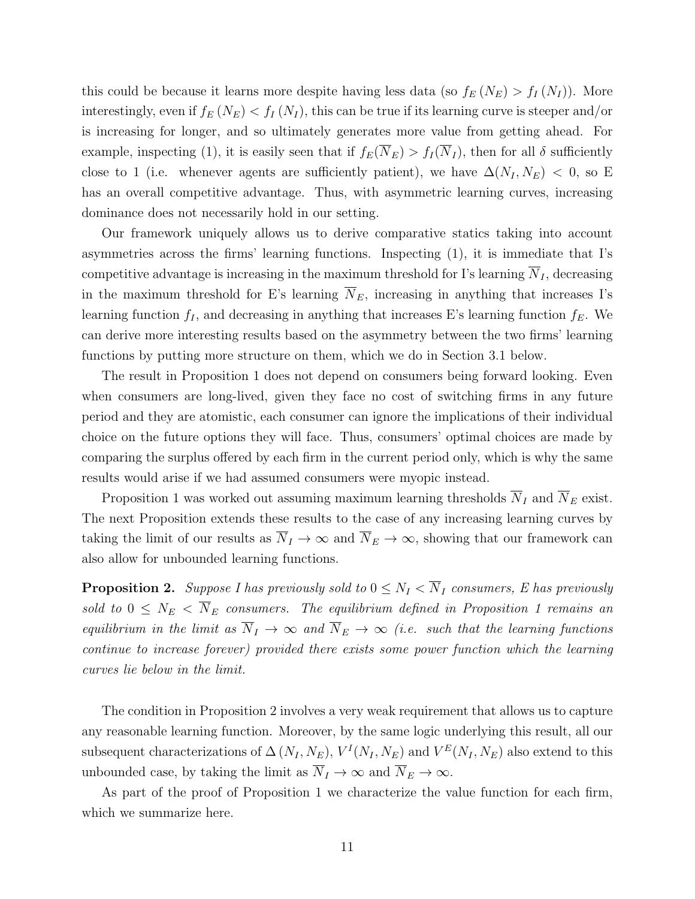this could be because it learns more despite having less data (so $f_E(N_E) > f_I(N_I)$). More interestingly, even if $f_E(N_E) < f_I(N_I)$, this can be true if its learning curve is steeper and/or is increasing for longer, and so ultimately generates more value from getting ahead. For example, inspecting (1), it is easily seen that if $f_E(\overline{N}_E) > f_I(\overline{N}_I)$, then for all $\delta$ sufficiently close to 1 (i.e. whenever agents are sufficiently patient), we have $\Delta(N_I, N_E) < 0$, so E has an overall competitive advantage. Thus, with asymmetric learning curves, increasing dominance does not necessarily hold in our setting.

Our framework uniquely allows us to derive comparative statics taking into account asymmetries across the firms' learning functions. Inspecting (1), it is immediate that I's competitive advantage is increasing in the maximum threshold for I's learning $\overline{N}_I$, decreasing in the maximum threshold for E's learning $\overline{N}_E$, increasing in anything that increases I's learning function $f_I$, and decreasing in anything that increases E's learning function $f_E$. We can derive more interesting results based on the asymmetry between the two firms' learning functions by putting more structure on them, which we do in Section 3.1 below.

The result in Proposition 1 does not depend on consumers being forward looking. Even when consumers are long-lived, given they face no cost of switching firms in any future period and they are atomistic, each consumer can ignore the implications of their individual choice on the future options they will face. Thus, consumers' optimal choices are made by comparing the surplus offered by each firm in the current period only, which is why the same results would arise if we had assumed consumers were myopic instead.

Proposition 1 was worked out assuming maximum learning thresholds $\overline{N}_I$ and $\overline{N}_E$ exist. The next Proposition extends these results to the case of any increasing learning curves by taking the limit of our results as $\overline{N}_I \to \infty$ and $\overline{N}_E \to \infty$, showing that our framework can also allow for unbounded learning functions.

**Proposition 2.** *Suppose I has previously sold to $0 \leq N_I < \overline{N}_I$ consumers, E has previously sold to $0 \leq N_E < \overline{N}_E$ consumers. The equilibrium defined in Proposition 1 remains an equilibrium in the limit as $\overline{N}_I \to \infty$ and $\overline{N}_E \to \infty$ (i.e. such that the learning functions continue to increase forever) provided there exists some power function which the learning curves lie below in the limit.*

The condition in Proposition 2 involves a very weak requirement that allows us to capture any reasonable learning function. Moreover, by the same logic underlying this result, all our subsequent characterizations of $\Delta(N_I, N_E)$, $V^I(N_I, N_E)$ and $V^E(N_I, N_E)$ also extend to this unbounded case, by taking the limit as $\overline{N}_I \to \infty$ and $\overline{N}_E \to \infty$.

As part of the proof of Proposition 1 we characterize the value function for each firm, which we summarize here.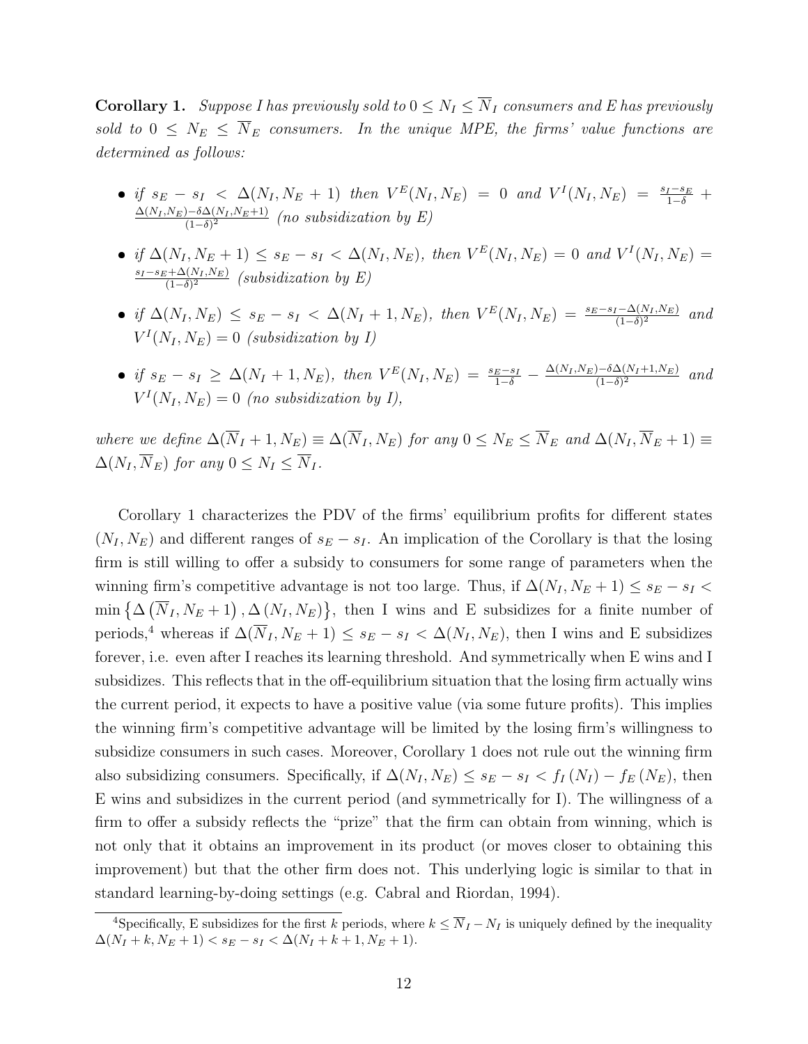**Corollary 1.** *Suppose I has previously sold to $0 \leq N_I \leq \overline{N}_I$ consumers and E has previously sold to $0 \leq N_E \leq \overline{N}_E$ consumers. In the unique MPE, the firms' value functions are determined as follows:*

- *if $s_E - s_I < \Delta(N_I, N_E + 1)$ then $V^E(N_I, N_E) = 0$ and $V^I(N_I, N_E) = \frac{s_I - s_E}{1-\delta} + \frac{\Delta(N_I,N_E) - \delta\Delta(N_I,N_E+1)}{(1-\delta)^2}$ (no subsidization by E)*
- *if $\Delta(N_I, N_E + 1) \leq s_E - s_I < \Delta(N_I, N_E)$, then $V^E(N_I, N_E) = 0$ and $V^I(N_I, N_E) = \frac{s_I - s_E + \Delta(N_I,N_E)}{(1-\delta)^2}$ (subsidization by E)*
- *if $\Delta(N_I, N_E) \leq s_E - s_I < \Delta(N_I + 1, N_E)$, then $V^E(N_I, N_E) = \frac{s_E - s_I - \Delta(N_I,N_E)}{(1-\delta)^2}$ and $V^I(N_I, N_E) = 0$ (subsidization by I)*
- *if $s_E - s_I \geq \Delta(N_I + 1, N_E)$, then $V^E(N_I, N_E) = \frac{s_E - s_I}{1-\delta} - \frac{\Delta(N_I,N_E) - \delta\Delta(N_I+1,N_E)}{(1-\delta)^2}$ and $V^I(N_I, N_E) = 0$ (no subsidization by I),*

*where we define $\Delta(\overline{N}_I + 1, N_E) \equiv \Delta(\overline{N}_I, N_E)$ for any $0 \leq N_E \leq \overline{N}_E$ and $\Delta(N_I, \overline{N}_E + 1) \equiv \Delta(N_I, \overline{N}_E)$ for any $0 \leq N_I \leq \overline{N}_I$.*

Corollary 1 characterizes the PDV of the firms' equilibrium profits for different states $(N_I, N_E)$ and different ranges of $s_E - s_I$. An implication of the Corollary is that the losing firm is still willing to offer a subsidy to consumers for some range of parameters when the winning firm's competitive advantage is not too large. Thus, if $\Delta(N_I, N_E + 1) \leq s_E - s_I < \min\left\{\Delta\left(\overline{N}_I, N_E + 1\right), \Delta\left(N_I, N_E\right)\right\}$, then I wins and E subsidizes for a finite number of periods,[4] whereas if $\Delta(\overline{N}_I, N_E + 1) \leq s_E - s_I < \Delta(N_I, N_E)$, then I wins and E subsidizes forever, i.e. even after I reaches its learning threshold. And symmetrically when E wins and I subsidizes. This reflects that in the off-equilibrium situation that the losing firm actually wins the current period, it expects to have a positive value (via some future profits). This implies the winning firm's competitive advantage will be limited by the losing firm's willingness to subsidize consumers in such cases. Moreover, Corollary 1 does not rule out the winning firm also subsidizing consumers. Specifically, if $\Delta(N_I, N_E) \leq s_E - s_I < f_I(N_I) - f_E(N_E)$, then E wins and subsidizes in the current period (and symmetrically for I). The willingness of a firm to offer a subsidy reflects the "prize" that the firm can obtain from winning, which is not only that it obtains an improvement in its product (or moves closer to obtaining this improvement) but that the other firm does not. This underlying logic is similar to that in standard learning-by-doing settings (e.g. Cabral and Riordan, 1994).

[4] Specifically, E subsidizes for the first $k$ periods, where $k \leq \overline{N}_I - N_I$ is uniquely defined by the inequality $\Delta(N_I + k, N_E + 1) < s_E - s_I < \Delta(N_I + k + 1, N_E + 1)$.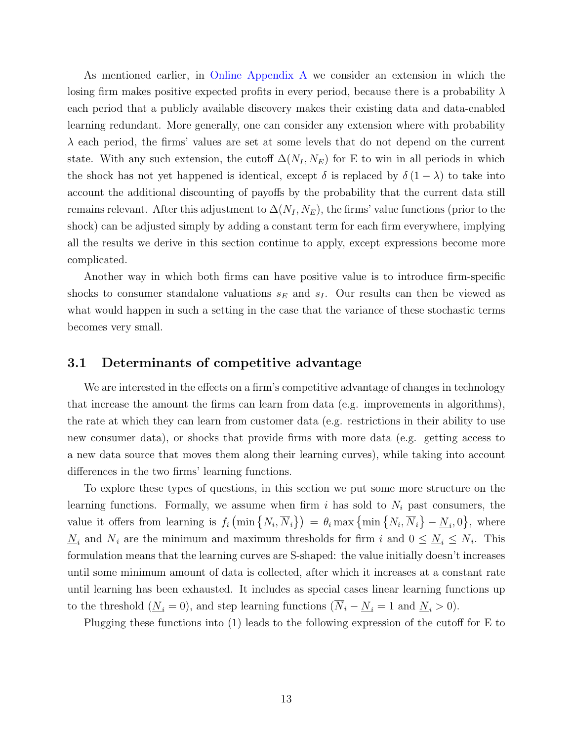As mentioned earlier, in Online Appendix A we consider an extension in which the losing firm makes positive expected profits in every period, because there is a probability $\lambda$ each period that a publicly available discovery makes their existing data and data-enabled learning redundant. More generally, one can consider any extension where with probability $\lambda$ each period, the firms' values are set at some levels that do not depend on the current state. With any such extension, the cutoff $\Delta(N_I, N_E)$ for E to win in all periods in which the shock has not yet happened is identical, except $\delta$ is replaced by $\delta(1-\lambda)$ to take into account the additional discounting of payoffs by the probability that the current data still remains relevant. After this adjustment to $\Delta(N_I, N_E)$, the firms' value functions (prior to the shock) can be adjusted simply by adding a constant term for each firm everywhere, implying all the results we derive in this section continue to apply, except expressions become more complicated.

Another way in which both firms can have positive value is to introduce firm-specific shocks to consumer standalone valuations $s_E$ and $s_I$. Our results can then be viewed as what would happen in such a setting in the case that the variance of these stochastic terms becomes very small.

## 3.1 Determinants of competitive advantage

We are interested in the effects on a firm's competitive advantage of changes in technology that increase the amount the firms can learn from data (e.g. improvements in algorithms), the rate at which they can learn from customer data (e.g. restrictions in their ability to use new consumer data), or shocks that provide firms with more data (e.g. getting access to a new data source that moves them along their learning curves), while taking into account differences in the two firms' learning functions.

To explore these types of questions, in this section we put some more structure on the learning functions. Formally, we assume when firm $i$ has sold to $N_i$ past consumers, the value it offers from learning is $f_i\left(\min\left\{N_i, \overline{N}_i\right\}\right) = \theta_i \max\left\{\min\left\{N_i, \overline{N}_i\right\} - \underline{N}_i, 0\right\}$, where $\underline{N}_i$ and $\overline{N}_i$ are the minimum and maximum thresholds for firm $i$ and $0 \leq \underline{N}_i \leq \overline{N}_i$. This formulation means that the learning curves are S-shaped: the value initially doesn't increases until some minimum amount of data is collected, after which it increases at a constant rate until learning has been exhausted. It includes as special cases linear learning functions up to the threshold ($\underline{N}_i = 0$), and step learning functions ($\overline{N}_i - \underline{N}_i = 1$ and $\underline{N}_i > 0$).

Plugging these functions into (1) leads to the following expression of the cutoff for E to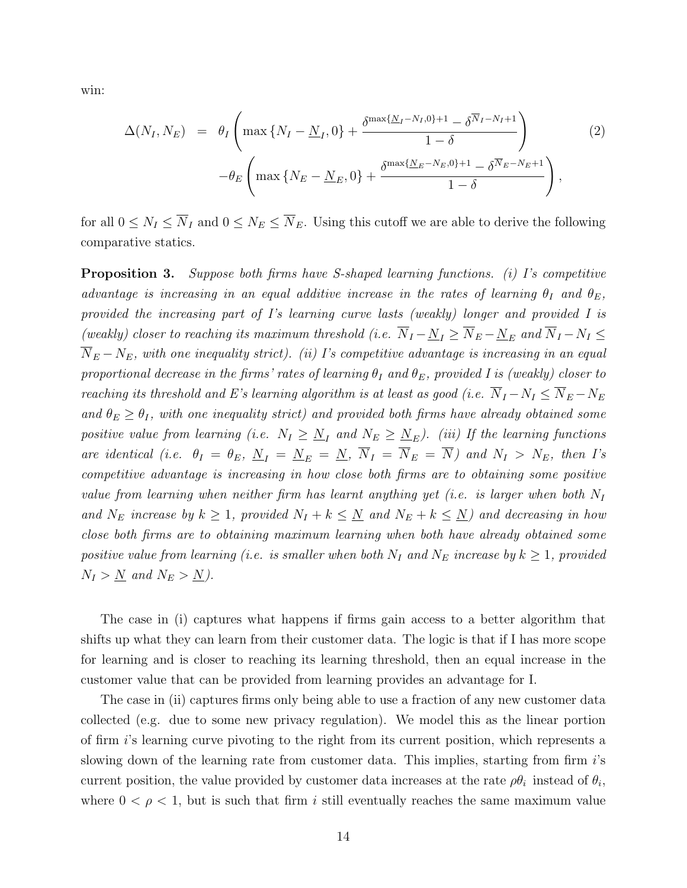win:

$$
\begin{aligned}
\Delta(N_I, N_E) \;=\; & \theta_I \left( \max\left\{N_I - \underline{N}_I, 0\right\} + \frac{\delta^{\max\{\underline{N}_I - N_I, 0\}+1} - \delta^{\overline{N}_I - N_I + 1}}{1-\delta} \right) \\
& - \theta_E \left( \max\left\{N_E - \underline{N}_E, 0\right\} + \frac{\delta^{\max\{\underline{N}_E - N_E, 0\}+1} - \delta^{\overline{N}_E - N_E + 1}}{1-\delta} \right),
\end{aligned} \tag{2}
$$

for all $0 \leq N_I \leq \overline{N}_I$ and $0 \leq N_E \leq \overline{N}_E$. Using this cutoff we are able to derive the following comparative statics.

**Proposition 3.** *Suppose both firms have S-shaped learning functions. (i) I's competitive advantage is increasing in an equal additive increase in the rates of learning $\theta_I$ and $\theta_E$, provided the increasing part of I's learning curve lasts (weakly) longer and provided I is (weakly) closer to reaching its maximum threshold (i.e. $\overline{N}_I - \underline{N}_I \geq \overline{N}_E - \underline{N}_E$ and $\overline{N}_I - N_I \leq \overline{N}_E - N_E$, with one inequality strict). (ii) I's competitive advantage is increasing in an equal proportional decrease in the firms' rates of learning $\theta_I$ and $\theta_E$, provided I is (weakly) closer to reaching its threshold and E's learning algorithm is at least as good (i.e. $\overline{N}_I - N_I \leq \overline{N}_E - N_E$ and $\theta_E \geq \theta_I$, with one inequality strict) and provided both firms have already obtained some positive value from learning (i.e. $N_I \geq \underline{N}_I$ and $N_E \geq \underline{N}_E$). (iii) If the learning functions are identical (i.e. $\theta_I = \theta_E$, $\underline{N}_I = \underline{N}_E = \underline{N}$, $\overline{N}_I = \overline{N}_E = \overline{N}$) and $N_I > N_E$, then I's competitive advantage is increasing in how close both firms are to obtaining some positive value from learning when neither firm has learnt anything yet (i.e. is larger when both $N_I$ and $N_E$ increase by $k \geq 1$, provided $N_I + k \leq \underline{N}$ and $N_E + k \leq \underline{N}$) and decreasing in how close both firms are to obtaining maximum learning when both have already obtained some positive value from learning (i.e. is smaller when both $N_I$ and $N_E$ increase by $k \geq 1$, provided $N_I > \underline{N}$ and $N_E > \underline{N}$).*

The case in (i) captures what happens if firms gain access to a better algorithm that shifts up what they can learn from their customer data. The logic is that if I has more scope for learning and is closer to reaching its learning threshold, then an equal increase in the customer value that can be provided from learning provides an advantage for I.

The case in (ii) captures firms only being able to use a fraction of any new customer data collected (e.g. due to some new privacy regulation). We model this as the linear portion of firm $i$'s learning curve pivoting to the right from its current position, which represents a slowing down of the learning rate from customer data. This implies, starting from firm $i$'s current position, the value provided by customer data increases at the rate $\rho\theta_i$ instead of $\theta_i$, where $0 < \rho < 1$, but is such that firm $i$ still eventually reaches the same maximum value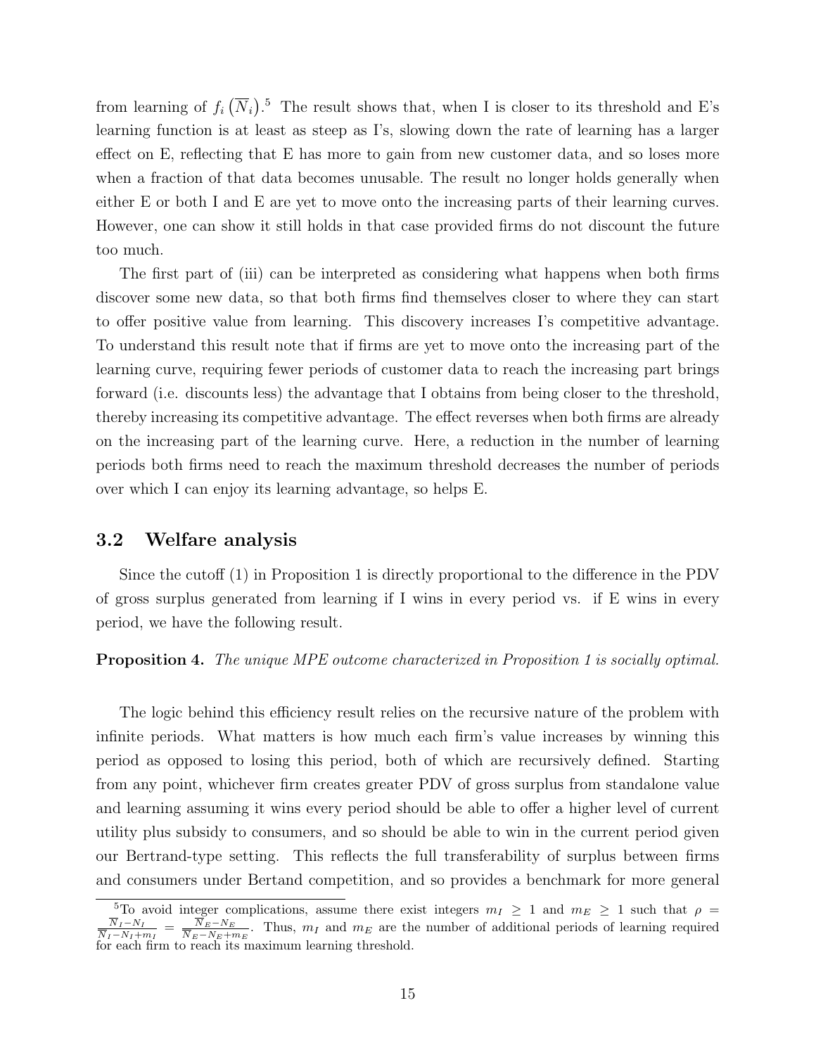from learning of $f_i\left(\overline{N}_i\right)$.[5] The result shows that, when I is closer to its threshold and E's learning function is at least as steep as I's, slowing down the rate of learning has a larger effect on E, reflecting that E has more to gain from new customer data, and so loses more when a fraction of that data becomes unusable. The result no longer holds generally when either E or both I and E are yet to move onto the increasing parts of their learning curves. However, one can show it still holds in that case provided firms do not discount the future too much.

The first part of (iii) can be interpreted as considering what happens when both firms discover some new data, so that both firms find themselves closer to where they can start to offer positive value from learning. This discovery increases I's competitive advantage. To understand this result note that if firms are yet to move onto the increasing part of the learning curve, requiring fewer periods of customer data to reach the increasing part brings forward (i.e. discounts less) the advantage that I obtains from being closer to the threshold, thereby increasing its competitive advantage. The effect reverses when both firms are already on the increasing part of the learning curve. Here, a reduction in the number of learning periods both firms need to reach the maximum threshold decreases the number of periods over which I can enjoy its learning advantage, so helps E.

### 3.2 Welfare analysis

Since the cutoff (1) in Proposition 1 is directly proportional to the difference in the PDV of gross surplus generated from learning if I wins in every period vs. if E wins in every period, we have the following result.

**Proposition 4.** *The unique MPE outcome characterized in Proposition 1 is socially optimal.*

The logic behind this efficiency result relies on the recursive nature of the problem with infinite periods. What matters is how much each firm's value increases by winning this period as opposed to losing this period, both of which are recursively defined. Starting from any point, whichever firm creates greater PDV of gross surplus from standalone value and learning assuming it wins every period should be able to offer a higher level of current utility plus subsidy to consumers, and so should be able to win in the current period given our Bertrand-type setting. This reflects the full transferability of surplus between firms and consumers under Bertand competition, and so provides a benchmark for more general

[5] To avoid integer complications, assume there exist integers $m_I \geq 1$ and $m_E \geq 1$ such that $\rho = \frac{\overline{N}_I - N_I}{\overline{N}_I - N_I + m_I} = \frac{\overline{N}_E - N_E}{\overline{N}_E - N_E + m_E}$. Thus, $m_I$ and $m_E$ are the number of additional periods of learning required for each firm to reach its maximum learning threshold.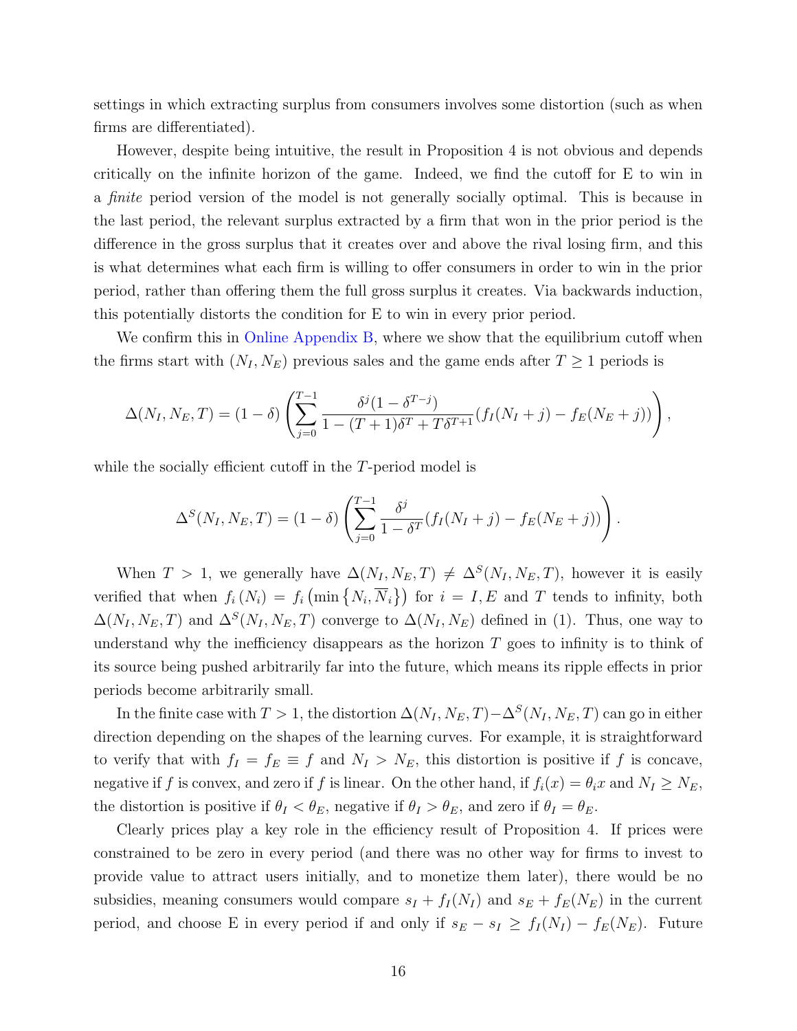settings in which extracting surplus from consumers involves some distortion (such as when firms are differentiated).

However, despite being intuitive, the result in Proposition 4 is not obvious and depends critically on the infinite horizon of the game. Indeed, we find the cutoff for E to win in a *finite* period version of the model is not generally socially optimal. This is because in the last period, the relevant surplus extracted by a firm that won in the prior period is the difference in the gross surplus that it creates over and above the rival losing firm, and this is what determines what each firm is willing to offer consumers in order to win in the prior period, rather than offering them the full gross surplus it creates. Via backwards induction, this potentially distorts the condition for E to win in every prior period.

We confirm this in Online Appendix B, where we show that the equilibrium cutoff when the firms start with $(N_I, N_E)$ previous sales and the game ends after $T \geq 1$ periods is

$$\Delta(N_I, N_E, T) = (1-\delta)\left(\sum_{j=0}^{T-1} \frac{\delta^j(1-\delta^{T-j})}{1-(T+1)\delta^T + T\delta^{T+1}}(f_I(N_I+j) - f_E(N_E+j))\right),$$

while the socially efficient cutoff in the $T$-period model is

$$\Delta^S(N_I, N_E, T) = (1-\delta)\left(\sum_{j=0}^{T-1} \frac{\delta^j}{1-\delta^T}(f_I(N_I+j) - f_E(N_E+j))\right).$$

When $T > 1$, we generally have $\Delta(N_I, N_E, T) \neq \Delta^S(N_I, N_E, T)$, however it is easily verified that when $f_i(N_i) = f_i\left(\min\left\{N_i, \overline{N}_i\right\}\right)$ for $i = I, E$ and $T$ tends to infinity, both $\Delta(N_I, N_E, T)$ and $\Delta^S(N_I, N_E, T)$ converge to $\Delta(N_I, N_E)$ defined in (1). Thus, one way to understand why the inefficiency disappears as the horizon $T$ goes to infinity is to think of its source being pushed arbitrarily far into the future, which means its ripple effects in prior periods become arbitrarily small.

In the finite case with $T > 1$, the distortion $\Delta(N_I, N_E, T) - \Delta^S(N_I, N_E, T)$ can go in either direction depending on the shapes of the learning curves. For example, it is straightforward to verify that with $f_I = f_E \equiv f$ and $N_I > N_E$, this distortion is positive if $f$ is concave, negative if $f$ is convex, and zero if $f$ is linear. On the other hand, if $f_i(x) = \theta_i x$ and $N_I \geq N_E$, the distortion is positive if $\theta_I < \theta_E$, negative if $\theta_I > \theta_E$, and zero if $\theta_I = \theta_E$.

Clearly prices play a key role in the efficiency result of Proposition 4. If prices were constrained to be zero in every period (and there was no other way for firms to invest to provide value to attract users initially, and to monetize them later), there would be no subsidies, meaning consumers would compare $s_I + f_I(N_I)$ and $s_E + f_E(N_E)$ in the current period, and choose E in every period if and only if $s_E - s_I \geq f_I(N_I) - f_E(N_E)$. Future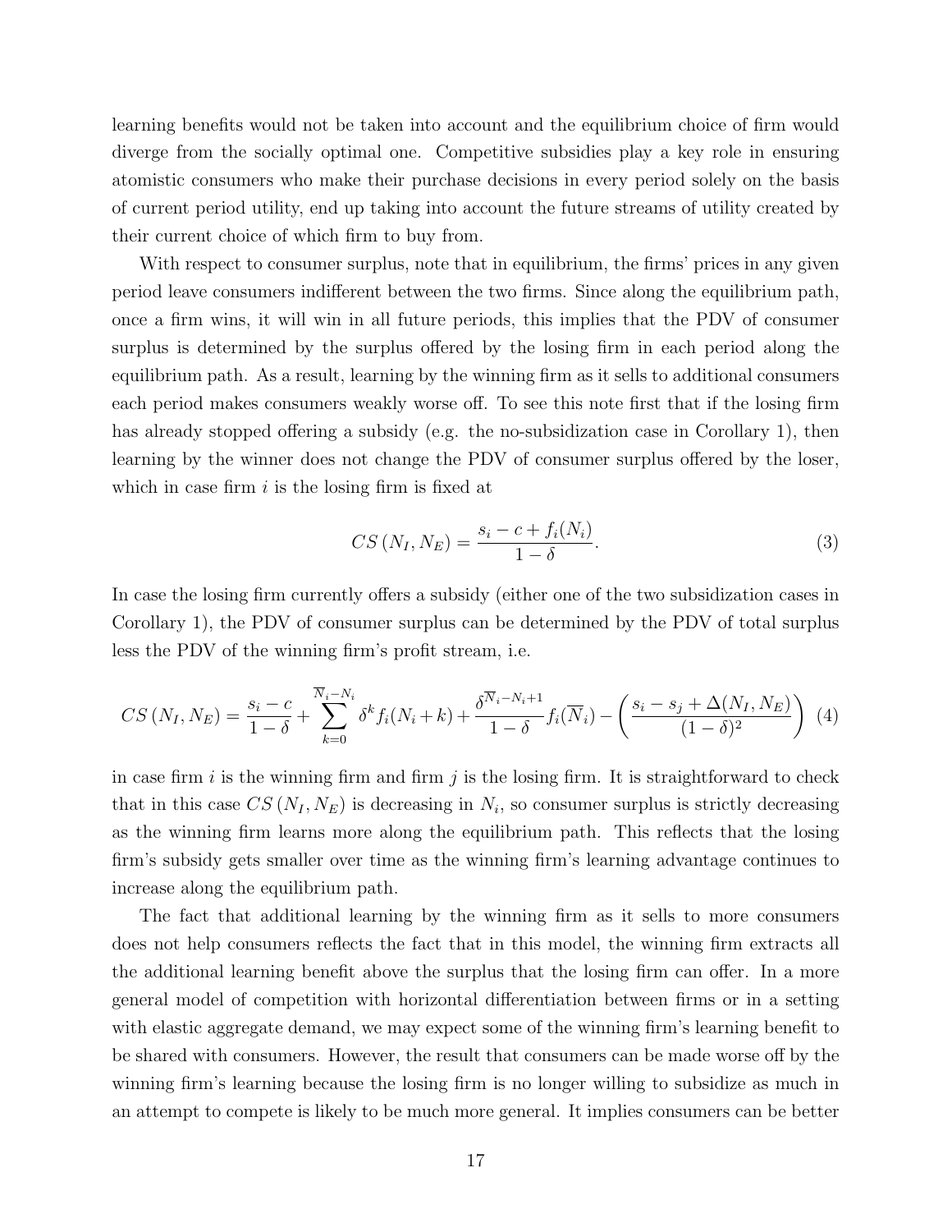learning benefits would not be taken into account and the equilibrium choice of firm would diverge from the socially optimal one. Competitive subsidies play a key role in ensuring atomistic consumers who make their purchase decisions in every period solely on the basis of current period utility, end up taking into account the future streams of utility created by their current choice of which firm to buy from.

With respect to consumer surplus, note that in equilibrium, the firms' prices in any given period leave consumers indifferent between the two firms. Since along the equilibrium path, once a firm wins, it will win in all future periods, this implies that the PDV of consumer surplus is determined by the surplus offered by the losing firm in each period along the equilibrium path. As a result, learning by the winning firm as it sells to additional consumers each period makes consumers weakly worse off. To see this note first that if the losing firm has already stopped offering a subsidy (e.g. the no-subsidization case in Corollary 1), then learning by the winner does not change the PDV of consumer surplus offered by the loser, which in case firm $i$ is the losing firm is fixed at

$$CS\left(N_I, N_E\right) = \frac{s_i - c + f_i(N_i)}{1-\delta}. \tag{3}$$

In case the losing firm currently offers a subsidy (either one of the two subsidization cases in Corollary 1), the PDV of consumer surplus can be determined by the PDV of total surplus less the PDV of the winning firm's profit stream, i.e.

$$CS\left(N_I, N_E\right) = \frac{s_i - c}{1-\delta} + \sum_{k=0}^{\overline{N}_i - N_i} \delta^k f_i(N_i + k) + \frac{\delta^{\overline{N}_i - N_i + 1}}{1-\delta} f_i(\overline{N}_i) - \left(\frac{s_i - s_j + \Delta(N_I, N_E)}{(1-\delta)^2}\right) \tag{4}$$

in case firm $i$ is the winning firm and firm $j$ is the losing firm. It is straightforward to check that in this case $CS\left(N_I, N_E\right)$ is decreasing in $N_i$, so consumer surplus is strictly decreasing as the winning firm learns more along the equilibrium path. This reflects that the losing firm's subsidy gets smaller over time as the winning firm's learning advantage continues to increase along the equilibrium path.

The fact that additional learning by the winning firm as it sells to more consumers does not help consumers reflects the fact that in this model, the winning firm extracts all the additional learning benefit above the surplus that the losing firm can offer. In a more general model of competition with horizontal differentiation between firms or in a setting with elastic aggregate demand, we may expect some of the winning firm's learning benefit to be shared with consumers. However, the result that consumers can be made worse off by the winning firm's learning because the losing firm is no longer willing to subsidize as much in an attempt to compete is likely to be much more general. It implies consumers can be better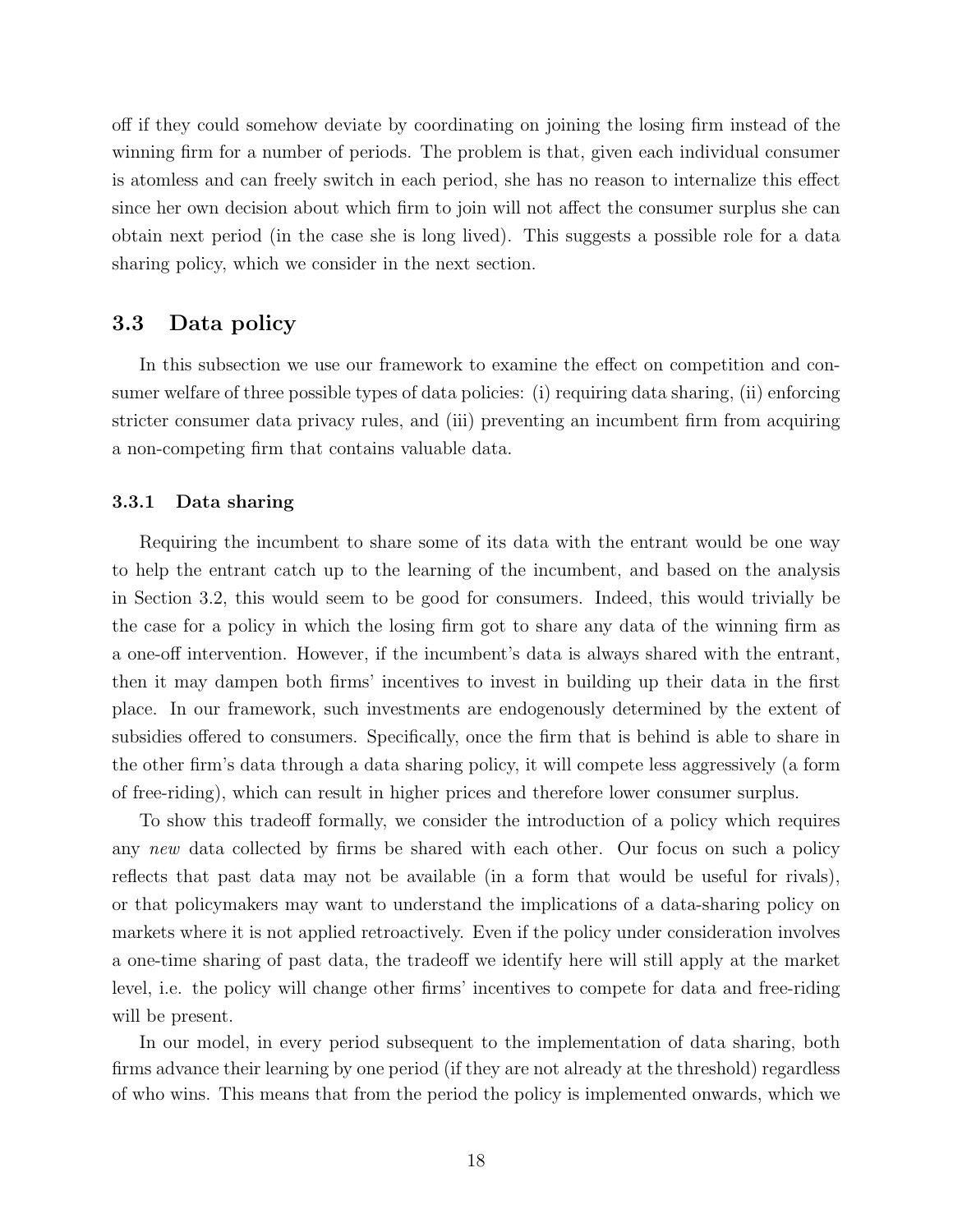off if they could somehow deviate by coordinating on joining the losing firm instead of the winning firm for a number of periods. The problem is that, given each individual consumer is atomless and can freely switch in each period, she has no reason to internalize this effect since her own decision about which firm to join will not affect the consumer surplus she can obtain next period (in the case she is long lived). This suggests a possible role for a data sharing policy, which we consider in the next section.

## 3.3 Data policy

In this subsection we use our framework to examine the effect on competition and consumer welfare of three possible types of data policies: (i) requiring data sharing, (ii) enforcing stricter consumer data privacy rules, and (iii) preventing an incumbent firm from acquiring a non-competing firm that contains valuable data.

### 3.3.1 Data sharing

Requiring the incumbent to share some of its data with the entrant would be one way to help the entrant catch up to the learning of the incumbent, and based on the analysis in Section 3.2, this would seem to be good for consumers. Indeed, this would trivially be the case for a policy in which the losing firm got to share any data of the winning firm as a one-off intervention. However, if the incumbent's data is always shared with the entrant, then it may dampen both firms' incentives to invest in building up their data in the first place. In our framework, such investments are endogenously determined by the extent of subsidies offered to consumers. Specifically, once the firm that is behind is able to share in the other firm's data through a data sharing policy, it will compete less aggressively (a form of free-riding), which can result in higher prices and therefore lower consumer surplus.

To show this tradeoff formally, we consider the introduction of a policy which requires any *new* data collected by firms be shared with each other. Our focus on such a policy reflects that past data may not be available (in a form that would be useful for rivals), or that policymakers may want to understand the implications of a data-sharing policy on markets where it is not applied retroactively. Even if the policy under consideration involves a one-time sharing of past data, the tradeoff we identify here will still apply at the market level, i.e. the policy will change other firms' incentives to compete for data and free-riding will be present.

In our model, in every period subsequent to the implementation of data sharing, both firms advance their learning by one period (if they are not already at the threshold) regardless of who wins. This means that from the period the policy is implemented onwards, which we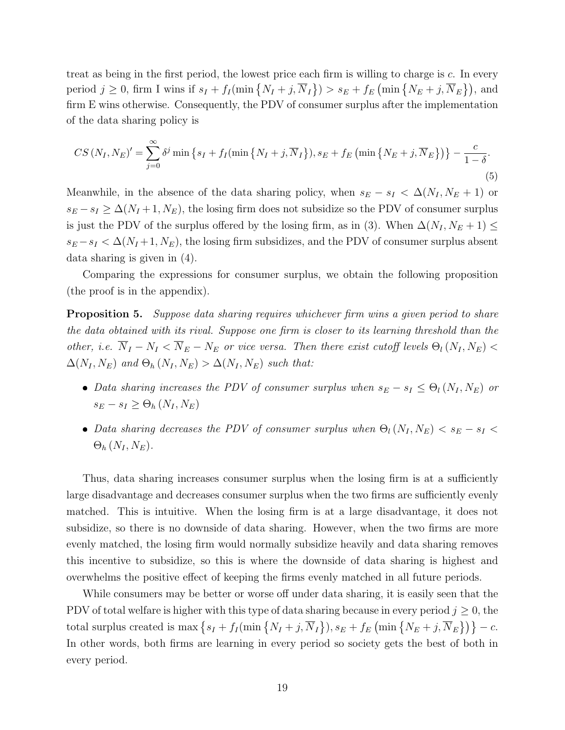treat as being in the first period, the lowest price each firm is willing to charge is $c$. In every period $j \geq 0$, firm I wins if $s_I + f_I(\min\{N_I + j, \overline{N}_I\}) > s_E + f_E(\min\{N_E + j, \overline{N}_E\})$, and firm E wins otherwise. Consequently, the PDV of consumer surplus after the implementation of the data sharing policy is

$$CS(N_I, N_E)' = \sum_{j=0}^{\infty} \delta^j \min\{s_I + f_I(\min\{N_I + j, \overline{N}_I\}), s_E + f_E(\min\{N_E + j, \overline{N}_E\})\} - \frac{c}{1-\delta}. \tag{5}$$

Meanwhile, in the absence of the data sharing policy, when $s_E - s_I < \Delta(N_I, N_E + 1)$ or $s_E - s_I \geq \Delta(N_I + 1, N_E)$, the losing firm does not subsidize so the PDV of consumer surplus is just the PDV of the surplus offered by the losing firm, as in (3). When $\Delta(N_I, N_E + 1) \leq s_E - s_I < \Delta(N_I + 1, N_E)$, the losing firm subsidizes, and the PDV of consumer surplus absent data sharing is given in (4).

Comparing the expressions for consumer surplus, we obtain the following proposition (the proof is in the appendix).

**Proposition 5.** *Suppose data sharing requires whichever firm wins a given period to share the data obtained with its rival. Suppose one firm is closer to its learning threshold than the other, i.e.* $\overline{N}_I - N_I < \overline{N}_E - N_E$ *or vice versa. Then there exist cutoff levels* $\Theta_l(N_I, N_E) < \Delta(N_I, N_E)$ *and* $\Theta_h(N_I, N_E) > \Delta(N_I, N_E)$ *such that:*

- *Data sharing increases the PDV of consumer surplus when* $s_E - s_I \leq \Theta_l(N_I, N_E)$ *or* $s_E - s_I \geq \Theta_h(N_I, N_E)$
- *Data sharing decreases the PDV of consumer surplus when* $\Theta_l(N_I, N_E) < s_E - s_I < \Theta_h(N_I, N_E)$.

Thus, data sharing increases consumer surplus when the losing firm is at a sufficiently large disadvantage and decreases consumer surplus when the two firms are sufficiently evenly matched. This is intuitive. When the losing firm is at a large disadvantage, it does not subsidize, so there is no downside of data sharing. However, when the two firms are more evenly matched, the losing firm would normally subsidize heavily and data sharing removes this incentive to subsidize, so this is where the downside of data sharing is highest and overwhelms the positive effect of keeping the firms evenly matched in all future periods.

While consumers may be better or worse off under data sharing, it is easily seen that the PDV of total welfare is higher with this type of data sharing because in every period $j \geq 0$, the total surplus created is $\max\{s_I + f_I(\min\{N_I + j, \overline{N}_I\}), s_E + f_E(\min\{N_E + j, \overline{N}_E\})\} - c$. In other words, both firms are learning in every period so society gets the best of both in every period.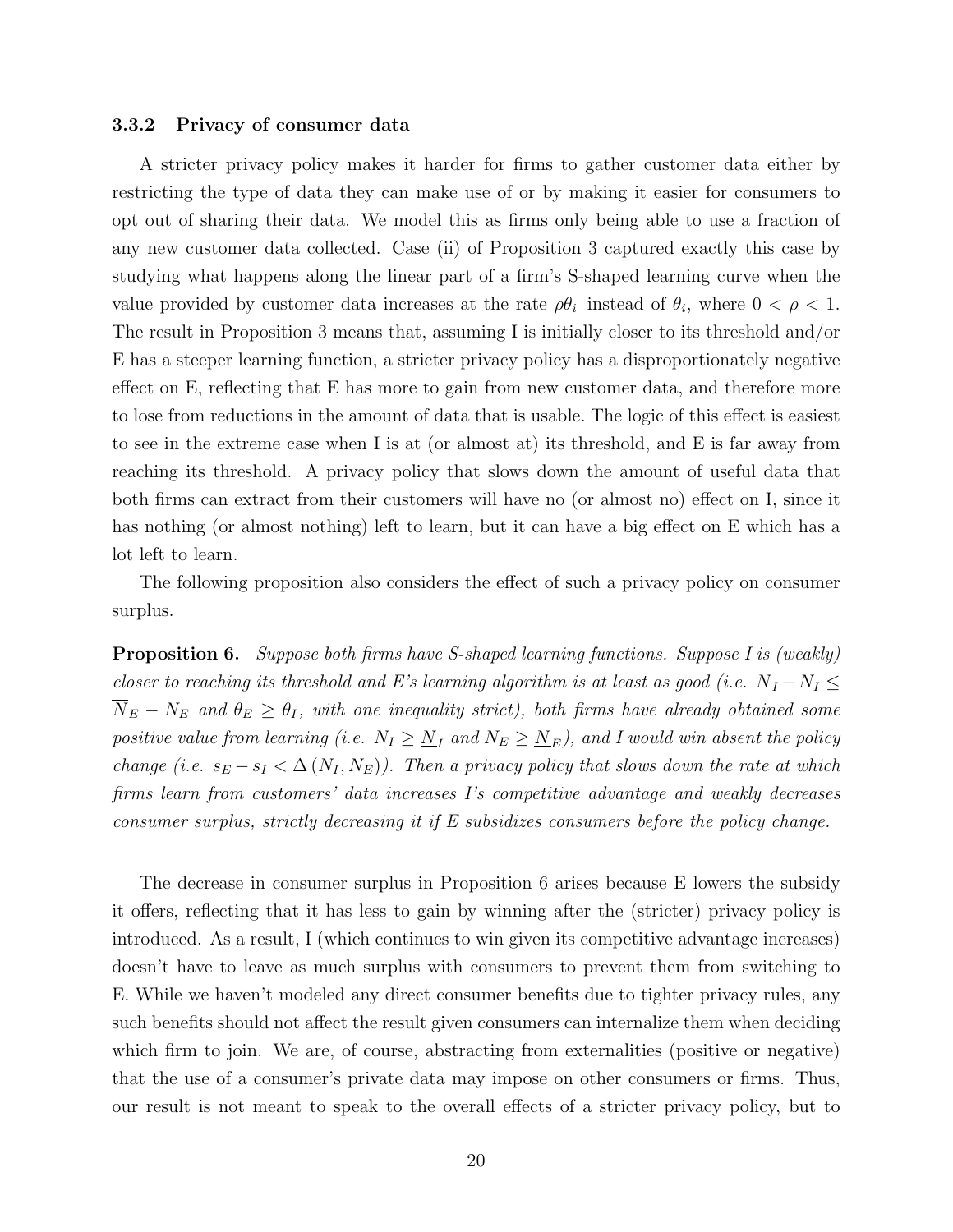### 3.3.2 Privacy of consumer data

A stricter privacy policy makes it harder for firms to gather customer data either by restricting the type of data they can make use of or by making it easier for consumers to opt out of sharing their data. We model this as firms only being able to use a fraction of any new customer data collected. Case (ii) of Proposition 3 captured exactly this case by studying what happens along the linear part of a firm's S-shaped learning curve when the value provided by customer data increases at the rate $\rho\theta_i$ instead of $\theta_i$, where $0 < \rho < 1$. The result in Proposition 3 means that, assuming I is initially closer to its threshold and/or E has a steeper learning function, a stricter privacy policy has a disproportionately negative effect on E, reflecting that E has more to gain from new customer data, and therefore more to lose from reductions in the amount of data that is usable. The logic of this effect is easiest to see in the extreme case when I is at (or almost at) its threshold, and E is far away from reaching its threshold. A privacy policy that slows down the amount of useful data that both firms can extract from their customers will have no (or almost no) effect on I, since it has nothing (or almost nothing) left to learn, but it can have a big effect on E which has a lot left to learn.

The following proposition also considers the effect of such a privacy policy on consumer surplus.

**Proposition 6.** *Suppose both firms have S-shaped learning functions. Suppose I is (weakly) closer to reaching its threshold and E's learning algorithm is at least as good (i.e. $\overline{N}_I - N_I \leq \overline{N}_E - N_E$ and $\theta_E \geq \theta_I$, with one inequality strict), both firms have already obtained some positive value from learning (i.e. $N_I \geq \underline{N}_I$ and $N_E \geq \underline{N}_E$), and I would win absent the policy change (i.e. $s_E - s_I < \Delta(N_I, N_E)$). Then a privacy policy that slows down the rate at which firms learn from customers' data increases I's competitive advantage and weakly decreases consumer surplus, strictly decreasing it if E subsidizes consumers before the policy change.*

The decrease in consumer surplus in Proposition 6 arises because E lowers the subsidy it offers, reflecting that it has less to gain by winning after the (stricter) privacy policy is introduced. As a result, I (which continues to win given its competitive advantage increases) doesn't have to leave as much surplus with consumers to prevent them from switching to E. While we haven't modeled any direct consumer benefits due to tighter privacy rules, any such benefits should not affect the result given consumers can internalize them when deciding which firm to join. We are, of course, abstracting from externalities (positive or negative) that the use of a consumer's private data may impose on other consumers or firms. Thus, our result is not meant to speak to the overall effects of a stricter privacy policy, but to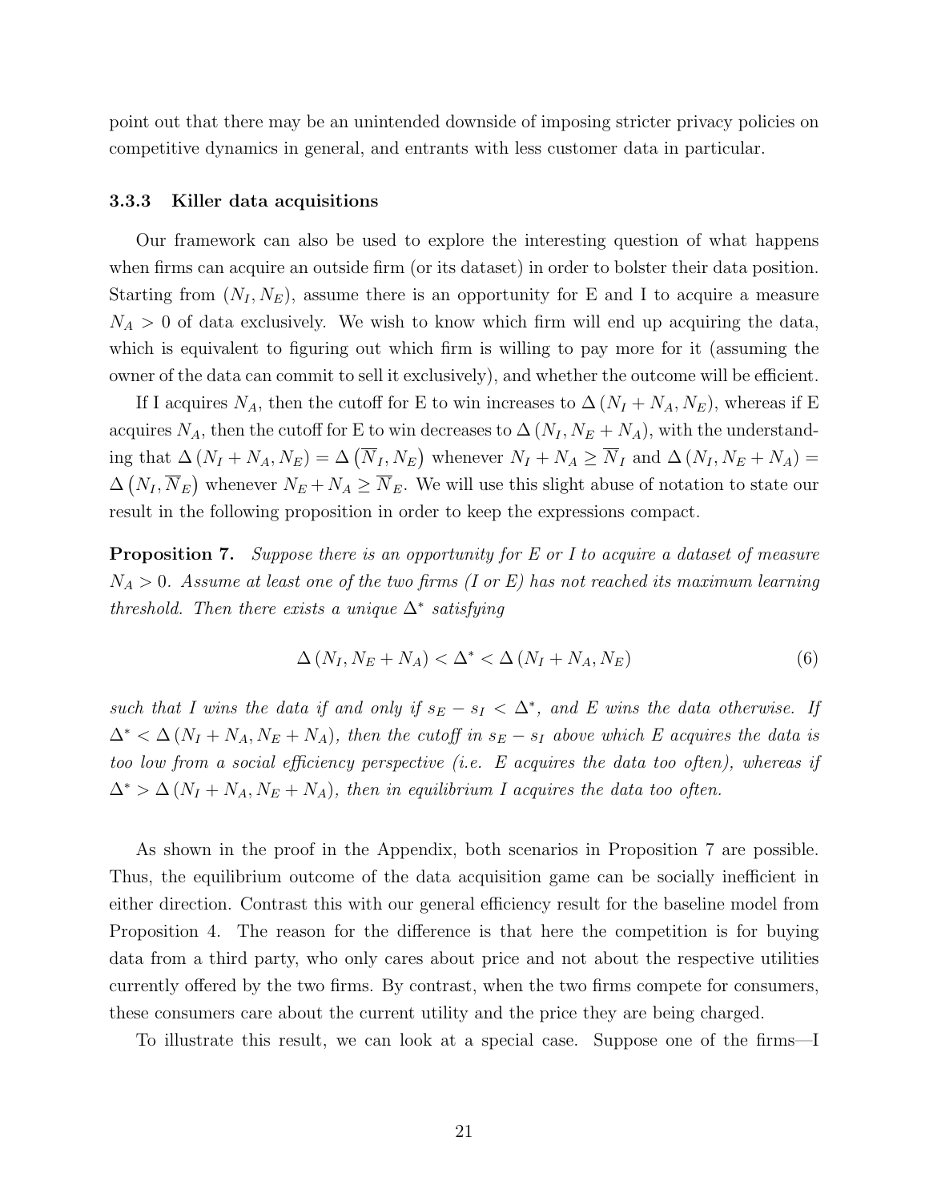point out that there may be an unintended downside of imposing stricter privacy policies on competitive dynamics in general, and entrants with less customer data in particular.

### 3.3.3 Killer data acquisitions

Our framework can also be used to explore the interesting question of what happens when firms can acquire an outside firm (or its dataset) in order to bolster their data position. Starting from $(N_I, N_E)$, assume there is an opportunity for E and I to acquire a measure $N_A > 0$ of data exclusively. We wish to know which firm will end up acquiring the data, which is equivalent to figuring out which firm is willing to pay more for it (assuming the owner of the data can commit to sell it exclusively), and whether the outcome will be efficient.

If I acquires $N_A$, then the cutoff for E to win increases to $\Delta(N_I + N_A, N_E)$, whereas if E acquires $N_A$, then the cutoff for E to win decreases to $\Delta(N_I, N_E + N_A)$, with the understanding that $\Delta(N_I + N_A, N_E) = \Delta(\overline{N}_I, N_E)$ whenever $N_I + N_A \geq \overline{N}_I$ and $\Delta(N_I, N_E + N_A) = \Delta(N_I, \overline{N}_E)$ whenever $N_E + N_A \geq \overline{N}_E$. We will use this slight abuse of notation to state our result in the following proposition in order to keep the expressions compact.

**Proposition 7.** *Suppose there is an opportunity for E or I to acquire a dataset of measure $N_A > 0$. Assume at least one of the two firms (I or E) has not reached its maximum learning threshold. Then there exists a unique $\Delta^*$ satisfying*

$$\Delta(N_I, N_E + N_A) < \Delta^* < \Delta(N_I + N_A, N_E) \tag{6}$$

*such that I wins the data if and only if $s_E - s_I < \Delta^*$, and E wins the data otherwise. If $\Delta^* < \Delta(N_I + N_A, N_E + N_A)$, then the cutoff in $s_E - s_I$ above which E acquires the data is too low from a social efficiency perspective (i.e. E acquires the data too often), whereas if $\Delta^* > \Delta(N_I + N_A, N_E + N_A)$, then in equilibrium I acquires the data too often.*

As shown in the proof in the Appendix, both scenarios in Proposition 7 are possible. Thus, the equilibrium outcome of the data acquisition game can be socially inefficient in either direction. Contrast this with our general efficiency result for the baseline model from Proposition 4. The reason for the difference is that here the competition is for buying data from a third party, who only cares about price and not about the respective utilities currently offered by the two firms. By contrast, when the two firms compete for consumers, these consumers care about the current utility and the price they are being charged.

To illustrate this result, we can look at a special case. Suppose one of the firms—I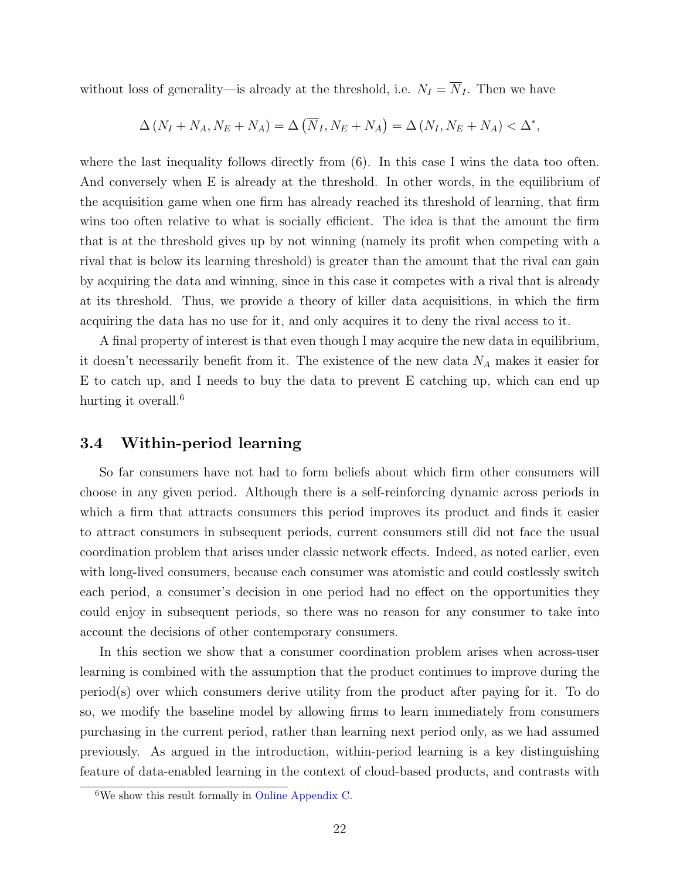without loss of generality—is already at the threshold, i.e. $N_I = \overline{N}_I$. Then we have

$$\Delta\left(N_I + N_A, N_E + N_A\right) = \Delta\left(\overline{N}_I, N_E + N_A\right) = \Delta\left(N_I, N_E + N_A\right) < \Delta^*,$$

where the last inequality follows directly from (6). In this case I wins the data too often. And conversely when E is already at the threshold. In other words, in the equilibrium of the acquisition game when one firm has already reached its threshold of learning, that firm wins too often relative to what is socially efficient. The idea is that the amount the firm that is at the threshold gives up by not winning (namely its profit when competing with a rival that is below its learning threshold) is greater than the amount that the rival can gain by acquiring the data and winning, since in this case it competes with a rival that is already at its threshold. Thus, we provide a theory of killer data acquisitions, in which the firm acquiring the data has no use for it, and only acquires it to deny the rival access to it.

A final property of interest is that even though I may acquire the new data in equilibrium, it doesn't necessarily benefit from it. The existence of the new data $N_A$ makes it easier for E to catch up, and I needs to buy the data to prevent E catching up, which can end up hurting it overall.[6]

### 3.4 Within-period learning

So far consumers have not had to form beliefs about which firm other consumers will choose in any given period. Although there is a self-reinforcing dynamic across periods in which a firm that attracts consumers this period improves its product and finds it easier to attract consumers in subsequent periods, current consumers still did not face the usual coordination problem that arises under classic network effects. Indeed, as noted earlier, even with long-lived consumers, because each consumer was atomistic and could costlessly switch each period, a consumer's decision in one period had no effect on the opportunities they could enjoy in subsequent periods, so there was no reason for any consumer to take into account the decisions of other contemporary consumers.

In this section we show that a consumer coordination problem arises when across-user learning is combined with the assumption that the product continues to improve during the period(s) over which consumers derive utility from the product after paying for it. To do so, we modify the baseline model by allowing firms to learn immediately from consumers purchasing in the current period, rather than learning next period only, as we had assumed previously. As argued in the introduction, within-period learning is a key distinguishing feature of data-enabled learning in the context of cloud-based products, and contrasts with

[6] We show this result formally in Online Appendix C.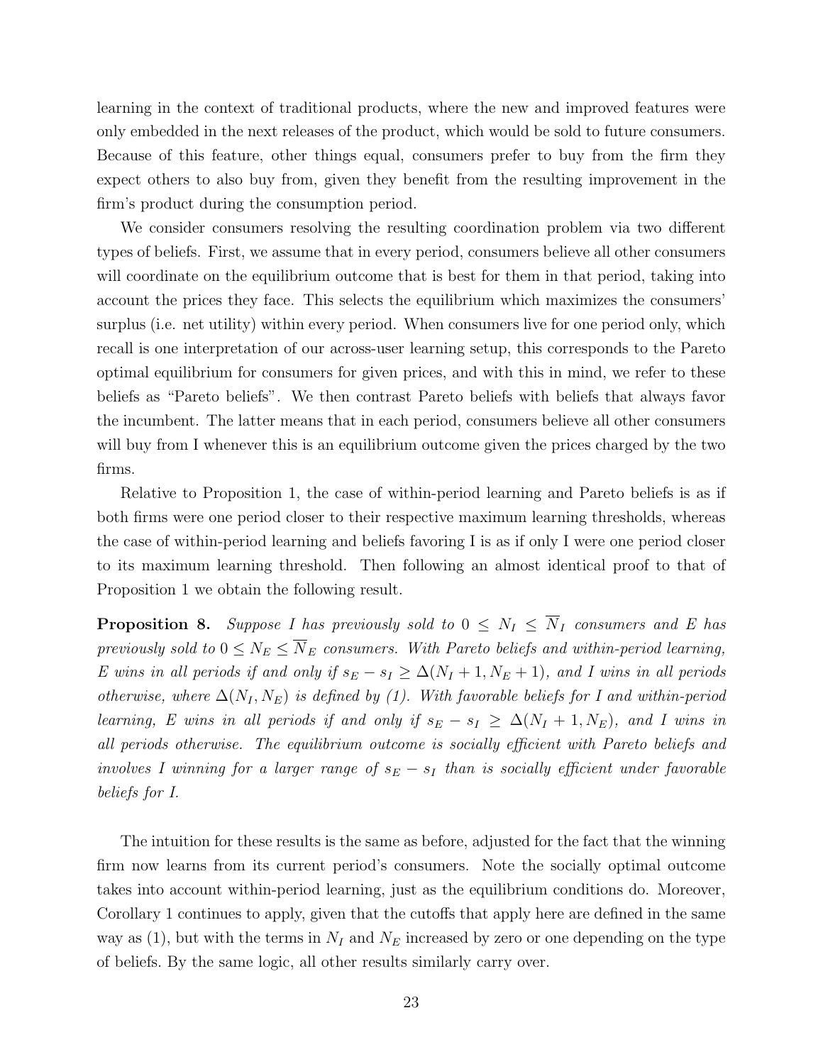learning in the context of traditional products, where the new and improved features were only embedded in the next releases of the product, which would be sold to future consumers. Because of this feature, other things equal, consumers prefer to buy from the firm they expect others to also buy from, given they benefit from the resulting improvement in the firm's product during the consumption period.

We consider consumers resolving the resulting coordination problem via two different types of beliefs. First, we assume that in every period, consumers believe all other consumers will coordinate on the equilibrium outcome that is best for them in that period, taking into account the prices they face. This selects the equilibrium which maximizes the consumers' surplus (i.e. net utility) within every period. When consumers live for one period only, which recall is one interpretation of our across-user learning setup, this corresponds to the Pareto optimal equilibrium for consumers for given prices, and with this in mind, we refer to these beliefs as "Pareto beliefs". We then contrast Pareto beliefs with beliefs that always favor the incumbent. The latter means that in each period, consumers believe all other consumers will buy from I whenever this is an equilibrium outcome given the prices charged by the two firms.

Relative to Proposition 1, the case of within-period learning and Pareto beliefs is as if both firms were one period closer to their respective maximum learning thresholds, whereas the case of within-period learning and beliefs favoring I is as if only I were one period closer to its maximum learning threshold. Then following an almost identical proof to that of Proposition 1 we obtain the following result.

**Proposition 8.** *Suppose I has previously sold to $0 \leq N_I \leq \overline{N}_I$ consumers and E has previously sold to $0 \leq N_E \leq \overline{N}_E$ consumers. With Pareto beliefs and within-period learning, E wins in all periods if and only if $s_E - s_I \geq \Delta(N_I + 1, N_E + 1)$, and I wins in all periods otherwise, where $\Delta(N_I, N_E)$ is defined by (1). With favorable beliefs for I and within-period learning, E wins in all periods if and only if $s_E - s_I \geq \Delta(N_I + 1, N_E)$, and I wins in all periods otherwise. The equilibrium outcome is socially efficient with Pareto beliefs and involves I winning for a larger range of $s_E - s_I$ than is socially efficient under favorable beliefs for I.*

The intuition for these results is the same as before, adjusted for the fact that the winning firm now learns from its current period's consumers. Note the socially optimal outcome takes into account within-period learning, just as the equilibrium conditions do. Moreover, Corollary 1 continues to apply, given that the cutoffs that apply here are defined in the same way as (1), but with the terms in $N_I$ and $N_E$ increased by zero or one depending on the type of beliefs. By the same logic, all other results similarly carry over.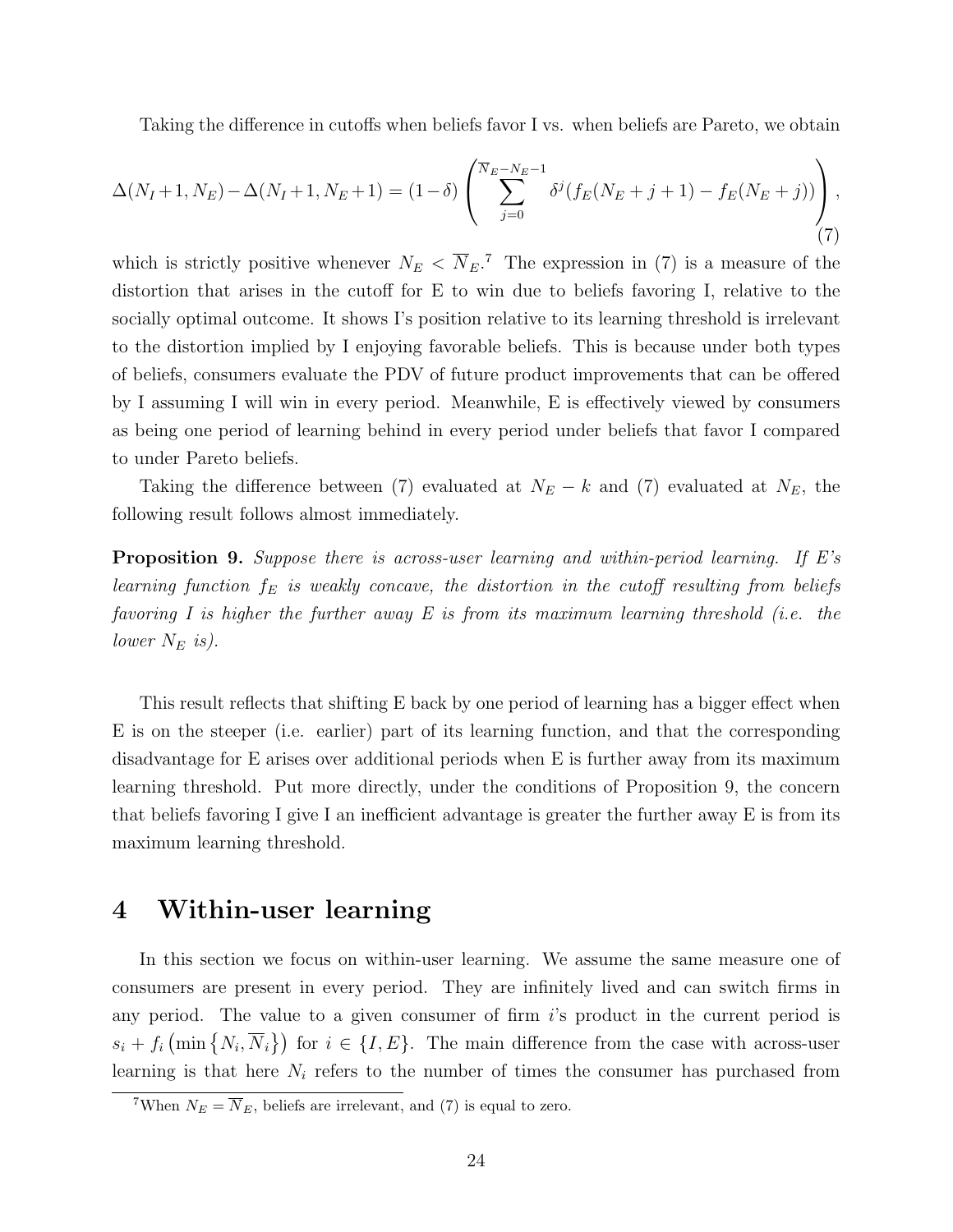Taking the difference in cutoffs when beliefs favor I vs. when beliefs are Pareto, we obtain

$$\Delta(N_I+1, N_E) - \Delta(N_I+1, N_E+1) = (1-\delta)\left(\sum_{j=0}^{\overline{N}_E - N_E - 1} \delta^j \left(f_E(N_E+j+1) - f_E(N_E+j)\right)\right), \tag{7}$$

which is strictly positive whenever $N_E < \overline{N}_E$.[7] The expression in (7) is a measure of the distortion that arises in the cutoff for E to win due to beliefs favoring I, relative to the socially optimal outcome. It shows I's position relative to its learning threshold is irrelevant to the distortion implied by I enjoying favorable beliefs. This is because under both types of beliefs, consumers evaluate the PDV of future product improvements that can be offered by I assuming I will win in every period. Meanwhile, E is effectively viewed by consumers as being one period of learning behind in every period under beliefs that favor I compared to under Pareto beliefs.

Taking the difference between (7) evaluated at $N_E - k$ and (7) evaluated at $N_E$, the following result follows almost immediately.

**Proposition 9.** *Suppose there is across-user learning and within-period learning. If E's learning function $f_E$ is weakly concave, the distortion in the cutoff resulting from beliefs favoring I is higher the further away E is from its maximum learning threshold (i.e. the lower $N_E$ is).*

This result reflects that shifting E back by one period of learning has a bigger effect when E is on the steeper (i.e. earlier) part of its learning function, and that the corresponding disadvantage for E arises over additional periods when E is further away from its maximum learning threshold. Put more directly, under the conditions of Proposition 9, the concern that beliefs favoring I give I an inefficient advantage is greater the further away E is from its maximum learning threshold.

# 4 Within-user learning

In this section we focus on within-user learning. We assume the same measure one of consumers are present in every period. They are infinitely lived and can switch firms in any period. The value to a given consumer of firm $i$'s product in the current period is $s_i + f_i\left(\min\left\{N_i, \overline{N}_i\right\}\right)$ for $i \in \{I, E\}$. The main difference from the case with across-user learning is that here $N_i$ refers to the number of times the consumer has purchased from

[7] When $N_E = \overline{N}_E$, beliefs are irrelevant, and (7) is equal to zero.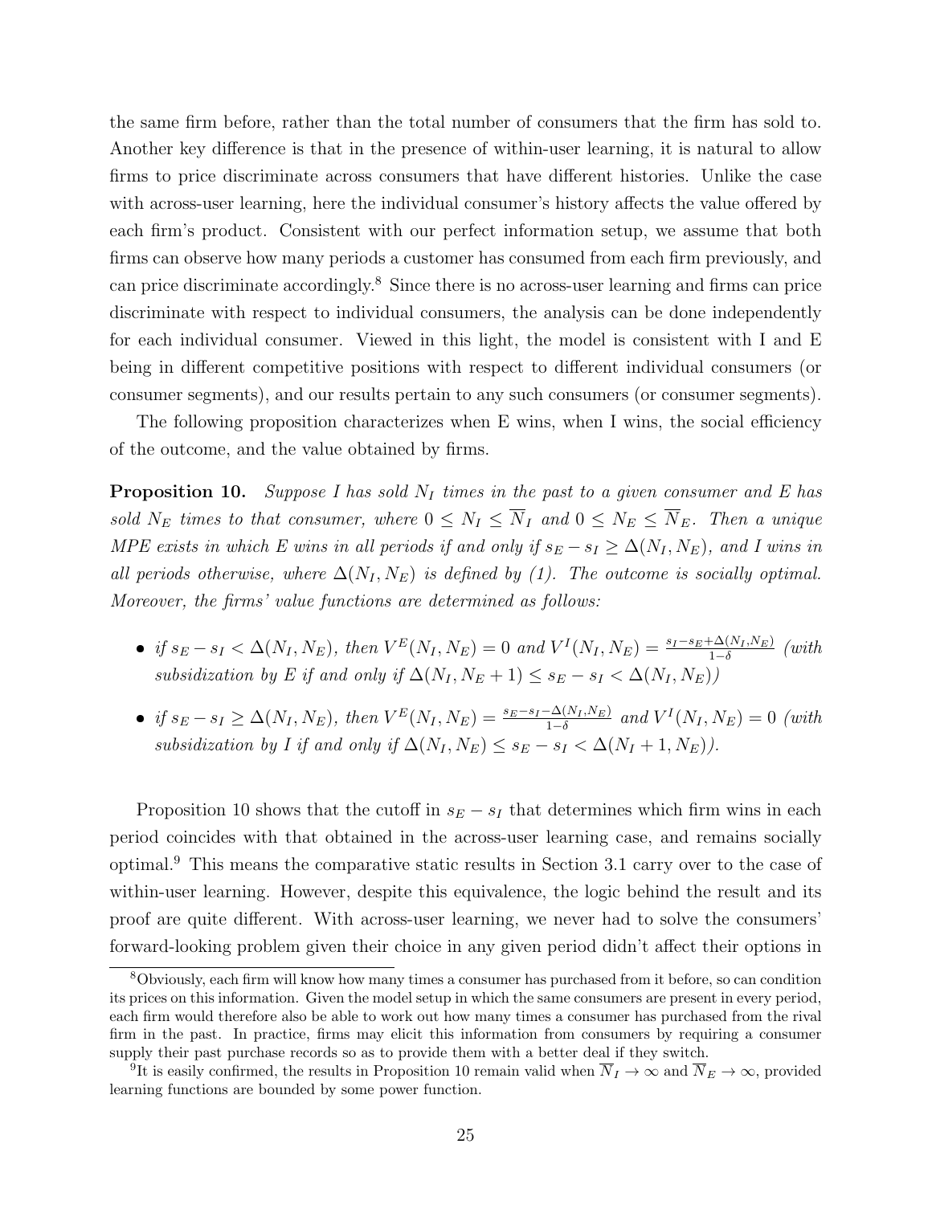the same firm before, rather than the total number of consumers that the firm has sold to. Another key difference is that in the presence of within-user learning, it is natural to allow firms to price discriminate across consumers that have different histories. Unlike the case with across-user learning, here the individual consumer's history affects the value offered by each firm's product. Consistent with our perfect information setup, we assume that both firms can observe how many periods a customer has consumed from each firm previously, and can price discriminate accordingly.[8] Since there is no across-user learning and firms can price discriminate with respect to individual consumers, the analysis can be done independently for each individual consumer. Viewed in this light, the model is consistent with I and E being in different competitive positions with respect to different individual consumers (or consumer segments), and our results pertain to any such consumers (or consumer segments).

The following proposition characterizes when E wins, when I wins, the social efficiency of the outcome, and the value obtained by firms.

**Proposition 10.** *Suppose I has sold $N_I$ times in the past to a given consumer and E has sold $N_E$ times to that consumer, where $0 \leq N_I \leq \overline{N}_I$ and $0 \leq N_E \leq \overline{N}_E$. Then a unique MPE exists in which E wins in all periods if and only if $s_E - s_I \geq \Delta(N_I, N_E)$, and I wins in all periods otherwise, where $\Delta(N_I, N_E)$ is defined by (1). The outcome is socially optimal. Moreover, the firms' value functions are determined as follows:*

- *if $s_E - s_I < \Delta(N_I, N_E)$, then $V^E(N_I, N_E) = 0$ and $V^I(N_I, N_E) = \frac{s_I - s_E + \Delta(N_I, N_E)}{1-\delta}$ (with subsidization by E if and only if $\Delta(N_I, N_E + 1) \leq s_E - s_I < \Delta(N_I, N_E)$)*
- *if $s_E - s_I \geq \Delta(N_I, N_E)$, then $V^E(N_I, N_E) = \frac{s_E - s_I - \Delta(N_I, N_E)}{1-\delta}$ and $V^I(N_I, N_E) = 0$ (with subsidization by I if and only if $\Delta(N_I, N_E) \leq s_E - s_I < \Delta(N_I + 1, N_E)$).*

Proposition 10 shows that the cutoff in $s_E - s_I$ that determines which firm wins in each period coincides with that obtained in the across-user learning case, and remains socially optimal.[9] This means the comparative static results in Section 3.1 carry over to the case of within-user learning. However, despite this equivalence, the logic behind the result and its proof are quite different. With across-user learning, we never had to solve the consumers' forward-looking problem given their choice in any given period didn't affect their options in

[8] Obviously, each firm will know how many times a consumer has purchased from it before, so can condition its prices on this information. Given the model setup in which the same consumers are present in every period, each firm would therefore also be able to work out how many times a consumer has purchased from the rival firm in the past. In practice, firms may elicit this information from consumers by requiring a consumer supply their past purchase records so as to provide them with a better deal if they switch.

[9] It is easily confirmed, the results in Proposition 10 remain valid when $\overline{N}_I \to \infty$ and $\overline{N}_E \to \infty$, provided learning functions are bounded by some power function.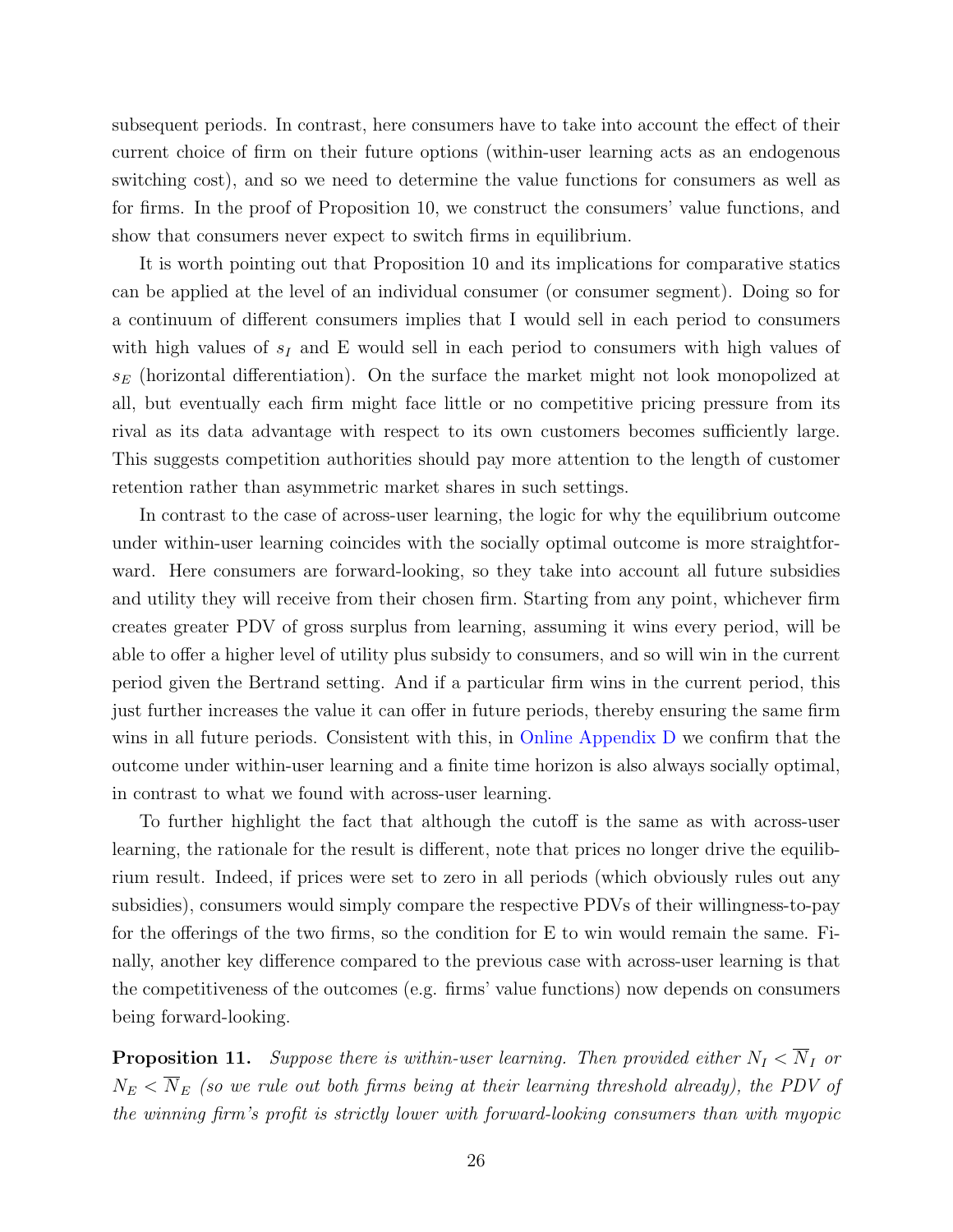subsequent periods. In contrast, here consumers have to take into account the effect of their current choice of firm on their future options (within-user learning acts as an endogenous switching cost), and so we need to determine the value functions for consumers as well as for firms. In the proof of Proposition 10, we construct the consumers' value functions, and show that consumers never expect to switch firms in equilibrium.

It is worth pointing out that Proposition 10 and its implications for comparative statics can be applied at the level of an individual consumer (or consumer segment). Doing so for a continuum of different consumers implies that I would sell in each period to consumers with high values of $s_I$ and E would sell in each period to consumers with high values of $s_E$ (horizontal differentiation). On the surface the market might not look monopolized at all, but eventually each firm might face little or no competitive pricing pressure from its rival as its data advantage with respect to its own customers becomes sufficiently large. This suggests competition authorities should pay more attention to the length of customer retention rather than asymmetric market shares in such settings.

In contrast to the case of across-user learning, the logic for why the equilibrium outcome under within-user learning coincides with the socially optimal outcome is more straightforward. Here consumers are forward-looking, so they take into account all future subsidies and utility they will receive from their chosen firm. Starting from any point, whichever firm creates greater PDV of gross surplus from learning, assuming it wins every period, will be able to offer a higher level of utility plus subsidy to consumers, and so will win in the current period given the Bertrand setting. And if a particular firm wins in the current period, this just further increases the value it can offer in future periods, thereby ensuring the same firm wins in all future periods. Consistent with this, in Online Appendix D we confirm that the outcome under within-user learning and a finite time horizon is also always socially optimal, in contrast to what we found with across-user learning.

To further highlight the fact that although the cutoff is the same as with across-user learning, the rationale for the result is different, note that prices no longer drive the equilibrium result. Indeed, if prices were set to zero in all periods (which obviously rules out any subsidies), consumers would simply compare the respective PDVs of their willingness-to-pay for the offerings of the two firms, so the condition for E to win would remain the same. Finally, another key difference compared to the previous case with across-user learning is that the competitiveness of the outcomes (e.g. firms' value functions) now depends on consumers being forward-looking.

**Proposition 11.** *Suppose there is within-user learning. Then provided either $N_I < \overline{N}_I$ or $N_E < \overline{N}_E$ (so we rule out both firms being at their learning threshold already), the PDV of the winning firm's profit is strictly lower with forward-looking consumers than with myopic*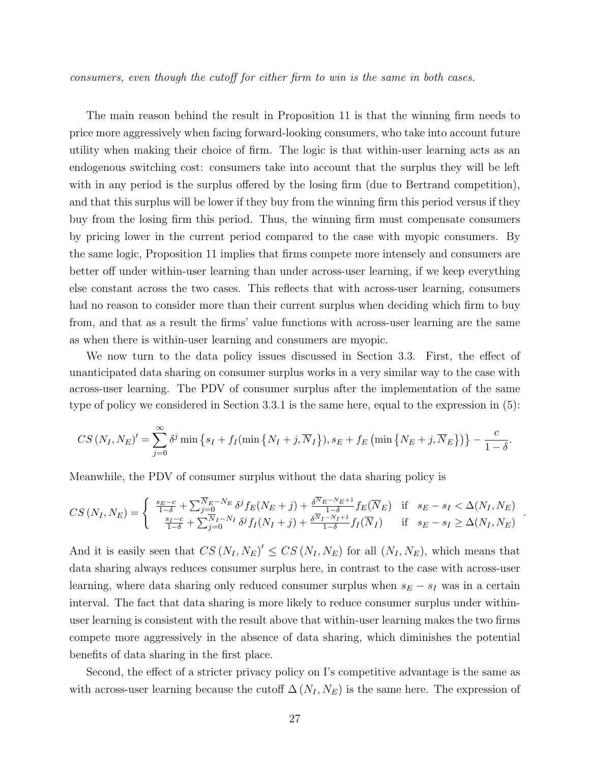*consumers, even though the cutoff for either firm to win is the same in both cases.*

The main reason behind the result in Proposition 11 is that the winning firm needs to price more aggressively when facing forward-looking consumers, who take into account future utility when making their choice of firm. The logic is that within-user learning acts as an endogenous switching cost: consumers take into account that the surplus they will be left with in any period is the surplus offered by the losing firm (due to Bertrand competition), and that this surplus will be lower if they buy from the winning firm this period versus if they buy from the losing firm this period. Thus, the winning firm must compensate consumers by pricing lower in the current period compared to the case with myopic consumers. By the same logic, Proposition 11 implies that firms compete more intensely and consumers are better off under within-user learning than under across-user learning, if we keep everything else constant across the two cases. This reflects that with across-user learning, consumers had no reason to consider more than their current surplus when deciding which firm to buy from, and that as a result the firms' value functions with across-user learning are the same as when there is within-user learning and consumers are myopic.

We now turn to the data policy issues discussed in Section 3.3. First, the effect of unanticipated data sharing on consumer surplus works in a very similar way to the case with across-user learning. The PDV of consumer surplus after the implementation of the same type of policy we considered in Section 3.3.1 is the same here, equal to the expression in (5):

$$CS\left(N_I, N_E\right)' = \sum_{j=0}^{\infty} \delta^j \min\left\{s_I + f_I(\min\left\{N_I + j, \overline{N}_I\right\}), s_E + f_E\left(\min\left\{N_E + j, \overline{N}_E\right\}\right)\right\} - \frac{c}{1-\delta}.$$

Meanwhile, the PDV of consumer surplus without the data sharing policy is

$$CS\left(N_I, N_E\right) = \begin{cases} \frac{s_E - c}{1-\delta} + \sum_{j=0}^{\overline{N}_E - N_E} \delta^j f_E(N_E + j) + \frac{\delta^{\overline{N}_E - N_E + 1}}{1-\delta} f_E(\overline{N}_E) & \text{if} \quad s_E - s_I < \Delta(N_I, N_E) \\ \frac{s_I - c}{1-\delta} + \sum_{j=0}^{\overline{N}_I - N_I} \delta^j f_I(N_I + j) + \frac{\delta^{\overline{N}_I - N_I + 1}}{1-\delta} f_I(\overline{N}_I) & \text{if} \quad s_E - s_I \geq \Delta(N_I, N_E) \end{cases}.$$

And it is easily seen that $CS\left(N_I, N_E\right)' \leq CS\left(N_I, N_E\right)$ for all $(N_I, N_E)$, which means that data sharing always reduces consumer surplus here, in contrast to the case with across-user learning, where data sharing only reduced consumer surplus when $s_E - s_I$ was in a certain interval. The fact that data sharing is more likely to reduce consumer surplus under within-user learning is consistent with the result above that within-user learning makes the two firms compete more aggressively in the absence of data sharing, which diminishes the potential benefits of data sharing in the first place.

Second, the effect of a stricter privacy policy on I's competitive advantage is the same as with across-user learning because the cutoff $\Delta\left(N_I, N_E\right)$ is the same here. The expression of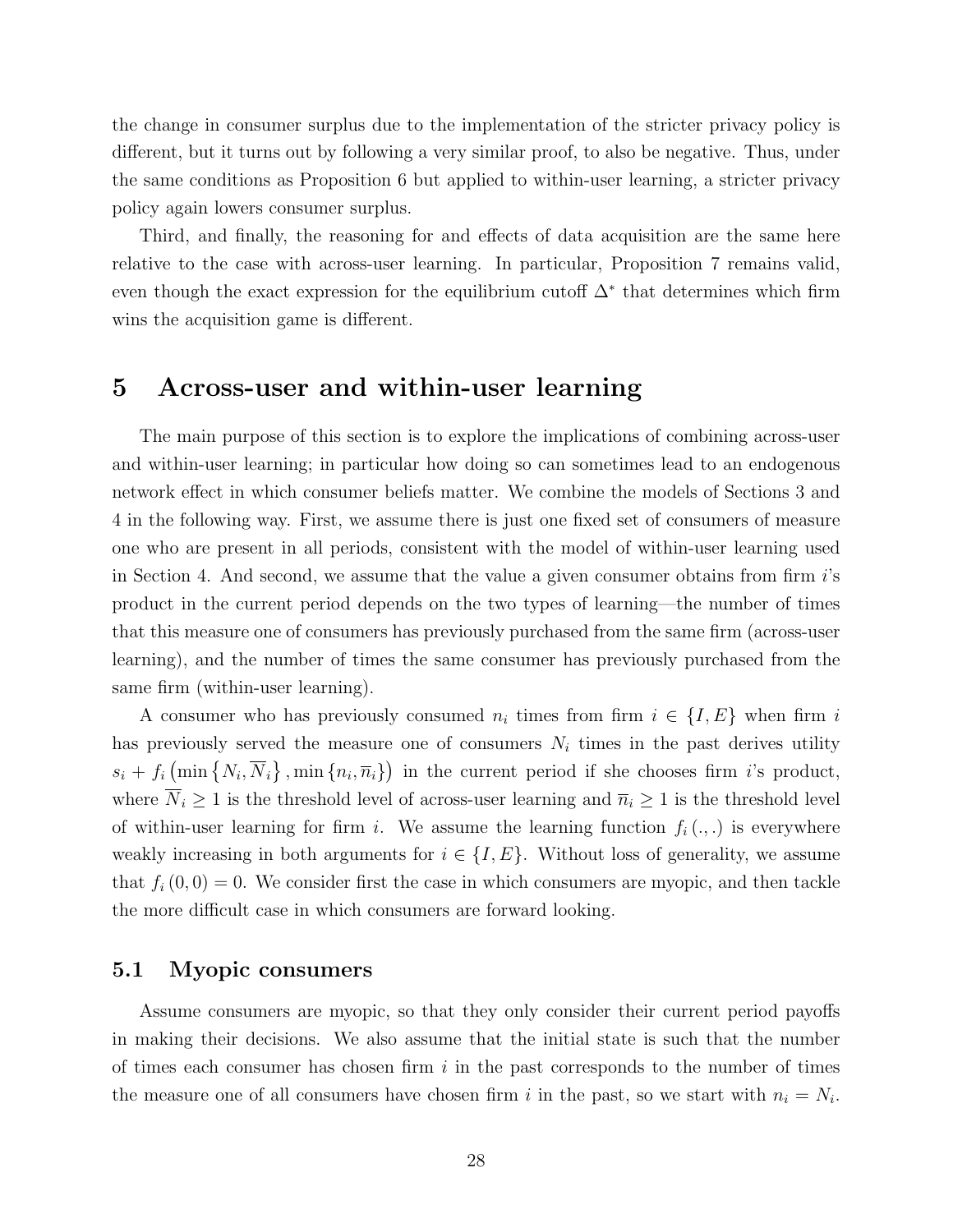the change in consumer surplus due to the implementation of the stricter privacy policy is different, but it turns out by following a very similar proof, to also be negative. Thus, under the same conditions as Proposition 6 but applied to within-user learning, a stricter privacy policy again lowers consumer surplus.

Third, and finally, the reasoning for and effects of data acquisition are the same here relative to the case with across-user learning. In particular, Proposition 7 remains valid, even though the exact expression for the equilibrium cutoff $\Delta^*$ that determines which firm wins the acquisition game is different.

# 5 Across-user and within-user learning

The main purpose of this section is to explore the implications of combining across-user and within-user learning; in particular how doing so can sometimes lead to an endogenous network effect in which consumer beliefs matter. We combine the models of Sections 3 and 4 in the following way. First, we assume there is just one fixed set of consumers of measure one who are present in all periods, consistent with the model of within-user learning used in Section 4. And second, we assume that the value a given consumer obtains from firm $i$'s product in the current period depends on the two types of learning—the number of times that this measure one of consumers has previously purchased from the same firm (across-user learning), and the number of times the same consumer has previously purchased from the same firm (within-user learning).

A consumer who has previously consumed $n_i$ times from firm $i \in \{I, E\}$ when firm $i$ has previously served the measure one of consumers $N_i$ times in the past derives utility $s_i + f_i\left(\min\left\{N_i, \overline{N}_i\right\}, \min\left\{n_i, \overline{n}_i\right\}\right)$ in the current period if she chooses firm $i$'s product, where $\overline{N}_i \geq 1$ is the threshold level of across-user learning and $\overline{n}_i \geq 1$ is the threshold level of within-user learning for firm $i$. We assume the learning function $f_i(.,.)$ is everywhere weakly increasing in both arguments for $i \in \{I, E\}$. Without loss of generality, we assume that $f_i(0, 0) = 0$. We consider first the case in which consumers are myopic, and then tackle the more difficult case in which consumers are forward looking.

## 5.1 Myopic consumers

Assume consumers are myopic, so that they only consider their current period payoffs in making their decisions. We also assume that the initial state is such that the number of times each consumer has chosen firm $i$ in the past corresponds to the number of times the measure one of all consumers have chosen firm $i$ in the past, so we start with $n_i = N_i$.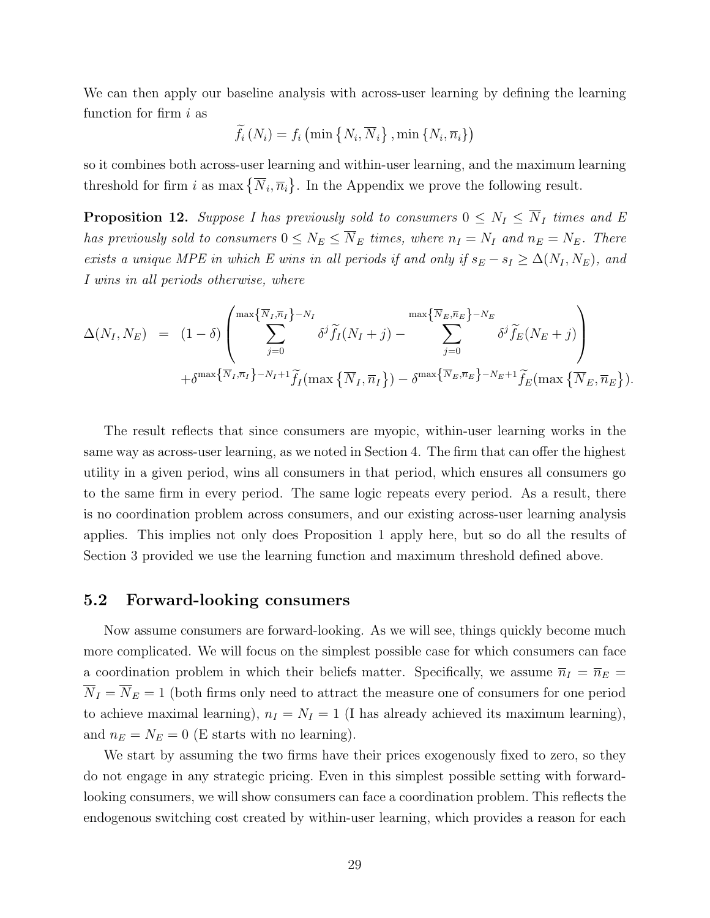We can then apply our baseline analysis with across-user learning by defining the learning function for firm $i$ as

$$\widetilde{f}_i(N_i) = f_i\left(\min\left\{N_i, \overline{N}_i\right\}, \min\left\{N_i, \overline{n}_i\right\}\right)$$

so it combines both across-user learning and within-user learning, and the maximum learning threshold for firm $i$ as $\max\left\{\overline{N}_i, \overline{n}_i\right\}$. In the Appendix we prove the following result.

**Proposition 12.** *Suppose I has previously sold to consumers $0 \leq N_I \leq \overline{N}_I$ times and E has previously sold to consumers $0 \leq N_E \leq \overline{N}_E$ times, where $n_I = N_I$ and $n_E = N_E$. There exists a unique MPE in which E wins in all periods if and only if $s_E - s_I \geq \Delta(N_I, N_E)$, and I wins in all periods otherwise, where*

$$\begin{aligned}
\Delta(N_I, N_E) &= (1-\delta)\left(\sum_{j=0}^{\max\left\{\overline{N}_I, \overline{n}_I\right\}-N_I} \delta^j \widetilde{f}_I(N_I + j) - \sum_{j=0}^{\max\left\{\overline{N}_E, \overline{n}_E\right\}-N_E} \delta^j \widetilde{f}_E(N_E + j)\right) \\
&\quad + \delta^{\max\left\{\overline{N}_I, \overline{n}_I\right\}-N_I+1} \widetilde{f}_I(\max\left\{\overline{N}_I, \overline{n}_I\right\}) - \delta^{\max\left\{\overline{N}_E, \overline{n}_E\right\}-N_E+1} \widetilde{f}_E(\max\left\{\overline{N}_E, \overline{n}_E\right\}).
\end{aligned}$$

The result reflects that since consumers are myopic, within-user learning works in the same way as across-user learning, as we noted in Section 4. The firm that can offer the highest utility in a given period, wins all consumers in that period, which ensures all consumers go to the same firm in every period. The same logic repeats every period. As a result, there is no coordination problem across consumers, and our existing across-user learning analysis applies. This implies not only does Proposition 1 apply here, but so do all the results of Section 3 provided we use the learning function and maximum threshold defined above.

## 5.2 Forward-looking consumers

Now assume consumers are forward-looking. As we will see, things quickly become much more complicated. We will focus on the simplest possible case for which consumers can face a coordination problem in which their beliefs matter. Specifically, we assume $\overline{n}_I = \overline{n}_E = \overline{N}_I = \overline{N}_E = 1$ (both firms only need to attract the measure one of consumers for one period to achieve maximal learning), $n_I = N_I = 1$ (I has already achieved its maximum learning), and $n_E = N_E = 0$ (E starts with no learning).

We start by assuming the two firms have their prices exogenously fixed to zero, so they do not engage in any strategic pricing. Even in this simplest possible setting with forward-looking consumers, we will show consumers can face a coordination problem. This reflects the endogenous switching cost created by within-user learning, which provides a reason for each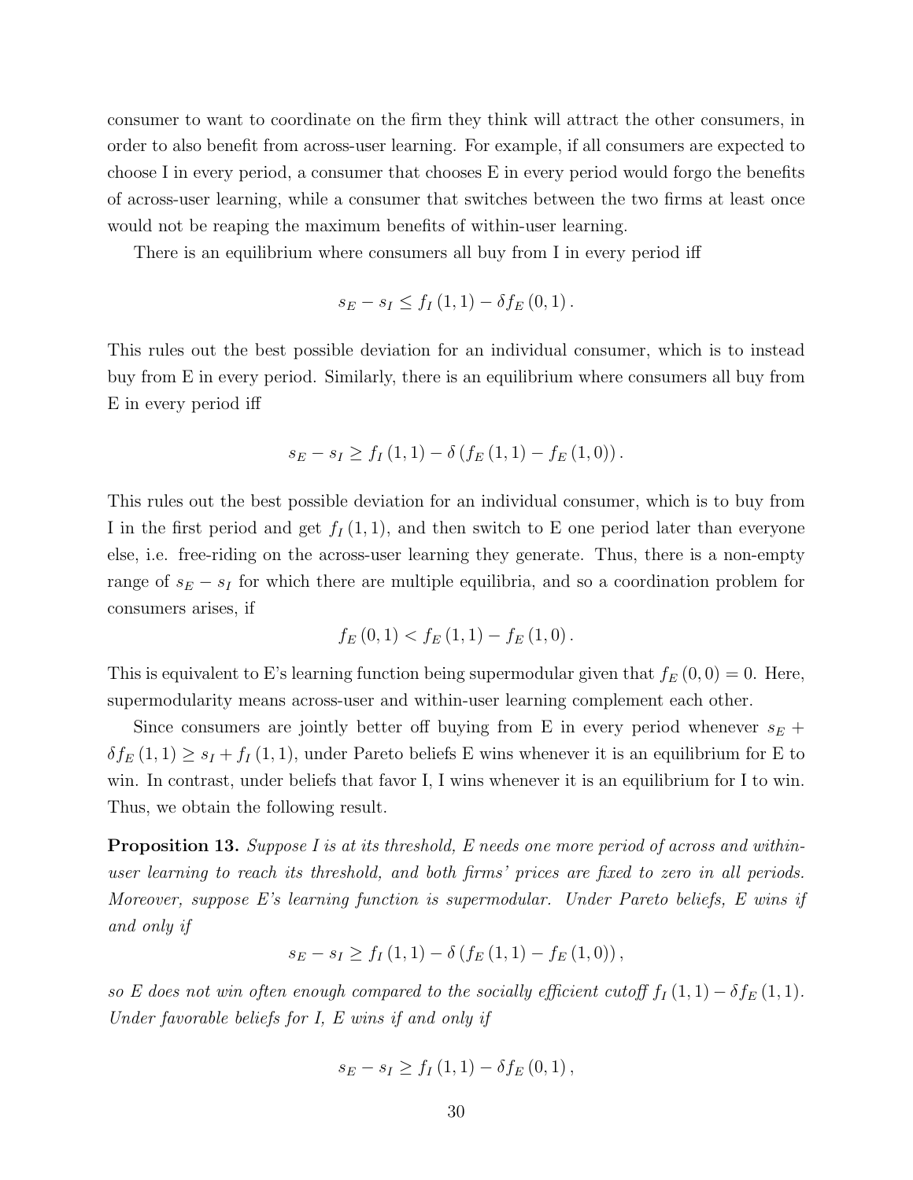consumer to want to coordinate on the firm they think will attract the other consumers, in order to also benefit from across-user learning. For example, if all consumers are expected to choose I in every period, a consumer that chooses E in every period would forgo the benefits of across-user learning, while a consumer that switches between the two firms at least once would not be reaping the maximum benefits of within-user learning.

There is an equilibrium where consumers all buy from I in every period iff

$$s_E - s_I \leq f_I(1,1) - \delta f_E(0,1).$$

This rules out the best possible deviation for an individual consumer, which is to instead buy from E in every period. Similarly, there is an equilibrium where consumers all buy from E in every period iff

$$s_E - s_I \geq f_I(1,1) - \delta(f_E(1,1) - f_E(1,0)).$$

This rules out the best possible deviation for an individual consumer, which is to buy from I in the first period and get $f_I(1,1)$, and then switch to E one period later than everyone else, i.e. free-riding on the across-user learning they generate. Thus, there is a non-empty range of $s_E - s_I$ for which there are multiple equilibria, and so a coordination problem for consumers arises, if

$$f_E(0,1) < f_E(1,1) - f_E(1,0).$$

This is equivalent to E's learning function being supermodular given that $f_E(0,0) = 0$. Here, supermodularity means across-user and within-user learning complement each other.

Since consumers are jointly better off buying from E in every period whenever $s_E + \delta f_E(1,1) \geq s_I + f_I(1,1)$, under Pareto beliefs E wins whenever it is an equilibrium for E to win. In contrast, under beliefs that favor I, I wins whenever it is an equilibrium for I to win. Thus, we obtain the following result.

**Proposition 13.** *Suppose I is at its threshold, E needs one more period of across and within-user learning to reach its threshold, and both firms' prices are fixed to zero in all periods. Moreover, suppose E's learning function is supermodular. Under Pareto beliefs, E wins if and only if*

$$s_E - s_I \geq f_I(1,1) - \delta(f_E(1,1) - f_E(1,0)),$$

*so E does not win often enough compared to the socially efficient cutoff $f_I(1,1) - \delta f_E(1,1)$. Under favorable beliefs for I, E wins if and only if*

$$s_E - s_I \geq f_I(1,1) - \delta f_E(0,1),$$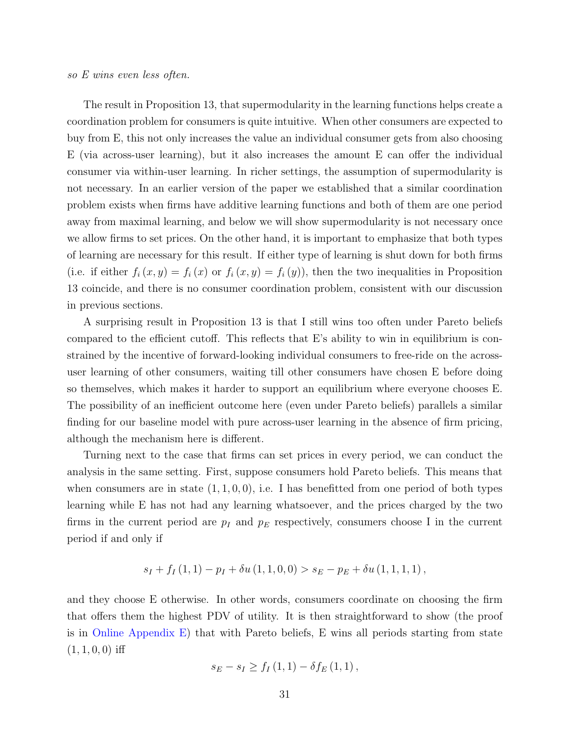*so E wins even less often.*

The result in Proposition 13, that supermodularity in the learning functions helps create a coordination problem for consumers is quite intuitive. When other consumers are expected to buy from E, this not only increases the value an individual consumer gets from also choosing E (via across-user learning), but it also increases the amount E can offer the individual consumer via within-user learning. In richer settings, the assumption of supermodularity is not necessary. In an earlier version of the paper we established that a similar coordination problem exists when firms have additive learning functions and both of them are one period away from maximal learning, and below we will show supermodularity is not necessary once we allow firms to set prices. On the other hand, it is important to emphasize that both types of learning are necessary for this result. If either type of learning is shut down for both firms (i.e. if either $f_i(x, y) = f_i(x)$ or $f_i(x, y) = f_i(y)$), then the two inequalities in Proposition 13 coincide, and there is no consumer coordination problem, consistent with our discussion in previous sections.

A surprising result in Proposition 13 is that I still wins too often under Pareto beliefs compared to the efficient cutoff. This reflects that E's ability to win in equilibrium is constrained by the incentive of forward-looking individual consumers to free-ride on the across-user learning of other consumers, waiting till other consumers have chosen E before doing so themselves, which makes it harder to support an equilibrium where everyone chooses E. The possibility of an inefficient outcome here (even under Pareto beliefs) parallels a similar finding for our baseline model with pure across-user learning in the absence of firm pricing, although the mechanism here is different.

Turning next to the case that firms can set prices in every period, we can conduct the analysis in the same setting. First, suppose consumers hold Pareto beliefs. This means that when consumers are in state $(1, 1, 0, 0)$, i.e. I has benefitted from one period of both types learning while E has not had any learning whatsoever, and the prices charged by the two firms in the current period are $p_I$ and $p_E$ respectively, consumers choose I in the current period if and only if

$$s_I + f_I(1, 1) - p_I + \delta u(1, 1, 0, 0) > s_E - p_E + \delta u(1, 1, 1, 1),$$

and they choose E otherwise. In other words, consumers coordinate on choosing the firm that offers them the highest PDV of utility. It is then straightforward to show (the proof is in Online Appendix E) that with Pareto beliefs, E wins all periods starting from state $(1, 1, 0, 0)$ iff

$$s_E - s_I \geq f_I(1, 1) - \delta f_E(1, 1),$$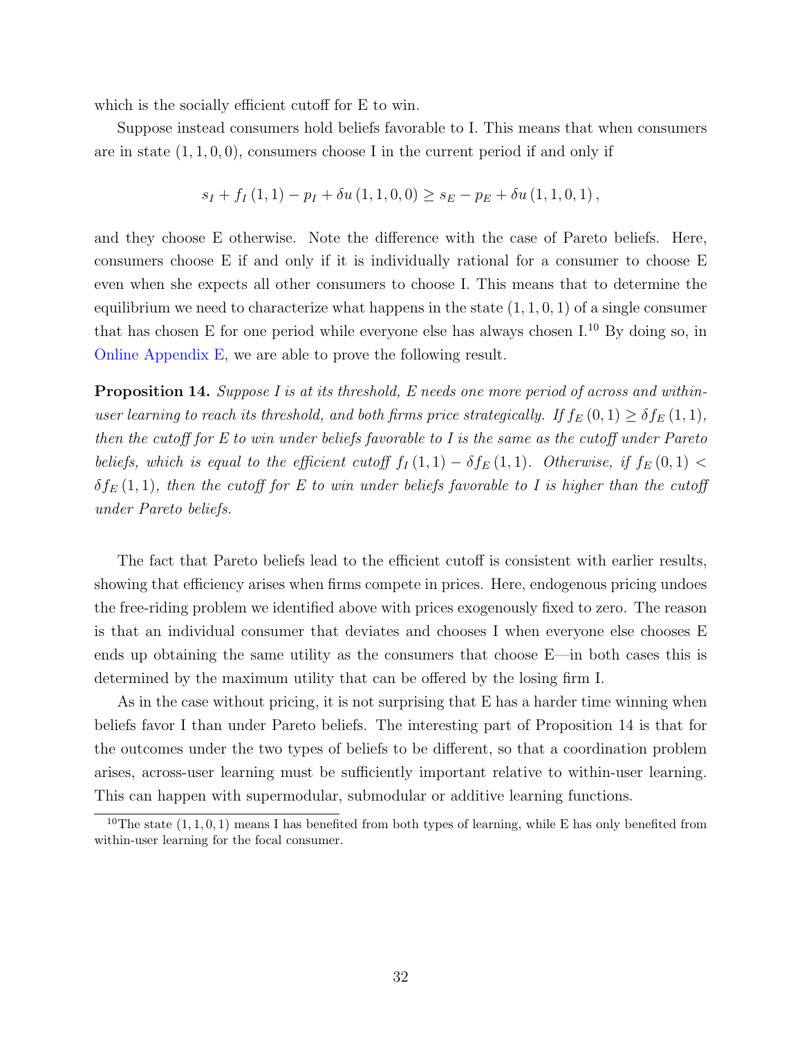which is the socially efficient cutoff for E to win.

Suppose instead consumers hold beliefs favorable to I. This means that when consumers are in state $(1,1,0,0)$, consumers choose I in the current period if and only if

$$s_I + f_I(1,1) - p_I + \delta u(1,1,0,0) \geq s_E - p_E + \delta u(1,1,0,1),$$

and they choose E otherwise. Note the difference with the case of Pareto beliefs. Here, consumers choose E if and only if it is individually rational for a consumer to choose E even when she expects all other consumers to choose I. This means that to determine the equilibrium we need to characterize what happens in the state $(1,1,0,1)$ of a single consumer that has chosen E for one period while everyone else has always chosen I.[10] By doing so, in Online Appendix E, we are able to prove the following result.

**Proposition 14.** *Suppose I is at its threshold, E needs one more period of across and within-user learning to reach its threshold, and both firms price strategically. If $f_E(0,1) \geq \delta f_E(1,1)$, then the cutoff for E to win under beliefs favorable to I is the same as the cutoff under Pareto beliefs, which is equal to the efficient cutoff $f_I(1,1) - \delta f_E(1,1)$. Otherwise, if $f_E(0,1) < \delta f_E(1,1)$, then the cutoff for E to win under beliefs favorable to I is higher than the cutoff under Pareto beliefs.*

The fact that Pareto beliefs lead to the efficient cutoff is consistent with earlier results, showing that efficiency arises when firms compete in prices. Here, endogenous pricing undoes the free-riding problem we identified above with prices exogenously fixed to zero. The reason is that an individual consumer that deviates and chooses I when everyone else chooses E ends up obtaining the same utility as the consumers that choose E—in both cases this is determined by the maximum utility that can be offered by the losing firm I.

As in the case without pricing, it is not surprising that E has a harder time winning when beliefs favor I than under Pareto beliefs. The interesting part of Proposition 14 is that for the outcomes under the two types of beliefs to be different, so that a coordination problem arises, across-user learning must be sufficiently important relative to within-user learning. This can happen with supermodular, submodular or additive learning functions.

[10] The state $(1,1,0,1)$ means I has benefited from both types of learning, while E has only benefited from within-user learning for the focal consumer.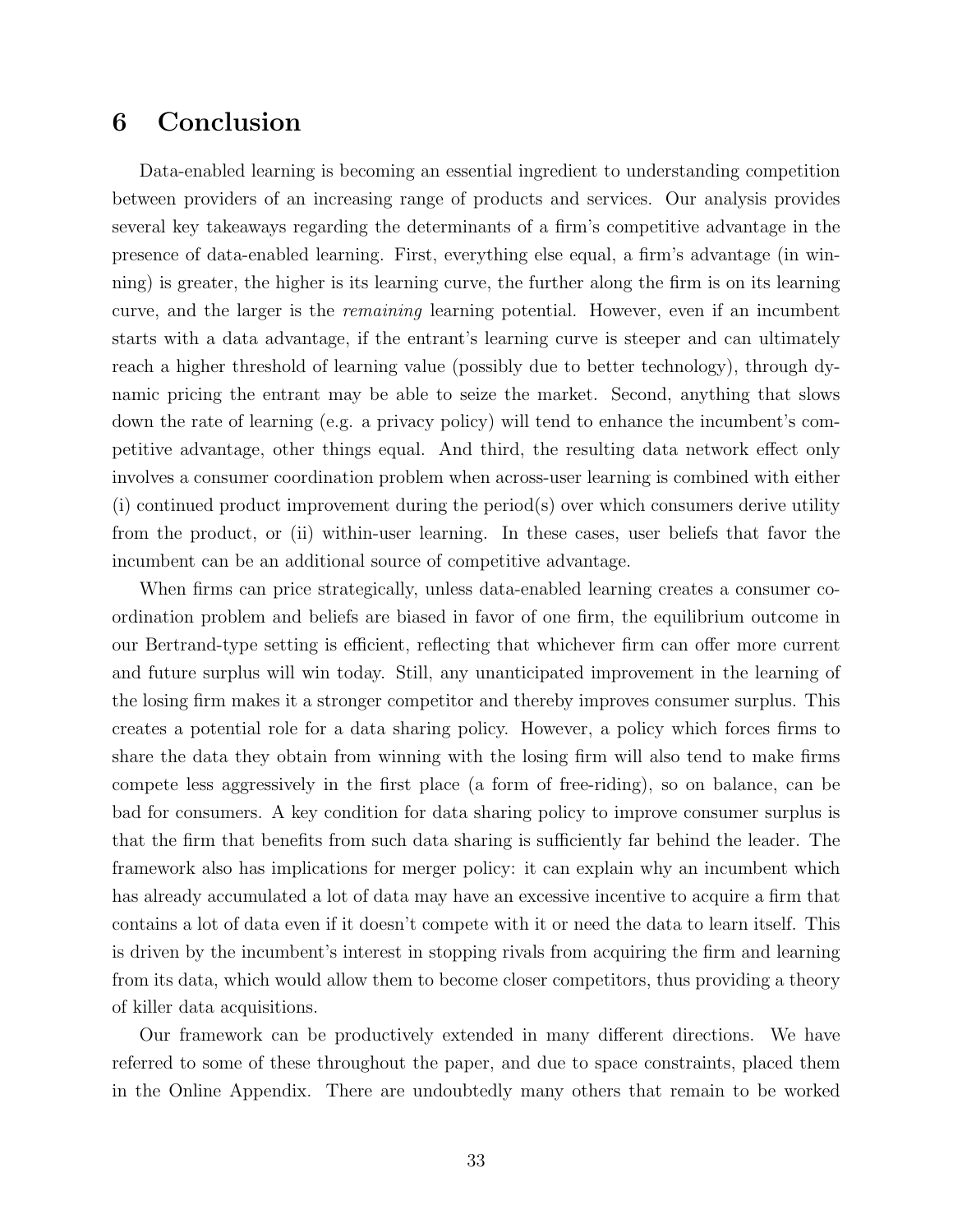## 6 Conclusion

Data-enabled learning is becoming an essential ingredient to understanding competition between providers of an increasing range of products and services. Our analysis provides several key takeaways regarding the determinants of a firm's competitive advantage in the presence of data-enabled learning. First, everything else equal, a firm's advantage (in winning) is greater, the higher is its learning curve, the further along the firm is on its learning curve, and the larger is the *remaining* learning potential. However, even if an incumbent starts with a data advantage, if the entrant's learning curve is steeper and can ultimately reach a higher threshold of learning value (possibly due to better technology), through dynamic pricing the entrant may be able to seize the market. Second, anything that slows down the rate of learning (e.g. a privacy policy) will tend to enhance the incumbent's competitive advantage, other things equal. And third, the resulting data network effect only involves a consumer coordination problem when across-user learning is combined with either (i) continued product improvement during the period(s) over which consumers derive utility from the product, or (ii) within-user learning. In these cases, user beliefs that favor the incumbent can be an additional source of competitive advantage.

When firms can price strategically, unless data-enabled learning creates a consumer coordination problem and beliefs are biased in favor of one firm, the equilibrium outcome in our Bertrand-type setting is efficient, reflecting that whichever firm can offer more current and future surplus will win today. Still, any unanticipated improvement in the learning of the losing firm makes it a stronger competitor and thereby improves consumer surplus. This creates a potential role for a data sharing policy. However, a policy which forces firms to share the data they obtain from winning with the losing firm will also tend to make firms compete less aggressively in the first place (a form of free-riding), so on balance, can be bad for consumers. A key condition for data sharing policy to improve consumer surplus is that the firm that benefits from such data sharing is sufficiently far behind the leader. The framework also has implications for merger policy: it can explain why an incumbent which has already accumulated a lot of data may have an excessive incentive to acquire a firm that contains a lot of data even if it doesn't compete with it or need the data to learn itself. This is driven by the incumbent's interest in stopping rivals from acquiring the firm and learning from its data, which would allow them to become closer competitors, thus providing a theory of killer data acquisitions.

Our framework can be productively extended in many different directions. We have referred to some of these throughout the paper, and due to space constraints, placed them in the Online Appendix. There are undoubtedly many others that remain to be worked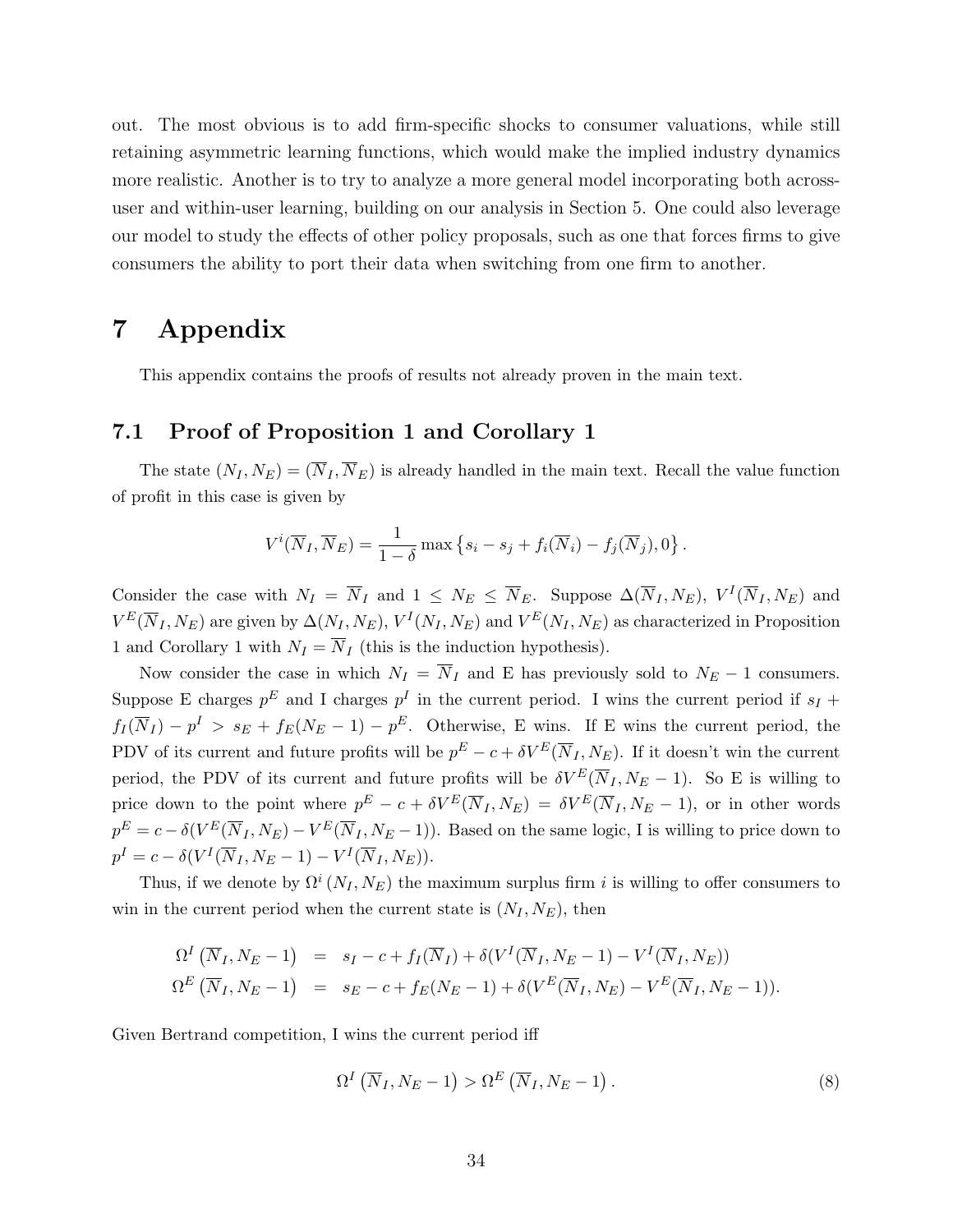out. The most obvious is to add firm-specific shocks to consumer valuations, while still retaining asymmetric learning functions, which would make the implied industry dynamics more realistic. Another is to try to analyze a more general model incorporating both across-user and within-user learning, building on our analysis in Section 5. One could also leverage our model to study the effects of other policy proposals, such as one that forces firms to give consumers the ability to port their data when switching from one firm to another.

# 7 Appendix

This appendix contains the proofs of results not already proven in the main text.

## 7.1 Proof of Proposition 1 and Corollary 1

The state $(N_I, N_E) = (\overline{N}_I, \overline{N}_E)$ is already handled in the main text. Recall the value function of profit in this case is given by

$$V^i(\overline{N}_I, \overline{N}_E) = \frac{1}{1-\delta} \max\left\{s_i - s_j + f_i(\overline{N}_i) - f_j(\overline{N}_j), 0\right\}.$$

Consider the case with $N_I = \overline{N}_I$ and $1 \leq N_E \leq \overline{N}_E$. Suppose $\Delta(\overline{N}_I, N_E)$, $V^I(\overline{N}_I, N_E)$ and $V^E(\overline{N}_I, N_E)$ are given by $\Delta(N_I, N_E)$, $V^I(N_I, N_E)$ and $V^E(N_I, N_E)$ as characterized in Proposition 1 and Corollary 1 with $N_I = \overline{N}_I$ (this is the induction hypothesis).

Now consider the case in which $N_I = \overline{N}_I$ and E has previously sold to $N_E - 1$ consumers. Suppose E charges $p^E$ and I charges $p^I$ in the current period. I wins the current period if $s_I + f_I(\overline{N}_I) - p^I > s_E + f_E(N_E - 1) - p^E$. Otherwise, E wins. If E wins the current period, the PDV of its current and future profits will be $p^E - c + \delta V^E(\overline{N}_I, N_E)$. If it doesn't win the current period, the PDV of its current and future profits will be $\delta V^E(\overline{N}_I, N_E - 1)$. So E is willing to price down to the point where $p^E - c + \delta V^E(\overline{N}_I, N_E) = \delta V^E(\overline{N}_I, N_E - 1)$, or in other words $p^E = c - \delta(V^E(\overline{N}_I, N_E) - V^E(\overline{N}_I, N_E - 1))$. Based on the same logic, I is willing to price down to $p^I = c - \delta(V^I(\overline{N}_I, N_E - 1) - V^I(\overline{N}_I, N_E))$.

Thus, if we denote by $\Omega^i(N_I, N_E)$ the maximum surplus firm $i$ is willing to offer consumers to win in the current period when the current state is $(N_I, N_E)$, then

$$\begin{aligned}
\Omega^I\left(\overline{N}_I, N_E - 1\right) &= s_I - c + f_I(\overline{N}_I) + \delta(V^I(\overline{N}_I, N_E - 1) - V^I(\overline{N}_I, N_E)) \\
\Omega^E\left(\overline{N}_I, N_E - 1\right) &= s_E - c + f_E(N_E - 1) + \delta(V^E(\overline{N}_I, N_E) - V^E(\overline{N}_I, N_E - 1)).
\end{aligned}$$

Given Bertrand competition, I wins the current period iff

$$\Omega^I\left(\overline{N}_I, N_E - 1\right) > \Omega^E\left(\overline{N}_I, N_E - 1\right). \tag{8}$$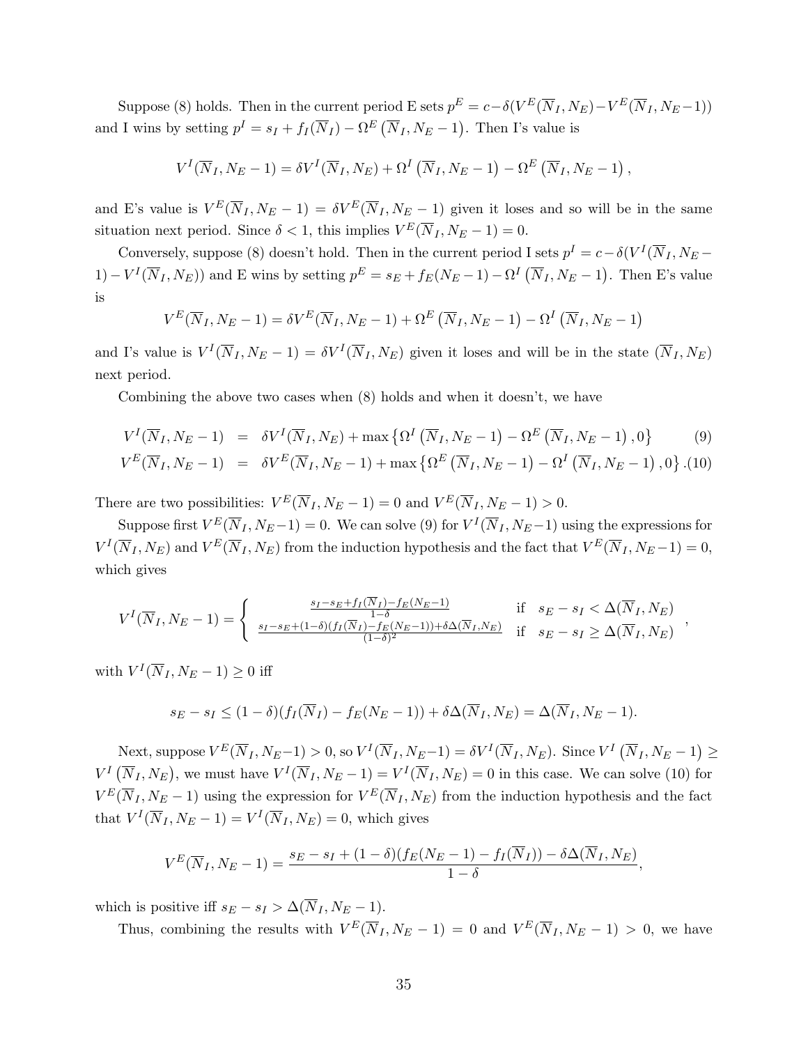Suppose (8) holds. Then in the current period E sets $p^E = c - \delta(V^E(\overline{N}_I, N_E) - V^E(\overline{N}_I, N_E - 1))$ and I wins by setting $p^I = s_I + f_I(\overline{N}_I) - \Omega^E\left(\overline{N}_I, N_E - 1\right)$. Then I's value is

$$V^I(\overline{N}_I, N_E - 1) = \delta V^I(\overline{N}_I, N_E) + \Omega^I\left(\overline{N}_I, N_E - 1\right) - \Omega^E\left(\overline{N}_I, N_E - 1\right),$$

and E's value is $V^E(\overline{N}_I, N_E - 1) = \delta V^E(\overline{N}_I, N_E - 1)$ given it loses and so will be in the same situation next period. Since $\delta < 1$, this implies $V^E(\overline{N}_I, N_E - 1) = 0$.

Conversely, suppose (8) doesn't hold. Then in the current period I sets $p^I = c - \delta(V^I(\overline{N}_I, N_E - 1) - V^I(\overline{N}_I, N_E))$ and E wins by setting $p^E = s_E + f_E(N_E - 1) - \Omega^I\left(\overline{N}_I, N_E - 1\right)$. Then E's value is

$$V^E(\overline{N}_I, N_E - 1) = \delta V^E(\overline{N}_I, N_E - 1) + \Omega^E\left(\overline{N}_I, N_E - 1\right) - \Omega^I\left(\overline{N}_I, N_E - 1\right)$$

and I's value is $V^I(\overline{N}_I, N_E - 1) = \delta V^I(\overline{N}_I, N_E)$ given it loses and will be in the state $(\overline{N}_I, N_E)$ next period.

Combining the above two cases when (8) holds and when it doesn't, we have

$$V^I(\overline{N}_I, N_E - 1) = \delta V^I(\overline{N}_I, N_E) + \max\left\{\Omega^I\left(\overline{N}_I, N_E - 1\right) - \Omega^E\left(\overline{N}_I, N_E - 1\right), 0\right\} \tag{9}$$

$$V^E(\overline{N}_I, N_E - 1) = \delta V^E(\overline{N}_I, N_E - 1) + \max\left\{\Omega^E\left(\overline{N}_I, N_E - 1\right) - \Omega^I\left(\overline{N}_I, N_E - 1\right), 0\right\}. \tag{10}$$

There are two possibilities: $V^E(\overline{N}_I, N_E - 1) = 0$ and $V^E(\overline{N}_I, N_E - 1) > 0$.

Suppose first $V^E(\overline{N}_I, N_E - 1) = 0$. We can solve (9) for $V^I(\overline{N}_I, N_E - 1)$ using the expressions for $V^I(\overline{N}_I, N_E)$ and $V^E(\overline{N}_I, N_E)$ from the induction hypothesis and the fact that $V^E(\overline{N}_I, N_E - 1) = 0$, which gives

$$V^I(\overline{N}_I, N_E - 1) = \begin{cases} \frac{s_I - s_E + f_I(\overline{N}_I) - f_E(N_E - 1)}{1 - \delta} & \text{if} \quad s_E - s_I < \Delta(\overline{N}_I, N_E) \\ \frac{s_I - s_E + (1 - \delta)(f_I(\overline{N}_I) - f_E(N_E - 1)) + \delta\Delta(\overline{N}_I, N_E)}{(1 - \delta)^2} & \text{if} \quad s_E - s_I \geq \Delta(\overline{N}_I, N_E) \end{cases},$$

with $V^I(\overline{N}_I, N_E - 1) \geq 0$ iff

$$s_E - s_I \leq (1 - \delta)(f_I(\overline{N}_I) - f_E(N_E - 1)) + \delta\Delta(\overline{N}_I, N_E) = \Delta(\overline{N}_I, N_E - 1).$$

Next, suppose $V^E(\overline{N}_I, N_E - 1) > 0$, so $V^I(\overline{N}_I, N_E - 1) = \delta V^I(\overline{N}_I, N_E)$. Since $V^I\left(\overline{N}_I, N_E - 1\right) \geq V^I\left(\overline{N}_I, N_E\right)$, we must have $V^I(\overline{N}_I, N_E - 1) = V^I(\overline{N}_I, N_E) = 0$ in this case. We can solve (10) for $V^E(\overline{N}_I, N_E - 1)$ using the expression for $V^E(\overline{N}_I, N_E)$ from the induction hypothesis and the fact that $V^I(\overline{N}_I, N_E - 1) = V^I(\overline{N}_I, N_E) = 0$, which gives

$$V^E(\overline{N}_I, N_E - 1) = \frac{s_E - s_I + (1 - \delta)(f_E(N_E - 1) - f_I(\overline{N}_I)) - \delta\Delta(\overline{N}_I, N_E)}{1 - \delta},$$

which is positive iff $s_E - s_I > \Delta(\overline{N}_I, N_E - 1)$.

Thus, combining the results with $V^E(\overline{N}_I, N_E - 1) = 0$ and $V^E(\overline{N}_I, N_E - 1) > 0$, we have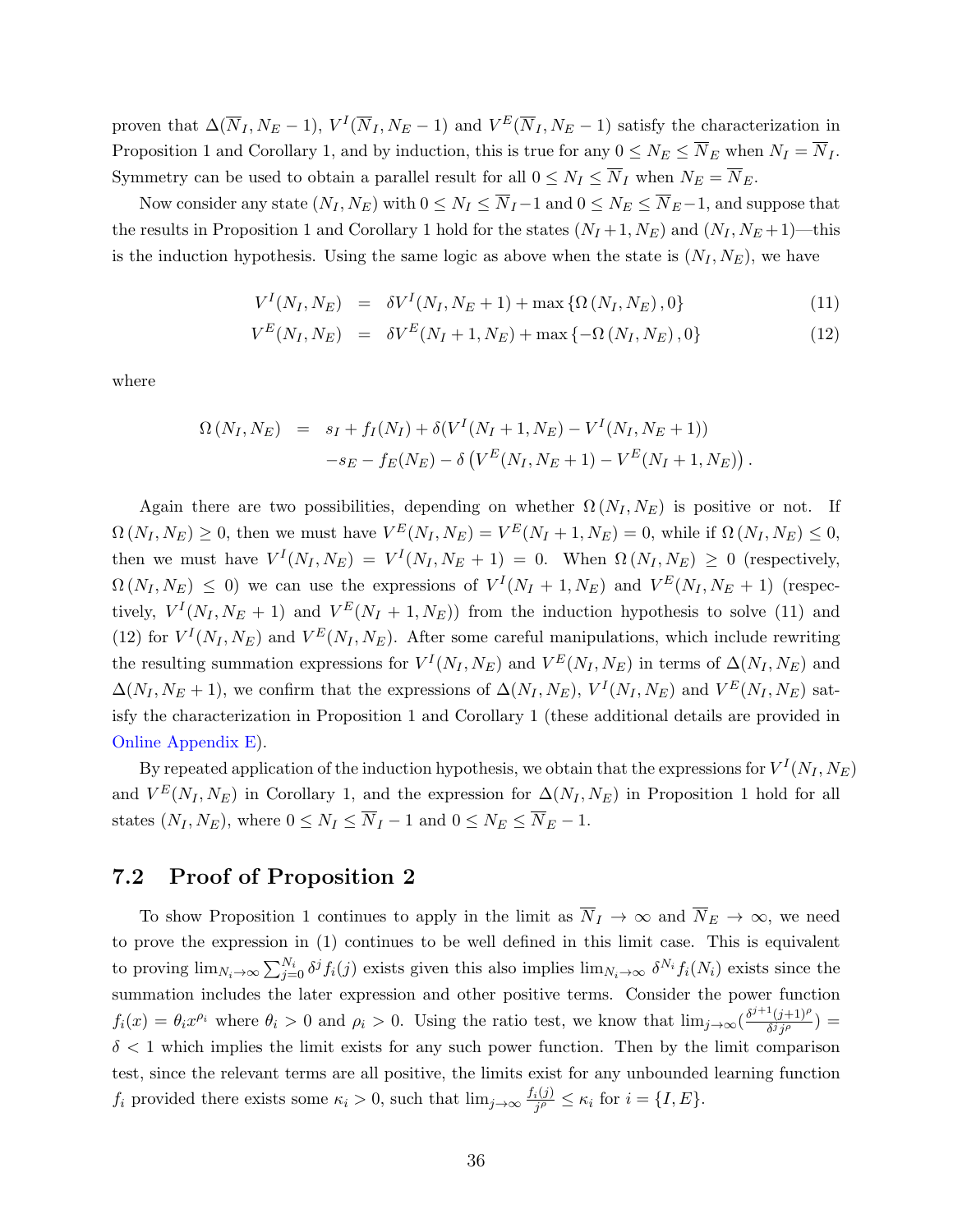proven that $\Delta(\overline{N}_I, N_E - 1)$, $V^I(\overline{N}_I, N_E - 1)$ and $V^E(\overline{N}_I, N_E - 1)$ satisfy the characterization in Proposition 1 and Corollary 1, and by induction, this is true for any $0 \leq N_E \leq \overline{N}_E$ when $N_I = \overline{N}_I$. Symmetry can be used to obtain a parallel result for all $0 \leq N_I \leq \overline{N}_I$ when $N_E = \overline{N}_E$.

Now consider any state $(N_I, N_E)$ with $0 \leq N_I \leq \overline{N}_I - 1$ and $0 \leq N_E \leq \overline{N}_E - 1$, and suppose that the results in Proposition 1 and Corollary 1 hold for the states $(N_I + 1, N_E)$ and $(N_I, N_E + 1)$—this is the induction hypothesis. Using the same logic as above when the state is $(N_I, N_E)$, we have

$$V^I(N_I, N_E) = \delta V^I(N_I, N_E + 1) + \max\{\Omega(N_I, N_E), 0\} \tag{11}$$

$$V^E(N_I, N_E) = \delta V^E(N_I + 1, N_E) + \max\{-\Omega(N_I, N_E), 0\} \tag{12}$$

where

$$\begin{aligned}\Omega(N_I, N_E) &= s_I + f_I(N_I) + \delta(V^I(N_I + 1, N_E) - V^I(N_I, N_E + 1)) \\ &\quad - s_E - f_E(N_E) - \delta\left(V^E(N_I, N_E + 1) - V^E(N_I + 1, N_E)\right).\end{aligned}$$

Again there are two possibilities, depending on whether $\Omega(N_I, N_E)$ is positive or not. If $\Omega(N_I, N_E) \geq 0$, then we must have $V^E(N_I, N_E) = V^E(N_I + 1, N_E) = 0$, while if $\Omega(N_I, N_E) \leq 0$, then we must have $V^I(N_I, N_E) = V^I(N_I, N_E + 1) = 0$. When $\Omega(N_I, N_E) \geq 0$ (respectively, $\Omega(N_I, N_E) \leq 0$) we can use the expressions of $V^I(N_I + 1, N_E)$ and $V^E(N_I, N_E + 1)$ (respectively, $V^I(N_I, N_E + 1)$ and $V^E(N_I + 1, N_E)$) from the induction hypothesis to solve (11) and (12) for $V^I(N_I, N_E)$ and $V^E(N_I, N_E)$. After some careful manipulations, which include rewriting the resulting summation expressions for $V^I(N_I, N_E)$ and $V^E(N_I, N_E)$ in terms of $\Delta(N_I, N_E)$ and $\Delta(N_I, N_E + 1)$, we confirm that the expressions of $\Delta(N_I, N_E)$, $V^I(N_I, N_E)$ and $V^E(N_I, N_E)$ satisfy the characterization in Proposition 1 and Corollary 1 (these additional details are provided in Online Appendix E).

By repeated application of the induction hypothesis, we obtain that the expressions for $V^I(N_I, N_E)$ and $V^E(N_I, N_E)$ in Corollary 1, and the expression for $\Delta(N_I, N_E)$ in Proposition 1 hold for all states $(N_I, N_E)$, where $0 \leq N_I \leq \overline{N}_I - 1$ and $0 \leq N_E \leq \overline{N}_E - 1$.

## 7.2 Proof of Proposition 2

To show Proposition 1 continues to apply in the limit as $\overline{N}_I \to \infty$ and $\overline{N}_E \to \infty$, we need to prove the expression in (1) continues to be well defined in this limit case. This is equivalent to proving $\lim_{N_i \to \infty} \sum_{j=0}^{N_i} \delta^j f_i(j)$ exists given this also implies $\lim_{N_i \to \infty} \delta^{N_i} f_i(N_i)$ exists since the summation includes the later expression and other positive terms. Consider the power function $f_i(x) = \theta_i x^{\rho_i}$ where $\theta_i > 0$ and $\rho_i > 0$. Using the ratio test, we know that $\lim_{j \to \infty}(\frac{\delta^{j+1}(j+1)^\rho}{\delta^j j^\rho}) = \delta < 1$ which implies the limit exists for any such power function. Then by the limit comparison test, since the relevant terms are all positive, the limits exist for any unbounded learning function $f_i$ provided there exists some $\kappa_i > 0$, such that $\lim_{j \to \infty} \frac{f_i(j)}{j^\rho} \leq \kappa_i$ for $i = \{I, E\}$.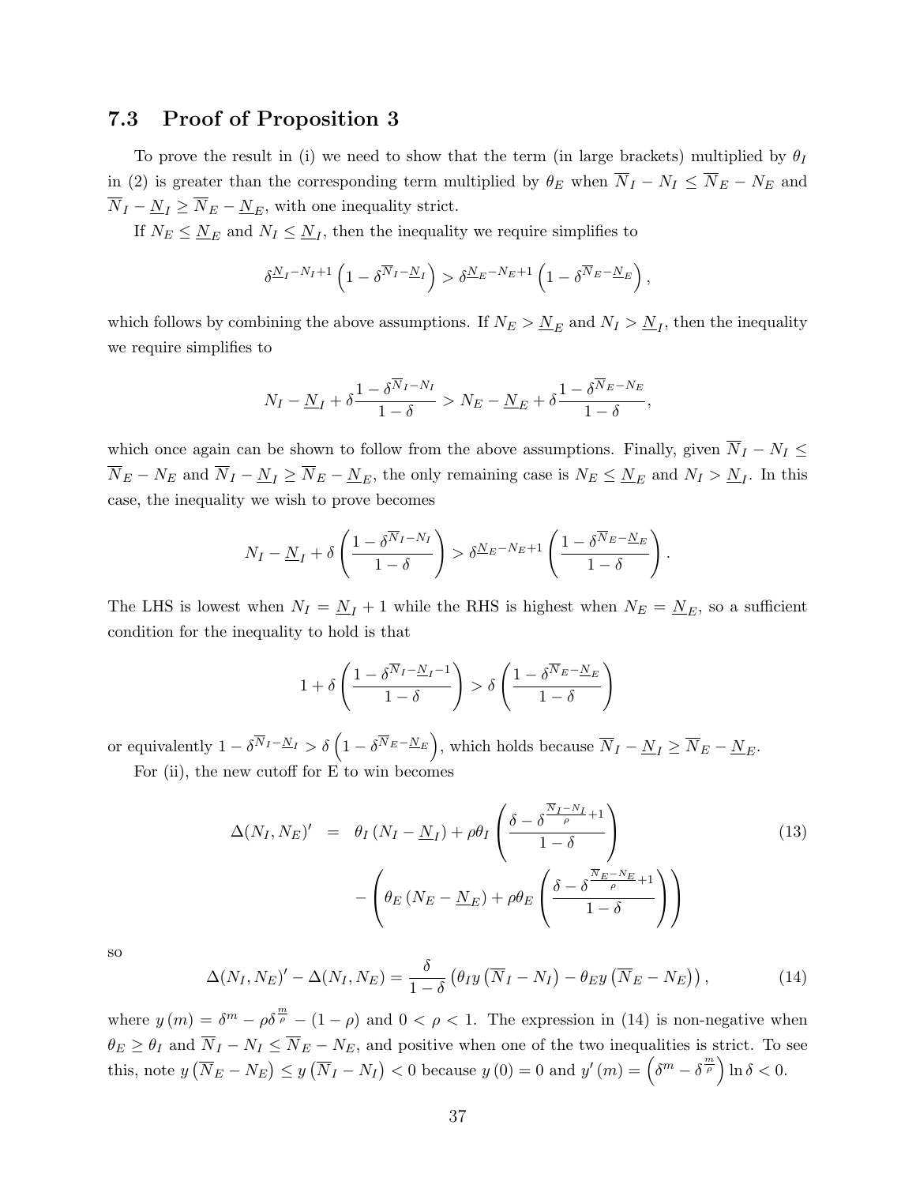### 7.3 Proof of Proposition 3

To prove the result in (i) we need to show that the term (in large brackets) multiplied by $\theta_I$ in (2) is greater than the corresponding term multiplied by $\theta_E$ when $\overline{N}_I - N_I \leq \overline{N}_E - N_E$ and $\overline{N}_I - \underline{N}_I \geq \overline{N}_E - \underline{N}_E$, with one inequality strict.

If $N_E \leq \underline{N}_E$ and $N_I \leq \underline{N}_I$, then the inequality we require simplifies to

$$\delta^{\underline{N}_I - N_I + 1}\left(1 - \delta^{\overline{N}_I - \underline{N}_I}\right) > \delta^{\underline{N}_E - N_E + 1}\left(1 - \delta^{\overline{N}_E - \underline{N}_E}\right),$$

which follows by combining the above assumptions. If $N_E > \underline{N}_E$ and $N_I > \underline{N}_I$, then the inequality we require simplifies to

$$N_I - \underline{N}_I + \delta\frac{1 - \delta^{\overline{N}_I - N_I}}{1-\delta} > N_E - \underline{N}_E + \delta\frac{1 - \delta^{\overline{N}_E - N_E}}{1-\delta},$$

which once again can be shown to follow from the above assumptions. Finally, given $\overline{N}_I - N_I \leq \overline{N}_E - N_E$ and $\overline{N}_I - \underline{N}_I \geq \overline{N}_E - \underline{N}_E$, the only remaining case is $N_E \leq \underline{N}_E$ and $N_I > \underline{N}_I$. In this case, the inequality we wish to prove becomes

$$N_I - \underline{N}_I + \delta\left(\frac{1 - \delta^{\overline{N}_I - N_I}}{1-\delta}\right) > \delta^{\underline{N}_E - N_E + 1}\left(\frac{1 - \delta^{\overline{N}_E - \underline{N}_E}}{1-\delta}\right).$$

The LHS is lowest when $N_I = \underline{N}_I + 1$ while the RHS is highest when $N_E = \underline{N}_E$, so a sufficient condition for the inequality to hold is that

$$1 + \delta\left(\frac{1 - \delta^{\overline{N}_I - \underline{N}_I - 1}}{1-\delta}\right) > \delta\left(\frac{1 - \delta^{\overline{N}_E - \underline{N}_E}}{1-\delta}\right)$$

or equivalently $1 - \delta^{\overline{N}_I - \underline{N}_I} > \delta\left(1 - \delta^{\overline{N}_E - \underline{N}_E}\right)$, which holds because $\overline{N}_I - \underline{N}_I \geq \overline{N}_E - \underline{N}_E$.

For (ii), the new cutoff for E to win becomes

$$\begin{aligned}\Delta(N_I, N_E)' &= \theta_I\left(N_I - \underline{N}_I\right) + \rho\theta_I\left(\frac{\delta - \delta^{\frac{\overline{N}_I - N_I}{\rho}+1}}{1-\delta}\right) \\ &\quad - \left(\theta_E\left(N_E - \underline{N}_E\right) + \rho\theta_E\left(\frac{\delta - \delta^{\frac{\overline{N}_E - N_E}{\rho}+1}}{1-\delta}\right)\right)\end{aligned} \tag{13}$$

so

$$\Delta(N_I, N_E)' - \Delta(N_I, N_E) = \frac{\delta}{1-\delta}\left(\theta_I y\left(\overline{N}_I - N_I\right) - \theta_E y\left(\overline{N}_E - N_E\right)\right), \tag{14}$$

where $y(m) = \delta^m - \rho\delta^{\frac{m}{\rho}} - (1-\rho)$ and $0 < \rho < 1$. The expression in (14) is non-negative when $\theta_E \geq \theta_I$ and $\overline{N}_I - N_I \leq \overline{N}_E - N_E$, and positive when one of the two inequalities is strict. To see this, note $y\left(\overline{N}_E - N_E\right) \leq y\left(\overline{N}_I - N_I\right) < 0$ because $y(0) = 0$ and $y'(m) = \left(\delta^m - \delta^{\frac{m}{\rho}}\right)\ln\delta < 0$.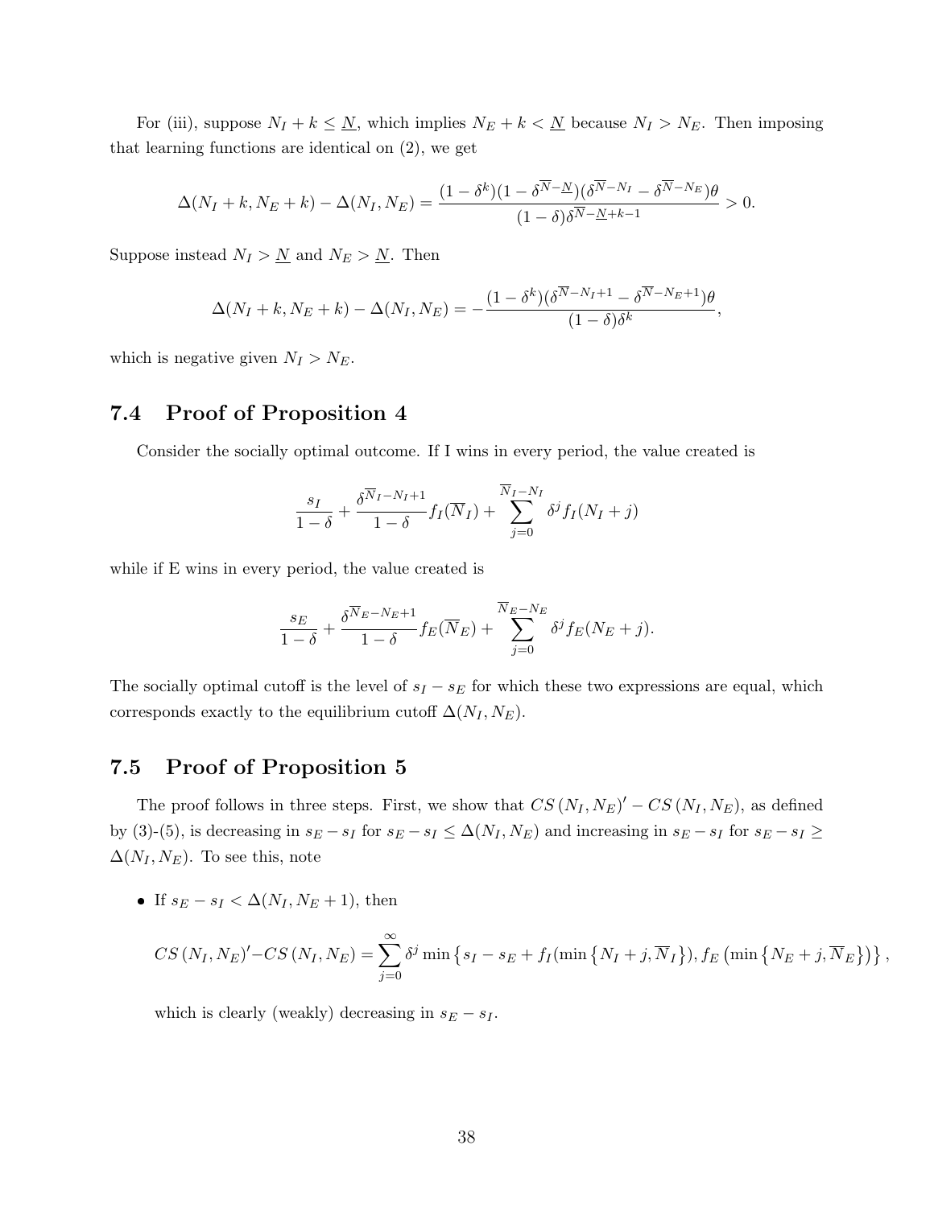For (iii), suppose $N_I + k \leq \underline{N}$, which implies $N_E + k < \underline{N}$ because $N_I > N_E$. Then imposing that learning functions are identical on (2), we get

$$\Delta(N_I + k, N_E + k) - \Delta(N_I, N_E) = \frac{(1-\delta^k)(1-\delta^{\overline{N}-\underline{N}})(\delta^{\overline{N}-N_I} - \delta^{\overline{N}-N_E})\theta}{(1-\delta)\delta^{\overline{N}-\underline{N}+k-1}} > 0.$$

Suppose instead $N_I > \underline{N}$ and $N_E > \underline{N}$. Then

$$\Delta(N_I + k, N_E + k) - \Delta(N_I, N_E) = -\frac{(1-\delta^k)(\delta^{\overline{N}-N_I+1} - \delta^{\overline{N}-N_E+1})\theta}{(1-\delta)\delta^k},$$

which is negative given $N_I > N_E$.

## 7.4 Proof of Proposition 4

Consider the socially optimal outcome. If I wins in every period, the value created is

$$\frac{s_I}{1-\delta} + \frac{\delta^{\overline{N}_I - N_I + 1}}{1-\delta} f_I(\overline{N}_I) + \sum_{j=0}^{\overline{N}_I - N_I} \delta^j f_I(N_I + j)$$

while if E wins in every period, the value created is

$$\frac{s_E}{1-\delta} + \frac{\delta^{\overline{N}_E - N_E + 1}}{1-\delta} f_E(\overline{N}_E) + \sum_{j=0}^{\overline{N}_E - N_E} \delta^j f_E(N_E + j).$$

The socially optimal cutoff is the level of $s_I - s_E$ for which these two expressions are equal, which corresponds exactly to the equilibrium cutoff $\Delta(N_I, N_E)$.

## 7.5 Proof of Proposition 5

The proof follows in three steps. First, we show that $CS(N_I, N_E)' - CS(N_I, N_E)$, as defined by (3)-(5), is decreasing in $s_E - s_I$ for $s_E - s_I \leq \Delta(N_I, N_E)$ and increasing in $s_E - s_I$ for $s_E - s_I \geq \Delta(N_I, N_E)$. To see this, note

- If $s_E - s_I < \Delta(N_I, N_E + 1)$, then

  $$CS(N_I, N_E)' - CS(N_I, N_E) = \sum_{j=0}^{\infty} \delta^j \min\left\{ s_I - s_E + f_I(\min\{N_I + j, \overline{N}_I\}), f_E\left(\min\{N_E + j, \overline{N}_E\}\right)\right\},$$

  which is clearly (weakly) decreasing in $s_E - s_I$.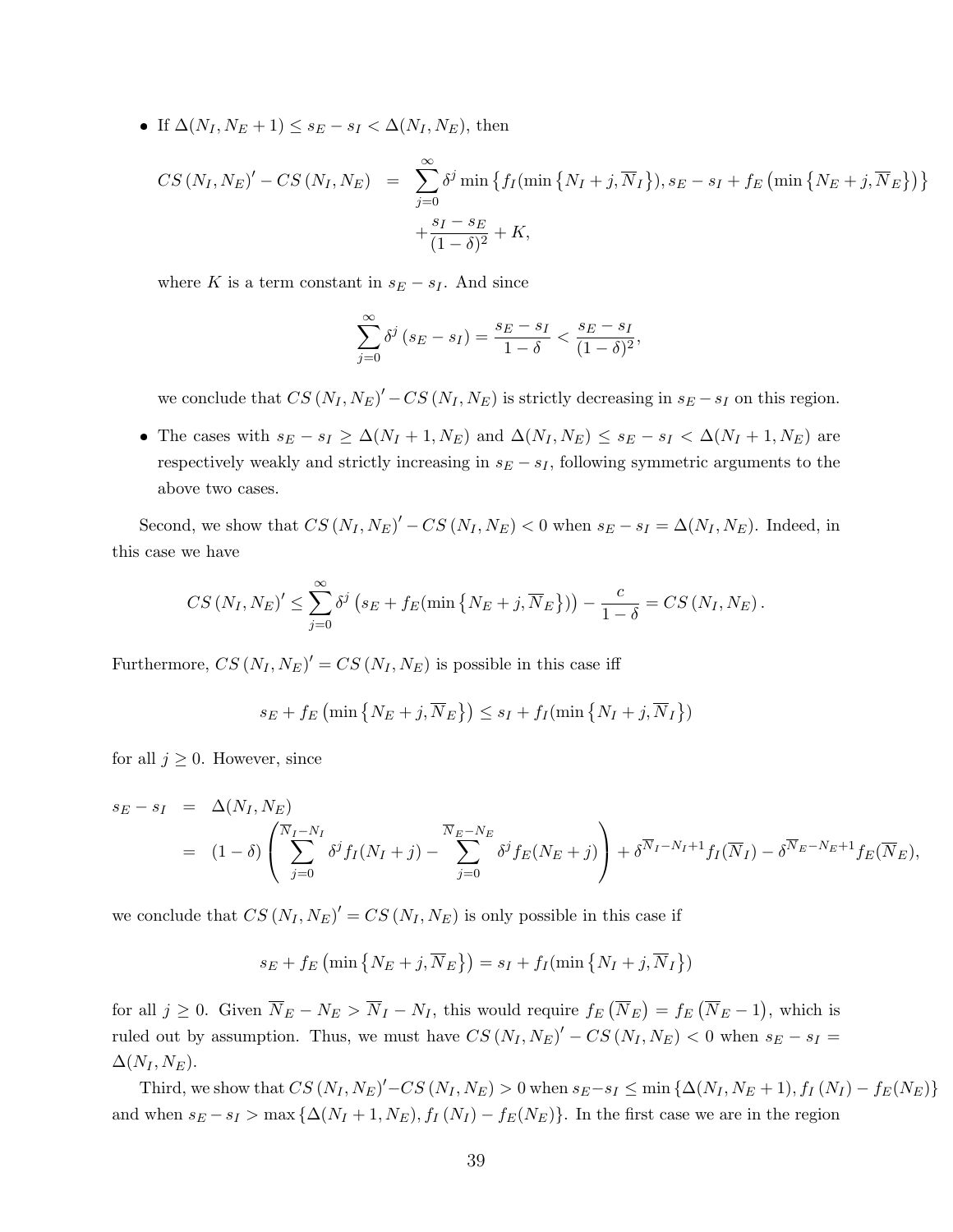- If $\Delta(N_I, N_E+1) \leq s_E - s_I < \Delta(N_I, N_E)$, then

$$
\begin{aligned}
CS\left(N_I, N_E\right)' - CS\left(N_I, N_E\right) &= \sum_{j=0}^{\infty} \delta^j \min\left\{f_I(\min\left\{N_I+j, \overline{N}_I\right\}), s_E - s_I + f_E\left(\min\left\{N_E+j, \overline{N}_E\right\}\right)\right\} \\
&\quad + \frac{s_I - s_E}{(1-\delta)^2} + K,
\end{aligned}
$$

  where $K$ is a term constant in $s_E - s_I$. And since

$$
\sum_{j=0}^{\infty} \delta^j \left(s_E - s_I\right) = \frac{s_E - s_I}{1-\delta} < \frac{s_E - s_I}{(1-\delta)^2},
$$

  we conclude that $CS\left(N_I, N_E\right)' - CS\left(N_I, N_E\right)$ is strictly decreasing in $s_E - s_I$ on this region.

- The cases with $s_E - s_I \geq \Delta(N_I+1, N_E)$ and $\Delta(N_I, N_E) \leq s_E - s_I < \Delta(N_I+1, N_E)$ are respectively weakly and strictly increasing in $s_E - s_I$, following symmetric arguments to the above two cases.

Second, we show that $CS\left(N_I, N_E\right)' - CS\left(N_I, N_E\right) < 0$ when $s_E - s_I = \Delta(N_I, N_E)$. Indeed, in this case we have

$$
CS\left(N_I, N_E\right)' \leq \sum_{j=0}^{\infty} \delta^j \left(s_E + f_E(\min\left\{N_E+j, \overline{N}_E\right\})\right) - \frac{c}{1-\delta} = CS\left(N_I, N_E\right).
$$

Furthermore, $CS\left(N_I, N_E\right)' = CS\left(N_I, N_E\right)$ is possible in this case iff

$$
s_E + f_E\left(\min\left\{N_E+j, \overline{N}_E\right\}\right) \leq s_I + f_I(\min\left\{N_I+j, \overline{N}_I\right\})
$$

for all $j \geq 0$. However, since

$$
\begin{aligned}
s_E - s_I &= \Delta(N_I, N_E) \\
&= (1-\delta)\left(\sum_{j=0}^{\overline{N}_I - N_I} \delta^j f_I(N_I+j) - \sum_{j=0}^{\overline{N}_E - N_E} \delta^j f_E(N_E+j)\right) + \delta^{\overline{N}_I - N_I + 1} f_I(\overline{N}_I) - \delta^{\overline{N}_E - N_E + 1} f_E(\overline{N}_E),
\end{aligned}
$$

we conclude that $CS\left(N_I, N_E\right)' = CS\left(N_I, N_E\right)$ is only possible in this case if

$$
s_E + f_E\left(\min\left\{N_E+j, \overline{N}_E\right\}\right) = s_I + f_I(\min\left\{N_I+j, \overline{N}_I\right\})
$$

for all $j \geq 0$. Given $\overline{N}_E - N_E > \overline{N}_I - N_I$, this would require $f_E\left(\overline{N}_E\right) = f_E\left(\overline{N}_E - 1\right)$, which is ruled out by assumption. Thus, we must have $CS\left(N_I, N_E\right)' - CS\left(N_I, N_E\right) < 0$ when $s_E - s_I = \Delta(N_I, N_E)$.

Third, we show that $CS\left(N_I, N_E\right)' - CS\left(N_I, N_E\right) > 0$ when $s_E - s_I \leq \min\left\{\Delta(N_I, N_E+1), f_I\left(N_I\right) - f_E(N_E)\right\}$ and when $s_E - s_I > \max\left\{\Delta(N_I+1, N_E), f_I\left(N_I\right) - f_E(N_E)\right\}$. In the first case we are in the region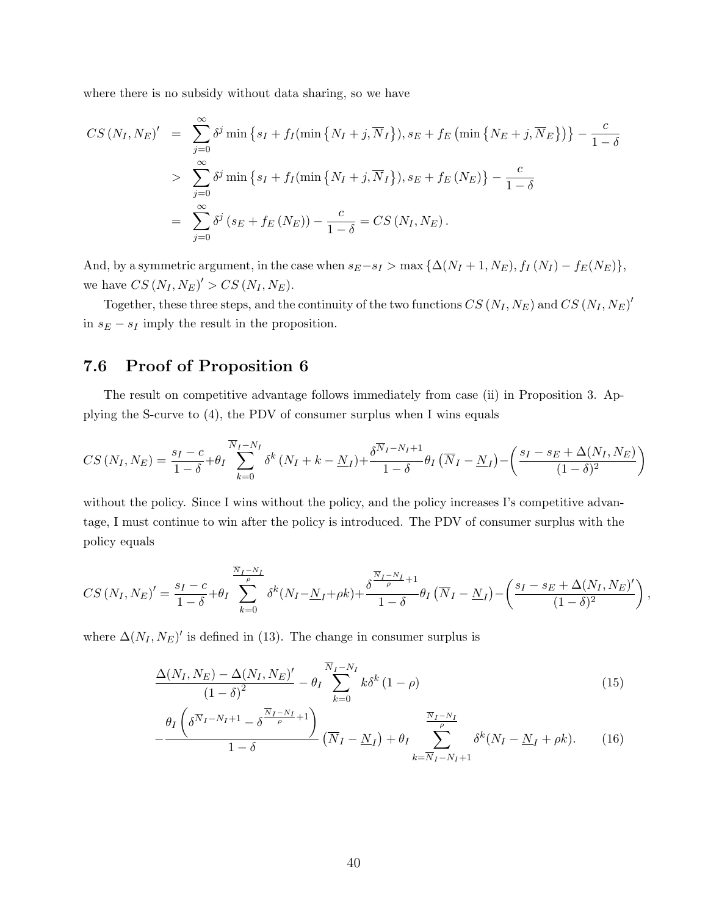where there is no subsidy without data sharing, so we have

$$
\begin{aligned}
CS\left(N_I, N_E\right)' &= \sum_{j=0}^{\infty} \delta^j \min\left\{s_I + f_I(\min\left\{N_I + j, \overline{N}_I\right\}), s_E + f_E\left(\min\left\{N_E + j, \overline{N}_E\right\}\right)\right\} - \frac{c}{1-\delta} \\
&> \sum_{j=0}^{\infty} \delta^j \min\left\{s_I + f_I(\min\left\{N_I + j, \overline{N}_I\right\}), s_E + f_E\left(N_E\right)\right\} - \frac{c}{1-\delta} \\
&= \sum_{j=0}^{\infty} \delta^j \left(s_E + f_E\left(N_E\right)\right) - \frac{c}{1-\delta} = CS\left(N_I, N_E\right).
\end{aligned}
$$

And, by a symmetric argument, in the case when $s_E - s_I > \max\left\{\Delta(N_I+1, N_E), f_I\left(N_I\right) - f_E(N_E)\right\}$, we have $CS\left(N_I, N_E\right)' > CS\left(N_I, N_E\right)$.

Together, these three steps, and the continuity of the two functions $CS\left(N_I, N_E\right)$ and $CS\left(N_I, N_E\right)'$ in $s_E - s_I$ imply the result in the proposition.

## 7.6 Proof of Proposition 6

The result on competitive advantage follows immediately from case (ii) in Proposition 3. Applying the S-curve to (4), the PDV of consumer surplus when I wins equals

$$
CS\left(N_I, N_E\right) = \frac{s_I - c}{1-\delta} + \theta_I \sum_{k=0}^{\overline{N}_I - N_I} \delta^k \left(N_I + k - \underline{N}_I\right) + \frac{\delta^{\overline{N}_I - N_I + 1}}{1-\delta} \theta_I \left(\overline{N}_I - \underline{N}_I\right) - \left(\frac{s_I - s_E + \Delta(N_I, N_E)}{(1-\delta)^2}\right)
$$

without the policy. Since I wins without the policy, and the policy increases I's competitive advantage, I must continue to win after the policy is introduced. The PDV of consumer surplus with the policy equals

$$
CS\left(N_I, N_E\right)' = \frac{s_I - c}{1-\delta} + \theta_I \sum_{k=0}^{\frac{\overline{N}_I - N_I}{\rho}} \delta^k (N_I - \underline{N}_I + \rho k) + \frac{\delta^{\frac{\overline{N}_I - N_I}{\rho} + 1}}{1-\delta} \theta_I \left(\overline{N}_I - \underline{N}_I\right) - \left(\frac{s_I - s_E + \Delta(N_I, N_E)'}{(1-\delta)^2}\right),
$$

where $\Delta(N_I, N_E)'$ is defined in (13). The change in consumer surplus is

$$
\frac{\Delta(N_I, N_E) - \Delta(N_I, N_E)'}{\left(1-\delta\right)^2} - \theta_I \sum_{k=0}^{\overline{N}_I - N_I} k\delta^k \left(1-\rho\right) \tag{15}
$$

$$
-\frac{\theta_I \left(\delta^{\overline{N}_I - N_I + 1} - \delta^{\frac{\overline{N}_I - N_I}{\rho} + 1}\right)}{1-\delta} \left(\overline{N}_I - \underline{N}_I\right) + \theta_I \sum_{k=\overline{N}_I - N_I + 1}^{\frac{\overline{N}_I - N_I}{\rho}} \delta^k (N_I - \underline{N}_I + \rho k). \tag{16}
$$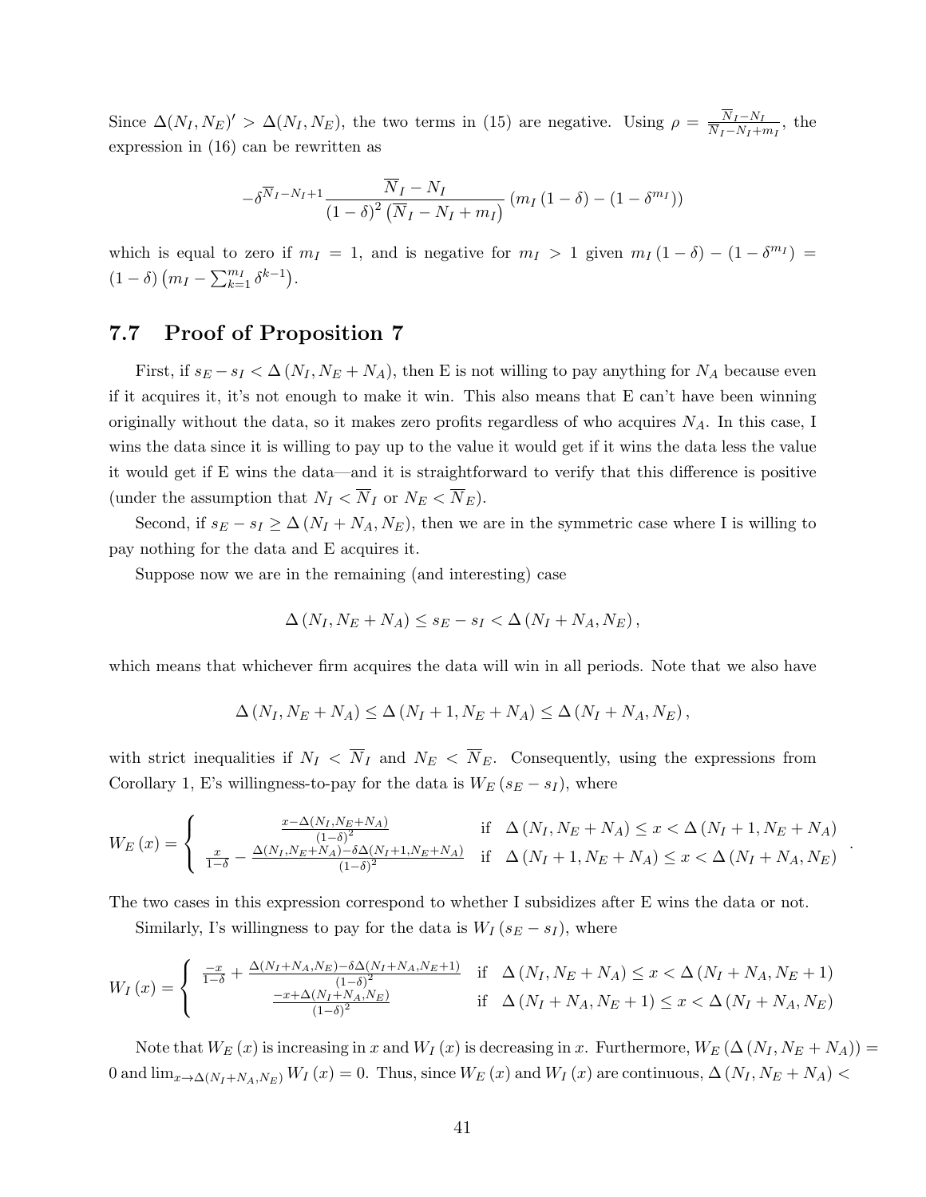Since $\Delta(N_I, N_E)' > \Delta(N_I, N_E)$, the two terms in (15) are negative. Using $\rho = \frac{\overline{N}_I - N_I}{\overline{N}_I - N_I + m_I}$, the expression in (16) can be rewritten as

$$-\delta^{\overline{N}_I - N_I + 1} \frac{\overline{N}_I - N_I}{(1-\delta)^2 \left(\overline{N}_I - N_I + m_I\right)} \left(m_I (1-\delta) - (1-\delta^{m_I})\right)$$

which is equal to zero if $m_I = 1$, and is negative for $m_I > 1$ given $m_I (1-\delta) - (1-\delta^{m_I}) = (1-\delta)\left(m_I - \sum_{k=1}^{m_I} \delta^{k-1}\right)$.

## 7.7 Proof of Proposition 7

First, if $s_E - s_I < \Delta(N_I, N_E + N_A)$, then E is not willing to pay anything for $N_A$ because even if it acquires it, it's not enough to make it win. This also means that E can't have been winning originally without the data, so it makes zero profits regardless of who acquires $N_A$. In this case, I wins the data since it is willing to pay up to the value it would get if it wins the data less the value it would get if E wins the data—and it is straightforward to verify that this difference is positive (under the assumption that $N_I < \overline{N}_I$ or $N_E < \overline{N}_E$).

Second, if $s_E - s_I \geq \Delta(N_I + N_A, N_E)$, then we are in the symmetric case where I is willing to pay nothing for the data and E acquires it.

Suppose now we are in the remaining (and interesting) case

$$\Delta(N_I, N_E + N_A) \leq s_E - s_I < \Delta(N_I + N_A, N_E),$$

which means that whichever firm acquires the data will win in all periods. Note that we also have

$$\Delta(N_I, N_E + N_A) \leq \Delta(N_I + 1, N_E + N_A) \leq \Delta(N_I + N_A, N_E),$$

with strict inequalities if $N_I < \overline{N}_I$ and $N_E < \overline{N}_E$. Consequently, using the expressions from Corollary 1, E's willingness-to-pay for the data is $W_E(s_E - s_I)$, where

$$W_E(x) = \begin{cases} \frac{x - \Delta(N_I, N_E + N_A)}{(1-\delta)^2} & \text{if} \quad \Delta(N_I, N_E + N_A) \leq x < \Delta(N_I + 1, N_E + N_A) \\ \frac{x}{1-\delta} - \frac{\Delta(N_I, N_E + N_A) - \delta \Delta(N_I + 1, N_E + N_A)}{(1-\delta)^2} & \text{if} \quad \Delta(N_I + 1, N_E + N_A) \leq x < \Delta(N_I + N_A, N_E) \end{cases}.$$

The two cases in this expression correspond to whether I subsidizes after E wins the data or not.

Similarly, I's willingness to pay for the data is $W_I(s_E - s_I)$, where

$$W_I(x) = \begin{cases} \frac{-x}{1-\delta} + \frac{\Delta(N_I + N_A, N_E) - \delta \Delta(N_I + N_A, N_E + 1)}{(1-\delta)^2} & \text{if} \quad \Delta(N_I, N_E + N_A) \leq x < \Delta(N_I + N_A, N_E + 1) \\ \frac{-x + \Delta(N_I + N_A, N_E)}{(1-\delta)^2} & \text{if} \quad \Delta(N_I + N_A, N_E + 1) \leq x < \Delta(N_I + N_A, N_E) \end{cases}$$

Note that $W_E(x)$ is increasing in $x$ and $W_I(x)$ is decreasing in $x$. Furthermore, $W_E(\Delta(N_I, N_E + N_A)) = 0$ and $\lim_{x \to \Delta(N_I + N_A, N_E)} W_I(x) = 0$. Thus, since $W_E(x)$ and $W_I(x)$ are continuous, $\Delta(N_I, N_E + N_A) <$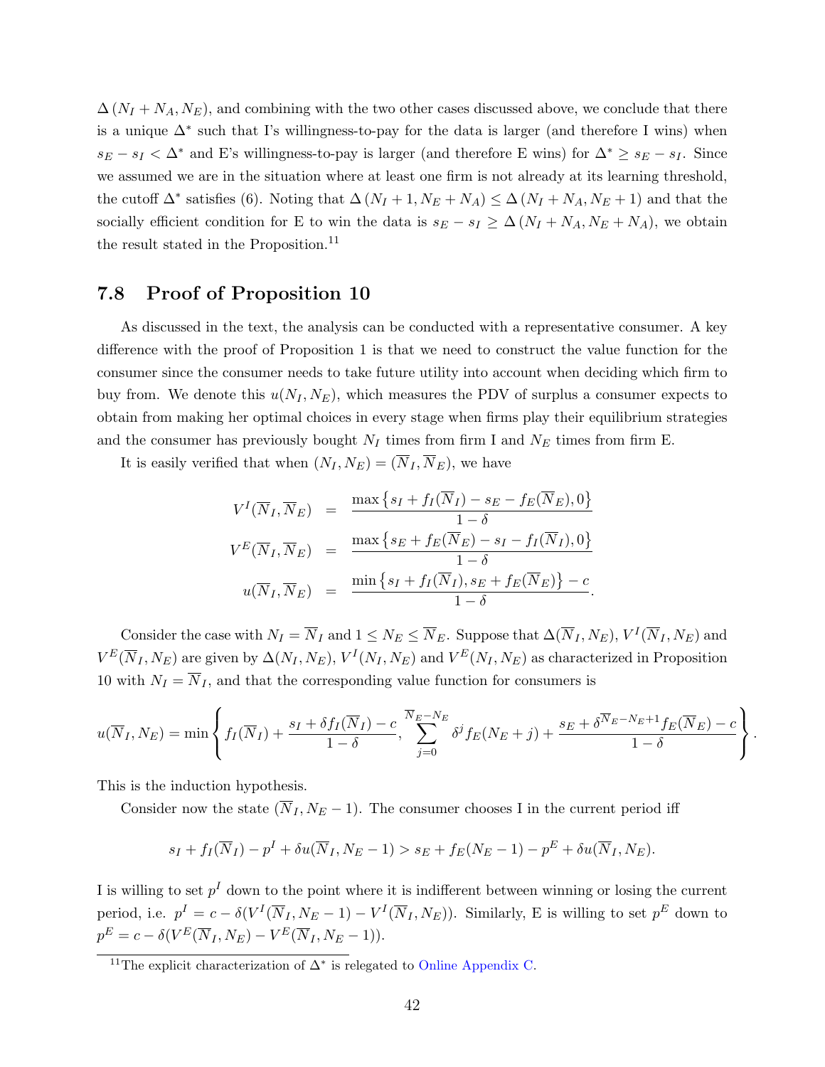$\Delta(N_I + N_A, N_E)$, and combining with the two other cases discussed above, we conclude that there is a unique $\Delta^*$ such that I's willingness-to-pay for the data is larger (and therefore I wins) when $s_E - s_I < \Delta^*$ and E's willingness-to-pay is larger (and therefore E wins) for $\Delta^* \geq s_E - s_I$. Since we assumed we are in the situation where at least one firm is not already at its learning threshold, the cutoff $\Delta^*$ satisfies (6). Noting that $\Delta(N_I + 1, N_E + N_A) \leq \Delta(N_I + N_A, N_E + 1)$ and that the socially efficient condition for E to win the data is $s_E - s_I \geq \Delta(N_I + N_A, N_E + N_A)$, we obtain the result stated in the Proposition.[11]

## 7.8 Proof of Proposition 10

As discussed in the text, the analysis can be conducted with a representative consumer. A key difference with the proof of Proposition 1 is that we need to construct the value function for the consumer since the consumer needs to take future utility into account when deciding which firm to buy from. We denote this $u(N_I, N_E)$, which measures the PDV of surplus a consumer expects to obtain from making her optimal choices in every stage when firms play their equilibrium strategies and the consumer has previously bought $N_I$ times from firm I and $N_E$ times from firm E.

It is easily verified that when $(N_I, N_E) = (\overline{N}_I, \overline{N}_E)$, we have

$$
\begin{aligned}
V^I(\overline{N}_I, \overline{N}_E) &= \frac{\max\left\{s_I + f_I(\overline{N}_I) - s_E - f_E(\overline{N}_E), 0\right\}}{1-\delta} \\
V^E(\overline{N}_I, \overline{N}_E) &= \frac{\max\left\{s_E + f_E(\overline{N}_E) - s_I - f_I(\overline{N}_I), 0\right\}}{1-\delta} \\
u(\overline{N}_I, \overline{N}_E) &= \frac{\min\left\{s_I + f_I(\overline{N}_I), s_E + f_E(\overline{N}_E)\right\} - c}{1-\delta}.
\end{aligned}
$$

Consider the case with $N_I = \overline{N}_I$ and $1 \leq N_E \leq \overline{N}_E$. Suppose that $\Delta(\overline{N}_I, N_E)$, $V^I(\overline{N}_I, N_E)$ and $V^E(\overline{N}_I, N_E)$ are given by $\Delta(N_I, N_E)$, $V^I(N_I, N_E)$ and $V^E(N_I, N_E)$ as characterized in Proposition 10 with $N_I = \overline{N}_I$, and that the corresponding value function for consumers is

$$
u(\overline{N}_I, N_E) = \min\left\{ f_I(\overline{N}_I) + \frac{s_I + \delta f_I(\overline{N}_I) - c}{1-\delta}, \sum_{j=0}^{\overline{N}_E - N_E} \delta^j f_E(N_E + j) + \frac{s_E + \delta^{\overline{N}_E - N_E + 1} f_E(\overline{N}_E) - c}{1-\delta} \right\}.
$$

This is the induction hypothesis.

Consider now the state $(\overline{N}_I, N_E - 1)$. The consumer chooses I in the current period iff

$$
s_I + f_I(\overline{N}_I) - p^I + \delta u(\overline{N}_I, N_E - 1) > s_E + f_E(N_E - 1) - p^E + \delta u(\overline{N}_I, N_E).
$$

I is willing to set $p^I$ down to the point where it is indifferent between winning or losing the current period, i.e. $p^I = c - \delta(V^I(\overline{N}_I, N_E - 1) - V^I(\overline{N}_I, N_E))$. Similarly, E is willing to set $p^E$ down to $p^E = c - \delta(V^E(\overline{N}_I, N_E) - V^E(\overline{N}_I, N_E - 1))$.

[11] The explicit characterization of $\Delta^*$ is relegated to Online Appendix C.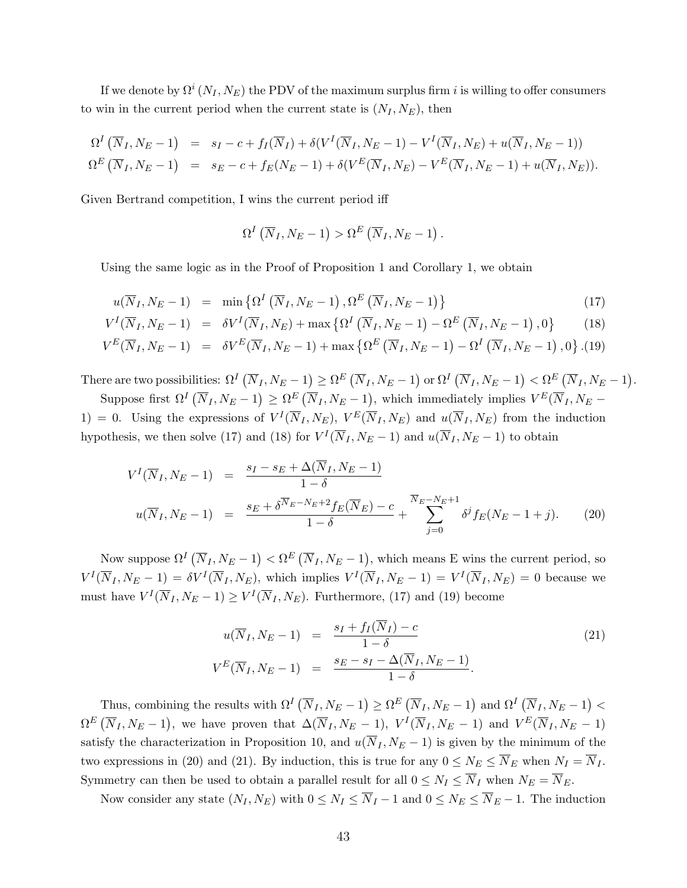If we denote by $\Omega^i(N_I, N_E)$ the PDV of the maximum surplus firm $i$ is willing to offer consumers to win in the current period when the current state is $(N_I, N_E)$, then

$$
\begin{aligned}
\Omega^I\left(\overline{N}_I, N_E - 1\right) &= s_I - c + f_I(\overline{N}_I) + \delta(V^I(\overline{N}_I, N_E - 1) - V^I(\overline{N}_I, N_E) + u(\overline{N}_I, N_E - 1)) \\
\Omega^E\left(\overline{N}_I, N_E - 1\right) &= s_E - c + f_E(N_E - 1) + \delta(V^E(\overline{N}_I, N_E) - V^E(\overline{N}_I, N_E - 1) + u(\overline{N}_I, N_E)).
\end{aligned}
$$

Given Bertrand competition, I wins the current period iff

$$
\Omega^I\left(\overline{N}_I, N_E - 1\right) > \Omega^E\left(\overline{N}_I, N_E - 1\right).
$$

Using the same logic as in the Proof of Proposition 1 and Corollary 1, we obtain

$$
\begin{aligned}
u(\overline{N}_I, N_E - 1) &= \min\left\{\Omega^I\left(\overline{N}_I, N_E - 1\right), \Omega^E\left(\overline{N}_I, N_E - 1\right)\right\} && (17) \\
V^I(\overline{N}_I, N_E - 1) &= \delta V^I(\overline{N}_I, N_E) + \max\left\{\Omega^I\left(\overline{N}_I, N_E - 1\right) - \Omega^E\left(\overline{N}_I, N_E - 1\right), 0\right\} && (18) \\
V^E(\overline{N}_I, N_E - 1) &= \delta V^E(\overline{N}_I, N_E - 1) + \max\left\{\Omega^E\left(\overline{N}_I, N_E - 1\right) - \Omega^I\left(\overline{N}_I, N_E - 1\right), 0\right\}. && (19)
\end{aligned}
$$

There are two possibilities: $\Omega^I\left(\overline{N}_I, N_E - 1\right) \geq \Omega^E\left(\overline{N}_I, N_E - 1\right)$ or $\Omega^I\left(\overline{N}_I, N_E - 1\right) < \Omega^E\left(\overline{N}_I, N_E - 1\right)$.

Suppose first $\Omega^I\left(\overline{N}_I, N_E - 1\right) \geq \Omega^E\left(\overline{N}_I, N_E - 1\right)$, which immediately implies $V^E(\overline{N}_I, N_E - 1) = 0$. Using the expressions of $V^I(\overline{N}_I, N_E)$, $V^E(\overline{N}_I, N_E)$ and $u(\overline{N}_I, N_E)$ from the induction hypothesis, we then solve (17) and (18) for $V^I(\overline{N}_I, N_E - 1)$ and $u(\overline{N}_I, N_E - 1)$ to obtain

$$
\begin{aligned}
V^I(\overline{N}_I, N_E - 1) &= \frac{s_I - s_E + \Delta(\overline{N}_I, N_E - 1)}{1 - \delta} \\
u(\overline{N}_I, N_E - 1) &= \frac{s_E + \delta^{\overline{N}_E - N_E + 2} f_E(\overline{N}_E) - c}{1 - \delta} + \sum_{j=0}^{\overline{N}_E - N_E + 1} \delta^j f_E(N_E - 1 + j). && (20)
\end{aligned}
$$

Now suppose $\Omega^I\left(\overline{N}_I, N_E - 1\right) < \Omega^E\left(\overline{N}_I, N_E - 1\right)$, which means E wins the current period, so $V^I(\overline{N}_I, N_E - 1) = \delta V^I(\overline{N}_I, N_E)$, which implies $V^I(\overline{N}_I, N_E - 1) = V^I(\overline{N}_I, N_E) = 0$ because we must have $V^I(\overline{N}_I, N_E - 1) \geq V^I(\overline{N}_I, N_E)$. Furthermore, (17) and (19) become

$$
\begin{aligned}
u(\overline{N}_I, N_E - 1) &= \frac{s_I + f_I(\overline{N}_I) - c}{1 - \delta} && (21) \\
V^E(\overline{N}_I, N_E - 1) &= \frac{s_E - s_I - \Delta(\overline{N}_I, N_E - 1)}{1 - \delta}.
\end{aligned}
$$

Thus, combining the results with $\Omega^I\left(\overline{N}_I, N_E - 1\right) \geq \Omega^E\left(\overline{N}_I, N_E - 1\right)$ and $\Omega^I\left(\overline{N}_I, N_E - 1\right) < \Omega^E\left(\overline{N}_I, N_E - 1\right)$, we have proven that $\Delta(\overline{N}_I, N_E - 1)$, $V^I(\overline{N}_I, N_E - 1)$ and $V^E(\overline{N}_I, N_E - 1)$ satisfy the characterization in Proposition 10, and $u(\overline{N}_I, N_E - 1)$ is given by the minimum of the two expressions in (20) and (21). By induction, this is true for any $0 \leq N_E \leq \overline{N}_E$ when $N_I = \overline{N}_I$. Symmetry can then be used to obtain a parallel result for all $0 \leq N_I \leq \overline{N}_I$ when $N_E = \overline{N}_E$.

Now consider any state $(N_I, N_E)$ with $0 \leq N_I \leq \overline{N}_I - 1$ and $0 \leq N_E \leq \overline{N}_E - 1$. The induction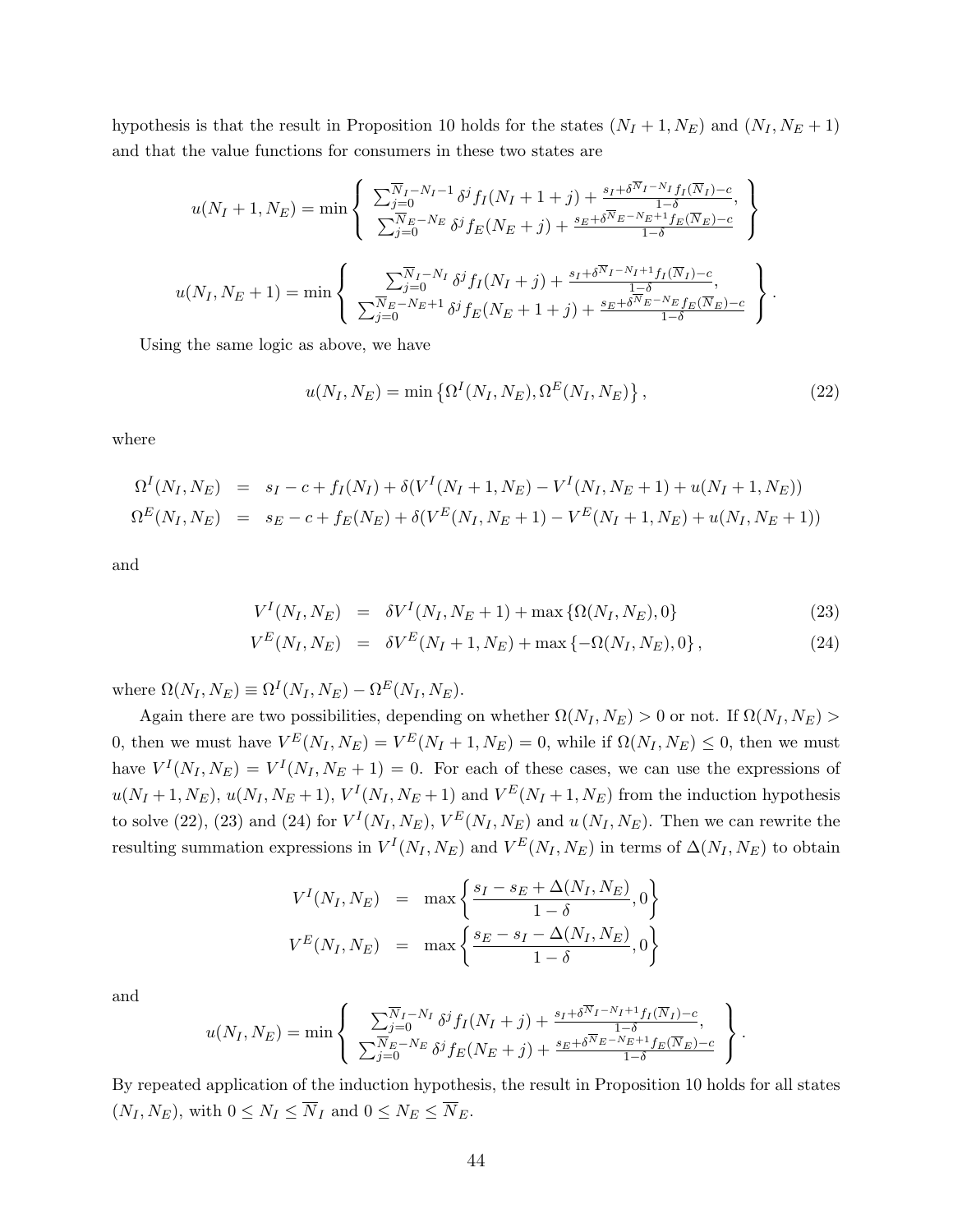hypothesis is that the result in Proposition 10 holds for the states $(N_I+1, N_E)$ and $(N_I, N_E+1)$ and that the value functions for consumers in these two states are

$$u(N_I+1, N_E) = \min \left\{ \begin{array}{c} \sum_{j=0}^{\overline{N}_I - N_I - 1} \delta^j f_I(N_I+1+j) + \frac{s_I + \delta^{\overline{N}_I - N_I} f_I(\overline{N}_I) - c}{1-\delta}, \\ \sum_{j=0}^{\overline{N}_E - N_E} \delta^j f_E(N_E+j) + \frac{s_E + \delta^{\overline{N}_E - N_E + 1} f_E(\overline{N}_E) - c}{1-\delta} \end{array} \right\}$$

$$u(N_I, N_E+1) = \min \left\{ \begin{array}{c} \sum_{j=0}^{\overline{N}_I - N_I} \delta^j f_I(N_I+j) + \frac{s_I + \delta^{\overline{N}_I - N_I + 1} f_I(\overline{N}_I) - c}{1-\delta}, \\ \sum_{j=0}^{\overline{N}_E - N_E + 1} \delta^j f_E(N_E+1+j) + \frac{s_E + \delta^{\overline{N}_E - N_E} f_E(\overline{N}_E) - c}{1-\delta} \end{array} \right\}.$$

Using the same logic as above, we have

$$u(N_I, N_E) = \min \left\{ \Omega^I(N_I, N_E), \Omega^E(N_I, N_E) \right\}, \tag{22}$$

where

$$\begin{aligned} \Omega^I(N_I, N_E) &= s_I - c + f_I(N_I) + \delta(V^I(N_I+1, N_E) - V^I(N_I, N_E+1) + u(N_I+1, N_E)) \\ \Omega^E(N_I, N_E) &= s_E - c + f_E(N_E) + \delta(V^E(N_I, N_E+1) - V^E(N_I+1, N_E) + u(N_I, N_E+1)) \end{aligned}$$

and

$$V^I(N_I, N_E) = \delta V^I(N_I, N_E+1) + \max\{\Omega(N_I, N_E), 0\} \tag{23}$$

$$V^E(N_I, N_E) = \delta V^E(N_I+1, N_E) + \max\{-\Omega(N_I, N_E), 0\}, \tag{24}$$

where $\Omega(N_I, N_E) \equiv \Omega^I(N_I, N_E) - \Omega^E(N_I, N_E)$.

Again there are two possibilities, depending on whether $\Omega(N_I, N_E) > 0$ or not. If $\Omega(N_I, N_E) > 0$, then we must have $V^E(N_I, N_E) = V^E(N_I+1, N_E) = 0$, while if $\Omega(N_I, N_E) \leq 0$, then we must have $V^I(N_I, N_E) = V^I(N_I, N_E+1) = 0$. For each of these cases, we can use the expressions of $u(N_I+1, N_E)$, $u(N_I, N_E+1)$, $V^I(N_I, N_E+1)$ and $V^E(N_I+1, N_E)$ from the induction hypothesis to solve (22), (23) and (24) for $V^I(N_I, N_E)$, $V^E(N_I, N_E)$ and $u(N_I, N_E)$. Then we can rewrite the resulting summation expressions in $V^I(N_I, N_E)$ and $V^E(N_I, N_E)$ in terms of $\Delta(N_I, N_E)$ to obtain

$$\begin{aligned} V^I(N_I, N_E) &= \max\left\{ \frac{s_I - s_E + \Delta(N_I, N_E)}{1-\delta}, 0 \right\} \\ V^E(N_I, N_E) &= \max\left\{ \frac{s_E - s_I - \Delta(N_I, N_E)}{1-\delta}, 0 \right\} \end{aligned}$$

and

$$u(N_I, N_E) = \min \left\{ \begin{array}{c} \sum_{j=0}^{\overline{N}_I - N_I} \delta^j f_I(N_I+j) + \frac{s_I + \delta^{\overline{N}_I - N_I + 1} f_I(\overline{N}_I) - c}{1-\delta}, \\ \sum_{j=0}^{\overline{N}_E - N_E} \delta^j f_E(N_E+j) + \frac{s_E + \delta^{\overline{N}_E - N_E + 1} f_E(\overline{N}_E) - c}{1-\delta} \end{array} \right\}.$$

By repeated application of the induction hypothesis, the result in Proposition 10 holds for all states $(N_I, N_E)$, with $0 \leq N_I \leq \overline{N}_I$ and $0 \leq N_E \leq \overline{N}_E$.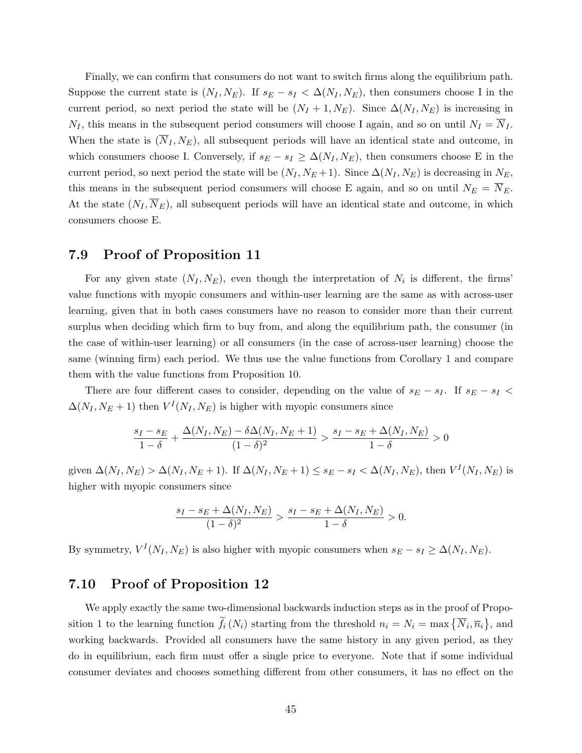Finally, we can confirm that consumers do not want to switch firms along the equilibrium path. Suppose the current state is $(N_I, N_E)$. If $s_E - s_I < \Delta(N_I, N_E)$, then consumers choose I in the current period, so next period the state will be $(N_I + 1, N_E)$. Since $\Delta(N_I, N_E)$ is increasing in $N_I$, this means in the subsequent period consumers will choose I again, and so on until $N_I = \overline{N}_I$. When the state is $(\overline{N}_I, N_E)$, all subsequent periods will have an identical state and outcome, in which consumers choose I. Conversely, if $s_E - s_I \geq \Delta(N_I, N_E)$, then consumers choose E in the current period, so next period the state will be $(N_I, N_E + 1)$. Since $\Delta(N_I, N_E)$ is decreasing in $N_E$, this means in the subsequent period consumers will choose E again, and so on until $N_E = \overline{N}_E$. At the state $(N_I, \overline{N}_E)$, all subsequent periods will have an identical state and outcome, in which consumers choose E.

## 7.9 Proof of Proposition 11

For any given state $(N_I, N_E)$, even though the interpretation of $N_i$ is different, the firms' value functions with myopic consumers and within-user learning are the same as with across-user learning, given that in both cases consumers have no reason to consider more than their current surplus when deciding which firm to buy from, and along the equilibrium path, the consumer (in the case of within-user learning) or all consumers (in the case of across-user learning) choose the same (winning firm) each period. We thus use the value functions from Corollary 1 and compare them with the value functions from Proposition 10.

There are four different cases to consider, depending on the value of $s_E - s_I$. If $s_E - s_I < \Delta(N_I, N_E + 1)$ then $V^I(N_I, N_E)$ is higher with myopic consumers since

$$\frac{s_I - s_E}{1 - \delta} + \frac{\Delta(N_I, N_E) - \delta\Delta(N_I, N_E + 1)}{(1 - \delta)^2} > \frac{s_I - s_E + \Delta(N_I, N_E)}{1 - \delta} > 0$$

given $\Delta(N_I, N_E) > \Delta(N_I, N_E + 1)$. If $\Delta(N_I, N_E + 1) \leq s_E - s_I < \Delta(N_I, N_E)$, then $V^I(N_I, N_E)$ is higher with myopic consumers since

$$\frac{s_I - s_E + \Delta(N_I, N_E)}{(1 - \delta)^2} > \frac{s_I - s_E + \Delta(N_I, N_E)}{1 - \delta} > 0.$$

By symmetry, $V^I(N_I, N_E)$ is also higher with myopic consumers when $s_E - s_I \geq \Delta(N_I, N_E)$.

## 7.10 Proof of Proposition 12

We apply exactly the same two-dimensional backwards induction steps as in the proof of Proposition 1 to the learning function $\widetilde{f}_i(N_i)$ starting from the threshold $n_i = N_i = \max\{\overline{N}_i, \overline{n}_i\}$, and working backwards. Provided all consumers have the same history in any given period, as they do in equilibrium, each firm must offer a single price to everyone. Note that if some individual consumer deviates and chooses something different from other consumers, it has no effect on the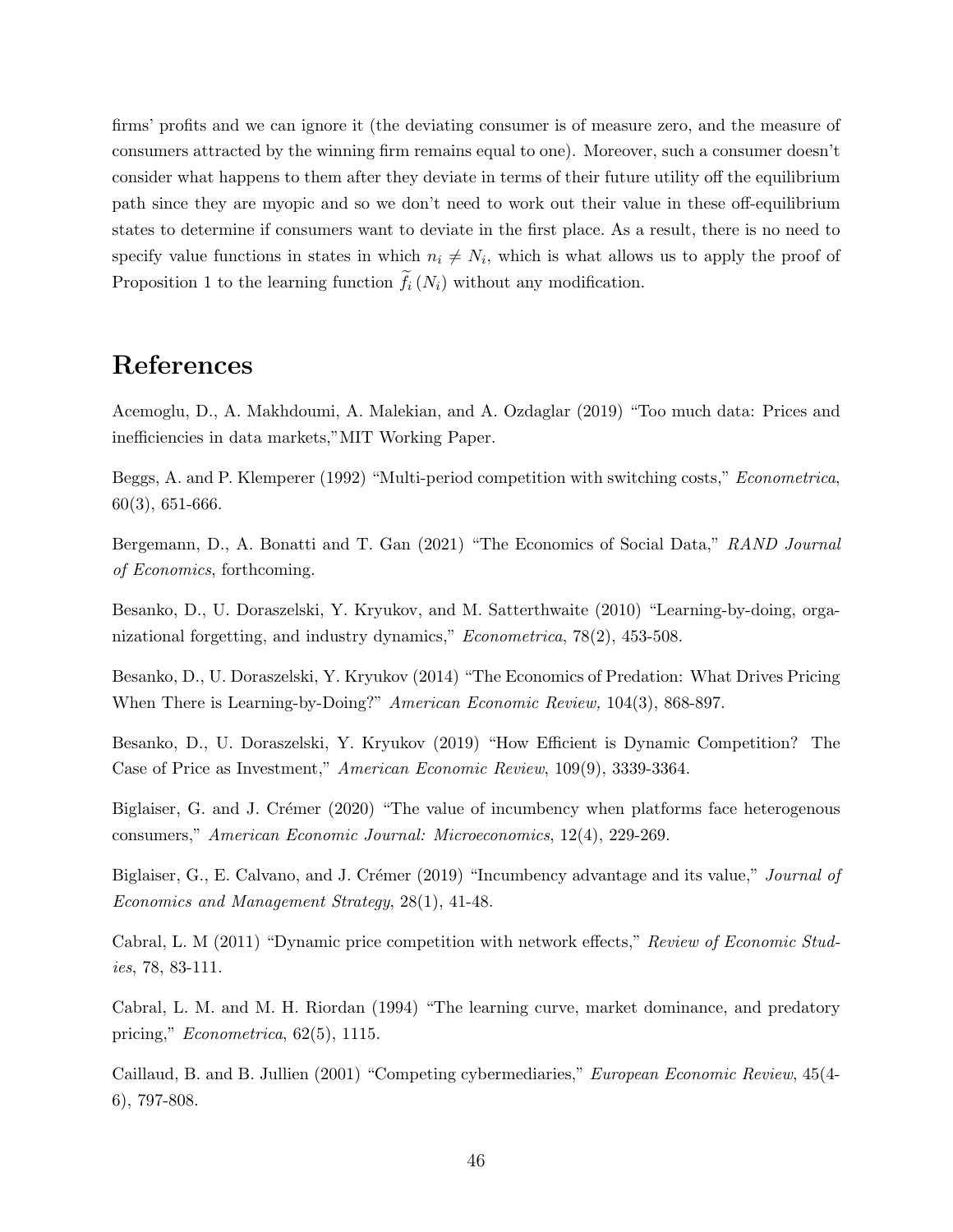firms' profits and we can ignore it (the deviating consumer is of measure zero, and the measure of consumers attracted by the winning firm remains equal to one). Moreover, such a consumer doesn't consider what happens to them after they deviate in terms of their future utility off the equilibrium path since they are myopic and so we don't need to work out their value in these off-equilibrium states to determine if consumers want to deviate in the first place. As a result, there is no need to specify value functions in states in which $n_i \neq N_i$, which is what allows us to apply the proof of Proposition 1 to the learning function $\widetilde{f}_i(N_i)$ without any modification.

# References

Acemoglu, D., A. Makhdoumi, A. Malekian, and A. Ozdaglar (2019) "Too much data: Prices and inefficiencies in data markets,"MIT Working Paper.

Beggs, A. and P. Klemperer (1992) "Multi-period competition with switching costs," *Econometrica*, 60(3), 651-666.

Bergemann, D., A. Bonatti and T. Gan (2021) "The Economics of Social Data," *RAND Journal of Economics*, forthcoming.

Besanko, D., U. Doraszelski, Y. Kryukov, and M. Satterthwaite (2010) "Learning-by-doing, organizational forgetting, and industry dynamics," *Econometrica*, 78(2), 453-508.

Besanko, D., U. Doraszelski, Y. Kryukov (2014) "The Economics of Predation: What Drives Pricing When There is Learning-by-Doing?" *American Economic Review,* 104(3), 868-897.

Besanko, D., U. Doraszelski, Y. Kryukov (2019) "How Efficient is Dynamic Competition? The Case of Price as Investment," *American Economic Review*, 109(9), 3339-3364.

Biglaiser, G. and J. Crémer (2020) "The value of incumbency when platforms face heterogenous consumers," *American Economic Journal: Microeconomics*, 12(4), 229-269.

Biglaiser, G., E. Calvano, and J. Crémer (2019) "Incumbency advantage and its value," *Journal of Economics and Management Strategy*, 28(1), 41-48.

Cabral, L. M (2011) "Dynamic price competition with network effects," *Review of Economic Studies*, 78, 83-111.

Cabral, L. M. and M. H. Riordan (1994) "The learning curve, market dominance, and predatory pricing," *Econometrica*, 62(5), 1115.

Caillaud, B. and B. Jullien (2001) "Competing cybermediaries," *European Economic Review*, 45(4-6), 797-808.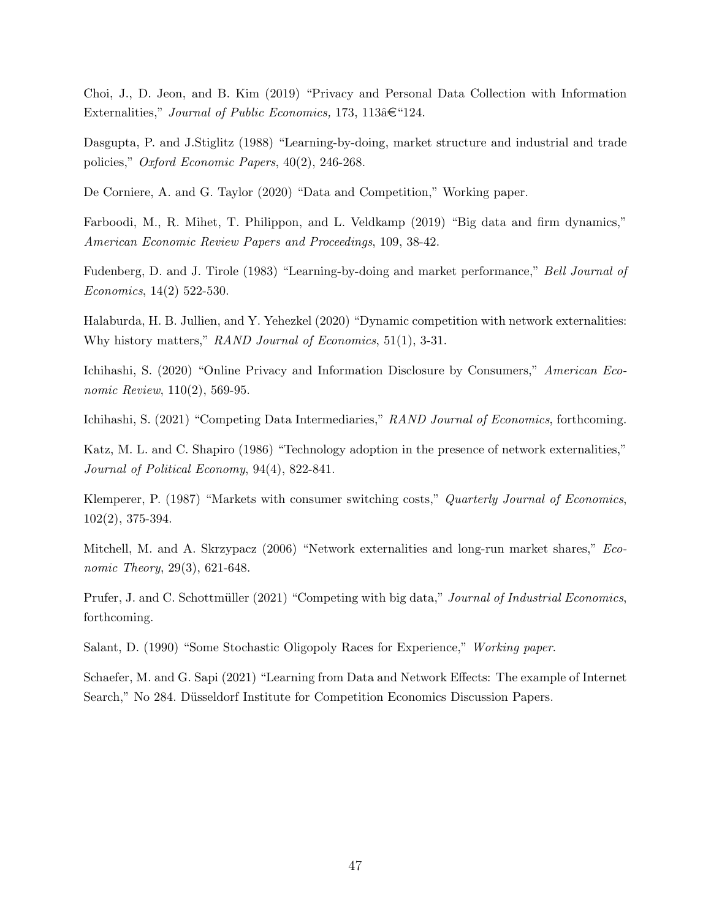Choi, J., D. Jeon, and B. Kim (2019) "Privacy and Personal Data Collection with Information Externalities," *Journal of Public Economics,* 173, 113â€"124.

Dasgupta, P. and J.Stiglitz (1988) "Learning-by-doing, market structure and industrial and trade policies," *Oxford Economic Papers*, 40(2), 246-268.

De Corniere, A. and G. Taylor (2020) "Data and Competition," Working paper.

Farboodi, M., R. Mihet, T. Philippon, and L. Veldkamp (2019) "Big data and firm dynamics," *American Economic Review Papers and Proceedings*, 109, 38-42.

Fudenberg, D. and J. Tirole (1983) "Learning-by-doing and market performance," *Bell Journal of Economics*, 14(2) 522-530.

Halaburda, H. B. Jullien, and Y. Yehezkel (2020) "Dynamic competition with network externalities: Why history matters," *RAND Journal of Economics*, 51(1), 3-31.

Ichihashi, S. (2020) "Online Privacy and Information Disclosure by Consumers," *American Economic Review*, 110(2), 569-95.

Ichihashi, S. (2021) "Competing Data Intermediaries," *RAND Journal of Economics*, forthcoming.

Katz, M. L. and C. Shapiro (1986) "Technology adoption in the presence of network externalities," *Journal of Political Economy*, 94(4), 822-841.

Klemperer, P. (1987) "Markets with consumer switching costs," *Quarterly Journal of Economics*, 102(2), 375-394.

Mitchell, M. and A. Skrzypacz (2006) "Network externalities and long-run market shares," *Economic Theory*, 29(3), 621-648.

Prufer, J. and C. Schottmüller (2021) "Competing with big data," *Journal of Industrial Economics*, forthcoming.

Salant, D. (1990) "Some Stochastic Oligopoly Races for Experience," *Working paper*.

Schaefer, M. and G. Sapi (2021) "Learning from Data and Network Effects: The example of Internet Search," No 284. Düsseldorf Institute for Competition Economics Discussion Papers.